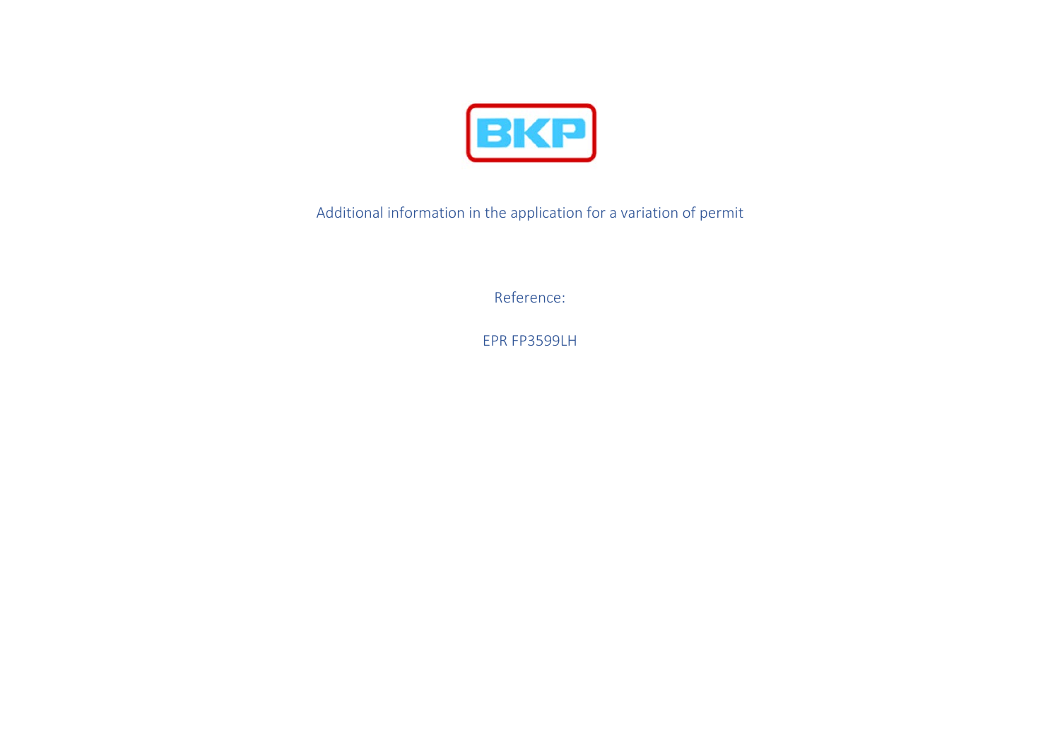BKP

Additional information in the application for a variation of permit

Reference:

EPR FP3599LH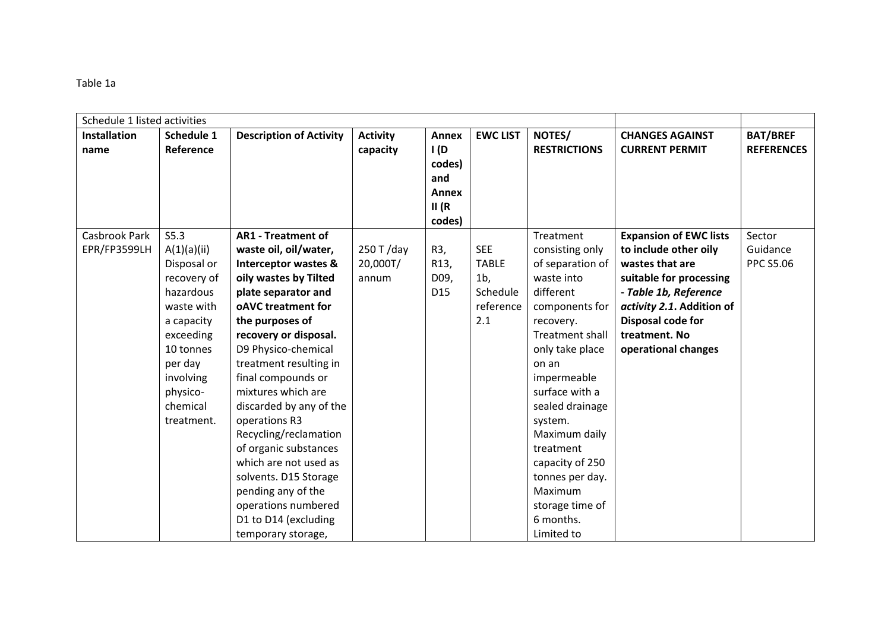Table 1a

| Schedule 1 listed activities | | | | | | | | |
|---|---|---|---|---|---|---|---|---|
| **Installation name** | **Schedule 1 Reference** | **Description of Activity** | **Activity capacity** | **Annex I (D codes) and Annex II (R codes)** | **EWC LIST** | **NOTES/ RESTRICTIONS** | **CHANGES AGAINST CURRENT PERMIT** | **BAT/BREF REFERENCES** |
| Casbrook Park EPR/FP3599LH | S5.3 A(1)(a)(ii) Disposal or recovery of hazardous waste with a capacity exceeding 10 tonnes per day involving physico-chemical treatment. | **AR1 - Treatment of waste oil, oil/water, Interceptor wastes & oily wastes by Tilted plate separator and oAVC treatment for the purposes of recovery or disposal.** D9 Physico-chemical treatment resulting in final compounds or mixtures which are discarded by any of the operations R3 Recycling/reclamation of organic substances which are not used as solvents. D15 Storage pending any of the operations numbered D1 to D14 (excluding temporary storage, | 250 T /day 20,000T/ annum | R3, R13, D09, D15 | SEE TABLE 1b, Schedule reference 2.1 | Treatment consisting only of separation of waste into different components for recovery. Treatment shall only take place on an impermeable surface with a sealed drainage system. Maximum daily treatment capacity of 250 tonnes per day. Maximum storage time of 6 months. Limited to | **Expansion of EWC lists to include other oily wastes that are suitable for processing - *Table 1b, Reference activity 2.1*. Addition of Disposal code for treatment. No operational changes** | Sector Guidance PPC S5.06 |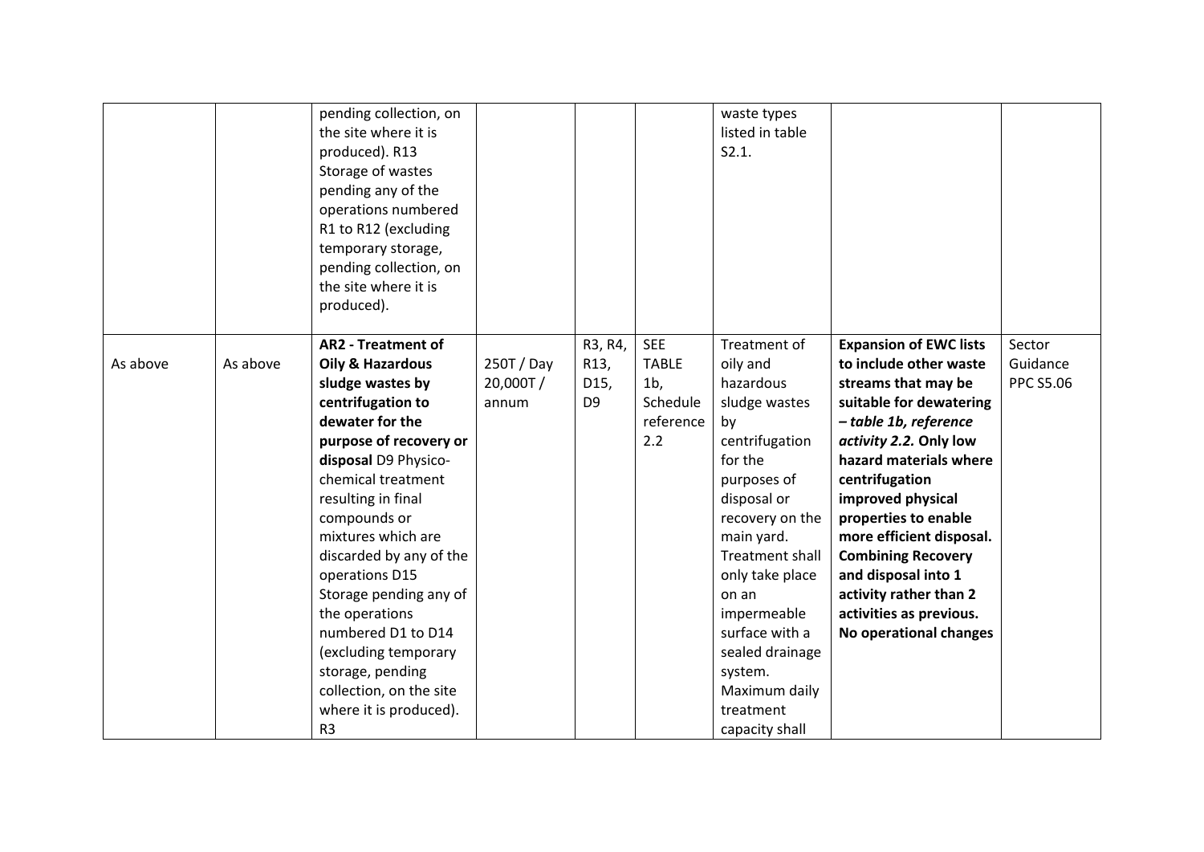| | | | | | | | | |
|---|---|---|---|---|---|---|---|---|
| | | pending collection, on the site where it is produced). R13 Storage of wastes pending any of the operations numbered R1 to R12 (excluding temporary storage, pending collection, on the site where it is produced). | | | | waste types listed in table S2.1. | | |
| As above | As above | **AR2 - Treatment of Oily & Hazardous sludge wastes by centrifugation to dewater for the purpose of recovery or disposal** D9 Physico-chemical treatment resulting in final compounds or mixtures which are discarded by any of the operations D15 Storage pending any of the operations numbered D1 to D14 (excluding temporary storage, pending collection, on the site where it is produced). R3 | 250T / Day 20,000T / annum | R3, R4, R13, D15, D9 | SEE TABLE 1b, Schedule reference 2.2 | Treatment of oily and hazardous sludge wastes by centrifugation for the purposes of disposal or recovery on the main yard. Treatment shall only take place on an impermeable surface with a sealed drainage system. Maximum daily treatment capacity shall | **Expansion of EWC lists to include other waste streams that may be suitable for dewatering –** ***table 1b, reference activity 2.2.*** **Only low hazard materials where centrifugation improved physical properties to enable more efficient disposal. Combining Recovery and disposal into 1 activity rather than 2 activities as previous. No operational changes** | Sector Guidance PPC S5.06 |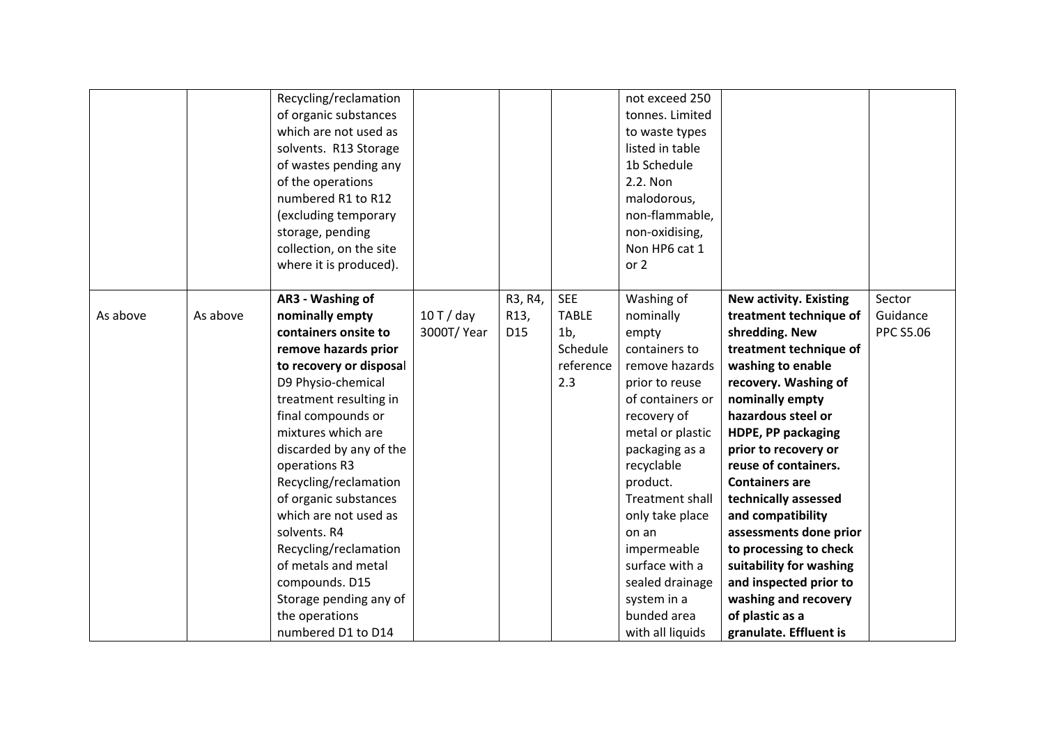| | | | | | | | | |
|---|---|---|---|---|---|---|---|---|
| | | Recycling/reclamation of organic substances which are not used as solvents. R13 Storage of wastes pending any of the operations numbered R1 to R12 (excluding temporary storage, pending collection, on the site where it is produced). | | | | not exceed 250 tonnes. Limited to waste types listed in table 1b Schedule 2.2. Non malodorous, non-flammable, non-oxidising, Non HP6 cat 1 or 2 | | |
| As above | As above | **AR3 - Washing of nominally empty containers onsite to remove hazards prior to recovery or disposal** D9 Physio-chemical treatment resulting in final compounds or mixtures which are discarded by any of the operations R3 Recycling/reclamation of organic substances which are not used as solvents. R4 Recycling/reclamation of metals and metal compounds. D15 Storage pending any of the operations numbered D1 to D14 | 10 T / day 3000T/ Year | R3, R4, R13, D15 | SEE TABLE 1b, Schedule reference 2.3 | Washing of nominally empty containers to remove hazards prior to reuse of containers or recovery of metal or plastic packaging as a recyclable product. Treatment shall only take place on an impermeable surface with a sealed drainage system in a bunded area with all liquids | **New activity. Existing treatment technique of shredding. New treatment technique of washing to enable recovery. Washing of nominally empty hazardous steel or HDPE, PP packaging prior to recovery or reuse of containers. Containers are technically assessed and compatibility assessments done prior to processing to check suitability for washing and inspected prior to washing and recovery of plastic as a granulate. Effluent is** | Sector Guidance PPC S5.06 |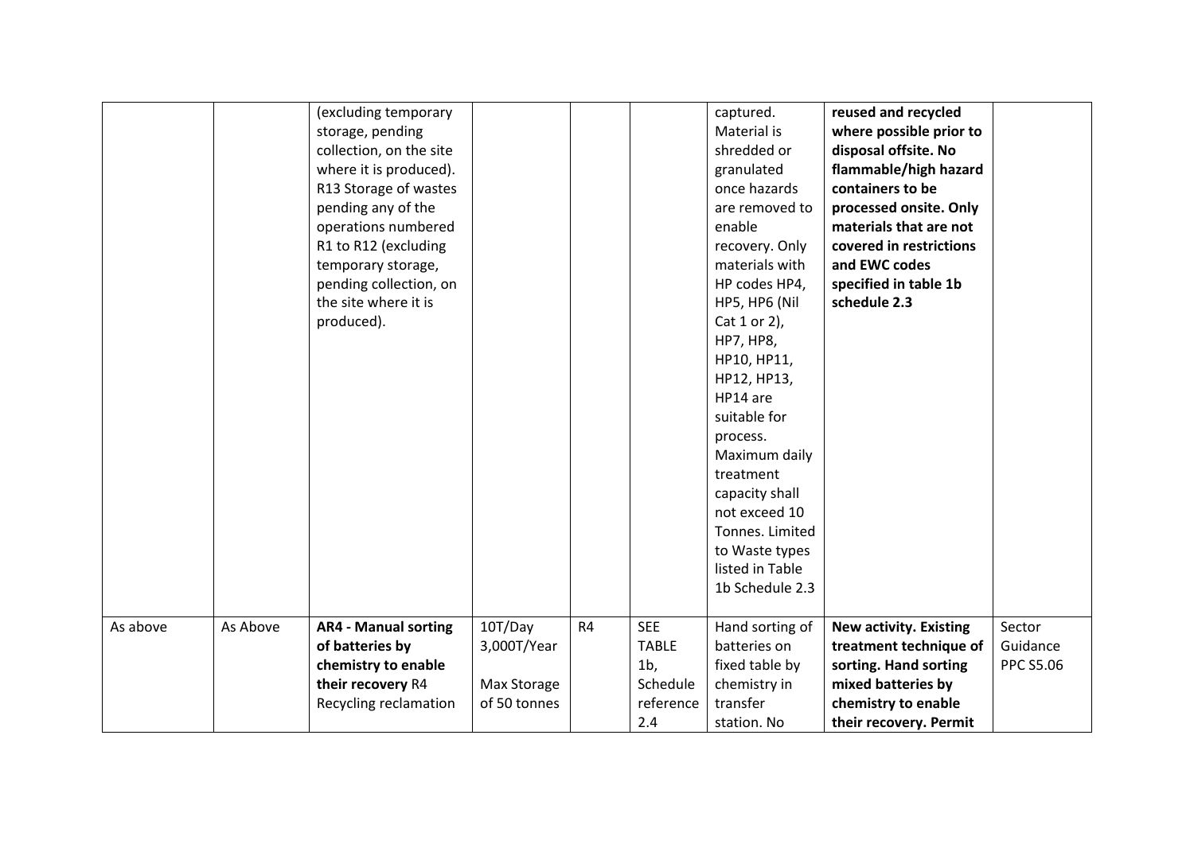| | | | | | | | | |
|---|---|---|---|---|---|---|---|---|
| | | (excluding temporary storage, pending collection, on the site where it is produced). R13 Storage of wastes pending any of the operations numbered R1 to R12 (excluding temporary storage, pending collection, on the site where it is produced). | | | | captured. Material is shredded or granulated once hazards are removed to enable recovery. Only materials with HP codes HP4, HP5, HP6 (Nil Cat 1 or 2), HP7, HP8, HP10, HP11, HP12, HP13, HP14 are suitable for process. Maximum daily treatment capacity shall not exceed 10 Tonnes. Limited to Waste types listed in Table 1b Schedule 2.3 | **reused and recycled where possible prior to disposal offsite. No flammable/high hazard containers to be processed onsite. Only materials that are not covered in restrictions and EWC codes specified in table 1b schedule 2.3** | |
| As above | As Above | **AR4 - Manual sorting of batteries by chemistry to enable their recovery** R4 Recycling reclamation | 10T/Day 3,000T/Year Max Storage of 50 tonnes | R4 | SEE TABLE 1b, Schedule reference 2.4 | Hand sorting of batteries on fixed table by chemistry in transfer station. No | **New activity. Existing treatment technique of sorting. Hand sorting mixed batteries by chemistry to enable their recovery. Permit** | Sector Guidance PPC S5.06 |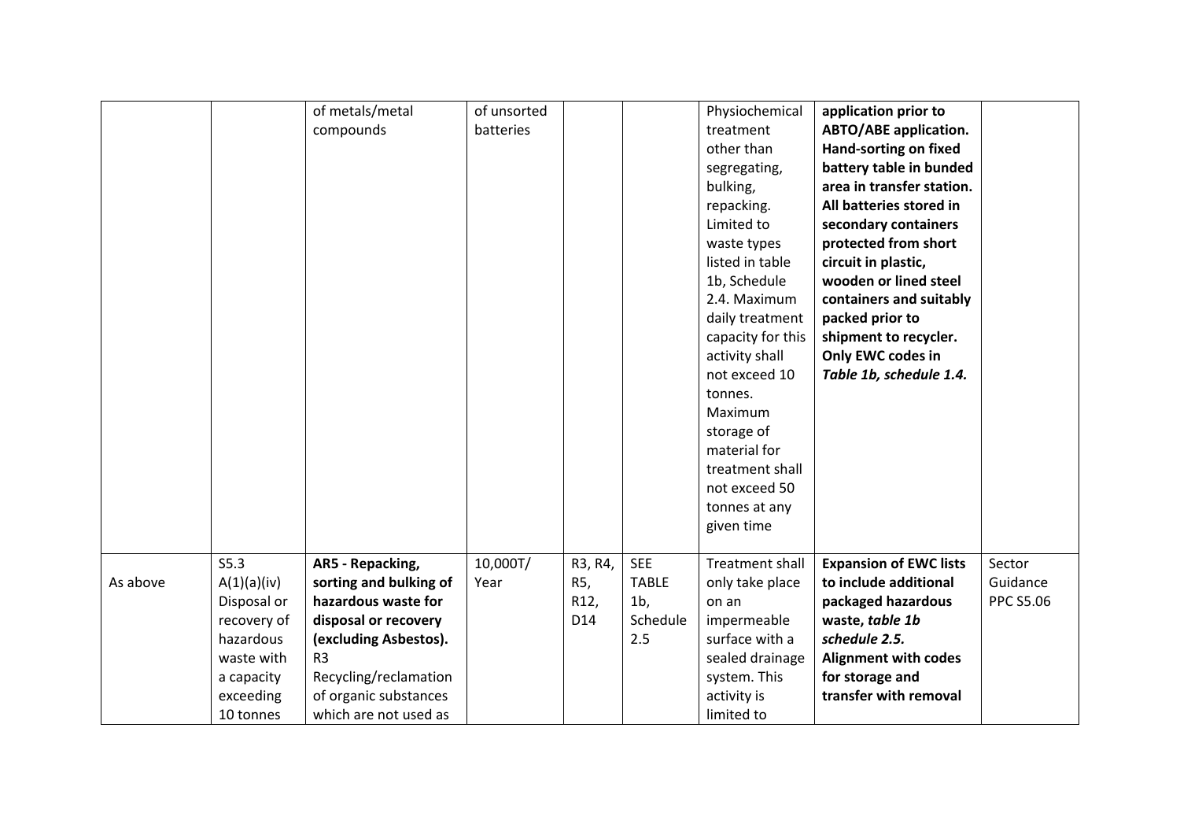| | | | | | | | | |
|---|---|---|---|---|---|---|---|---|
| | | of metals/metal compounds | of unsorted batteries | | | Physiochemical treatment other than segregating, bulking, repacking. Limited to waste types listed in table 1b, Schedule 2.4. Maximum daily treatment capacity for this activity shall not exceed 10 tonnes. Maximum storage of material for treatment shall not exceed 50 tonnes at any given time | **application prior to ABTO/ABE application. Hand-sorting on fixed battery table in bunded area in transfer station. All batteries stored in secondary containers protected from short circuit in plastic, wooden or lined steel containers and suitably packed prior to shipment to recycler. Only EWC codes in *Table 1b, schedule 1.4.*** | |
| As above | S5.3 A(1)(a)(iv) Disposal or recovery of hazardous waste with a capacity exceeding 10 tonnes | **AR5 - Repacking, sorting and bulking of hazardous waste for disposal or recovery (excluding Asbestos).** R3 Recycling/reclamation of organic substances which are not used as | 10,000T/ Year | R3, R4, R5, R12, D14 | SEE TABLE 1b, Schedule 2.5 | Treatment shall only take place on an impermeable surface with a sealed drainage system. This activity is limited to | **Expansion of EWC lists to include additional packaged hazardous waste, *table 1b schedule 2.5.* Alignment with codes for storage and transfer with removal** | Sector Guidance PPC S5.06 |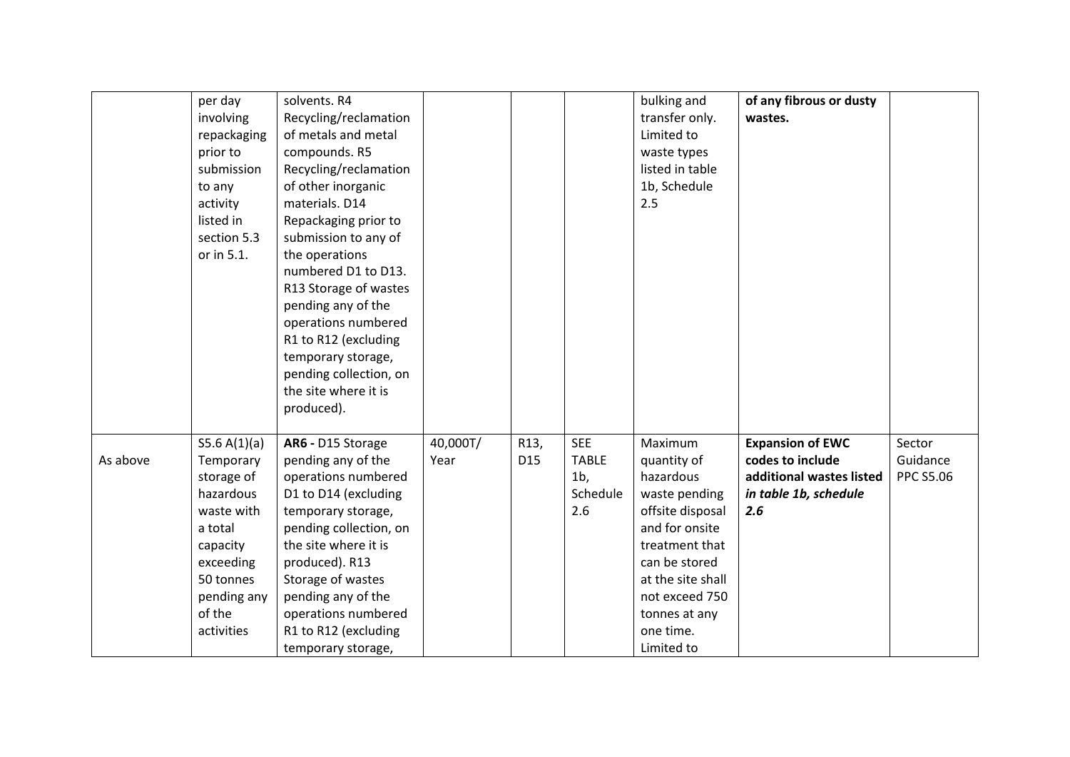| | | | | | | | | |
|---|---|---|---|---|---|---|---|---|
| | per day involving repackaging prior to submission to any activity listed in section 5.3 or in 5.1. | solvents. R4 Recycling/reclamation of metals and metal compounds. R5 Recycling/reclamation of other inorganic materials. D14 Repackaging prior to submission to any of the operations numbered D1 to D13. R13 Storage of wastes pending any of the operations numbered R1 to R12 (excluding temporary storage, pending collection, on the site where it is produced). | | | | bulking and transfer only. Limited to waste types listed in table 1b, Schedule 2.5 | **of any fibrous or dusty wastes.** | |
| As above | S5.6 A(1)(a) Temporary storage of hazardous waste with a total capacity exceeding 50 tonnes pending any of the activities | **AR6 -** D15 Storage pending any of the operations numbered D1 to D14 (excluding temporary storage, pending collection, on the site where it is produced). R13 Storage of wastes pending any of the operations numbered R1 to R12 (excluding temporary storage, | 40,000T/ Year | R13, D15 | SEE TABLE 1b, Schedule 2.6 | Maximum quantity of hazardous waste pending offsite disposal and for onsite treatment that can be stored at the site shall not exceed 750 tonnes at any one time. Limited to | **Expansion of EWC codes to include additional wastes listed *in table 1b, schedule 2.6*** | Sector Guidance PPC S5.06 |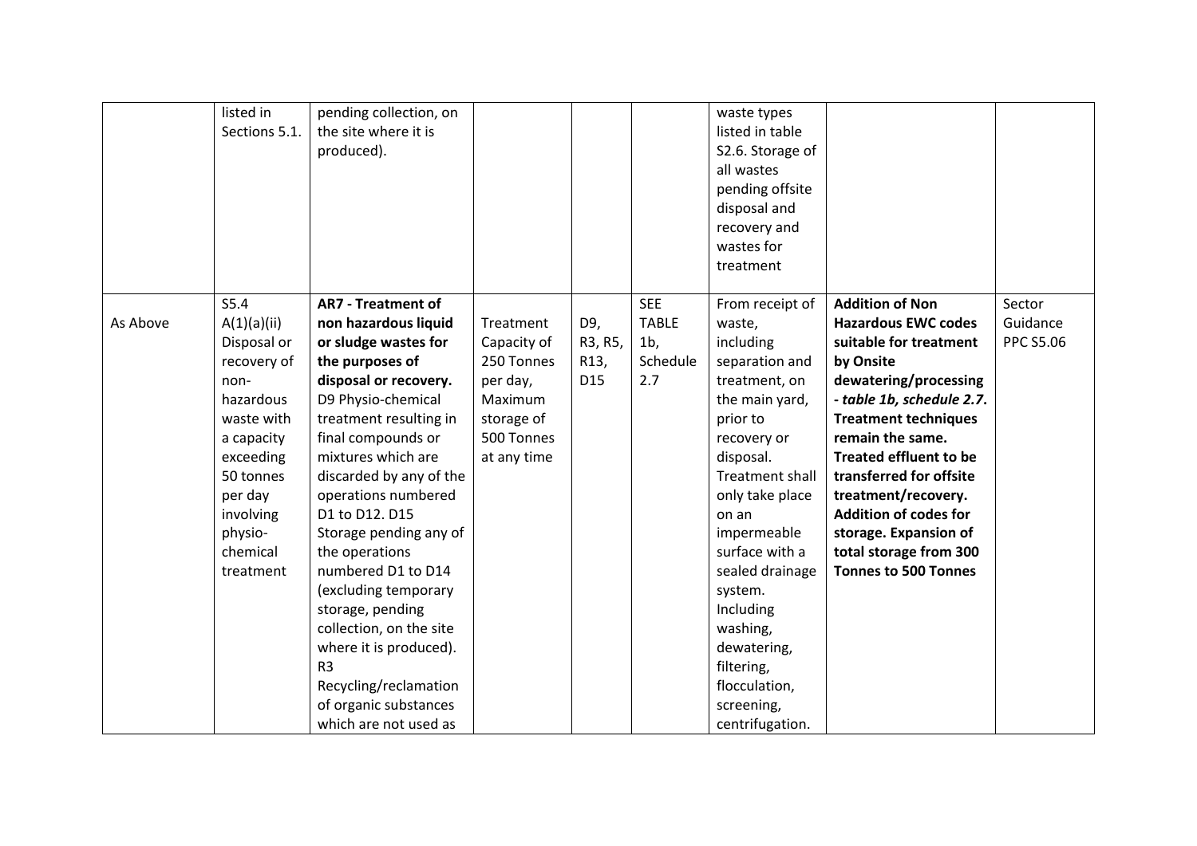| | | | | | | | | |
|---|---|---|---|---|---|---|---|---|
| | listed in Sections 5.1. | pending collection, on the site where it is produced). | | | | waste types listed in table S2.6. Storage of all wastes pending offsite disposal and recovery and wastes for treatment | | |
| As Above | S5.4 A(1)(a)(ii) Disposal or recovery of non-hazardous waste with a capacity exceeding 50 tonnes per day involving physio-chemical treatment | **AR7 - Treatment of non hazardous liquid or sludge wastes for the purposes of disposal or recovery.** D9 Physio-chemical treatment resulting in final compounds or mixtures which are discarded by any of the operations numbered D1 to D12. D15 Storage pending any of the operations numbered D1 to D14 (excluding temporary storage, pending collection, on the site where it is produced). R3 Recycling/reclamation of organic substances which are not used as | Treatment Capacity of 250 Tonnes per day, Maximum storage of 500 Tonnes at any time | D9, R3, R5, R13, D15 | SEE TABLE 1b, Schedule 2.7 | From receipt of waste, including separation and treatment, on the main yard, prior to recovery or disposal. Treatment shall only take place on an impermeable surface with a sealed drainage system. Including washing, dewatering, filtering, flocculation, screening, centrifugation. | **Addition of Non Hazardous EWC codes suitable for treatment by Onsite dewatering/processing - *table 1b, schedule 2.7*. Treatment techniques remain the same. Treated effluent to be transferred for offsite treatment/recovery. Addition of codes for storage. Expansion of total storage from 300 Tonnes to 500 Tonnes** | Sector Guidance PPC S5.06 |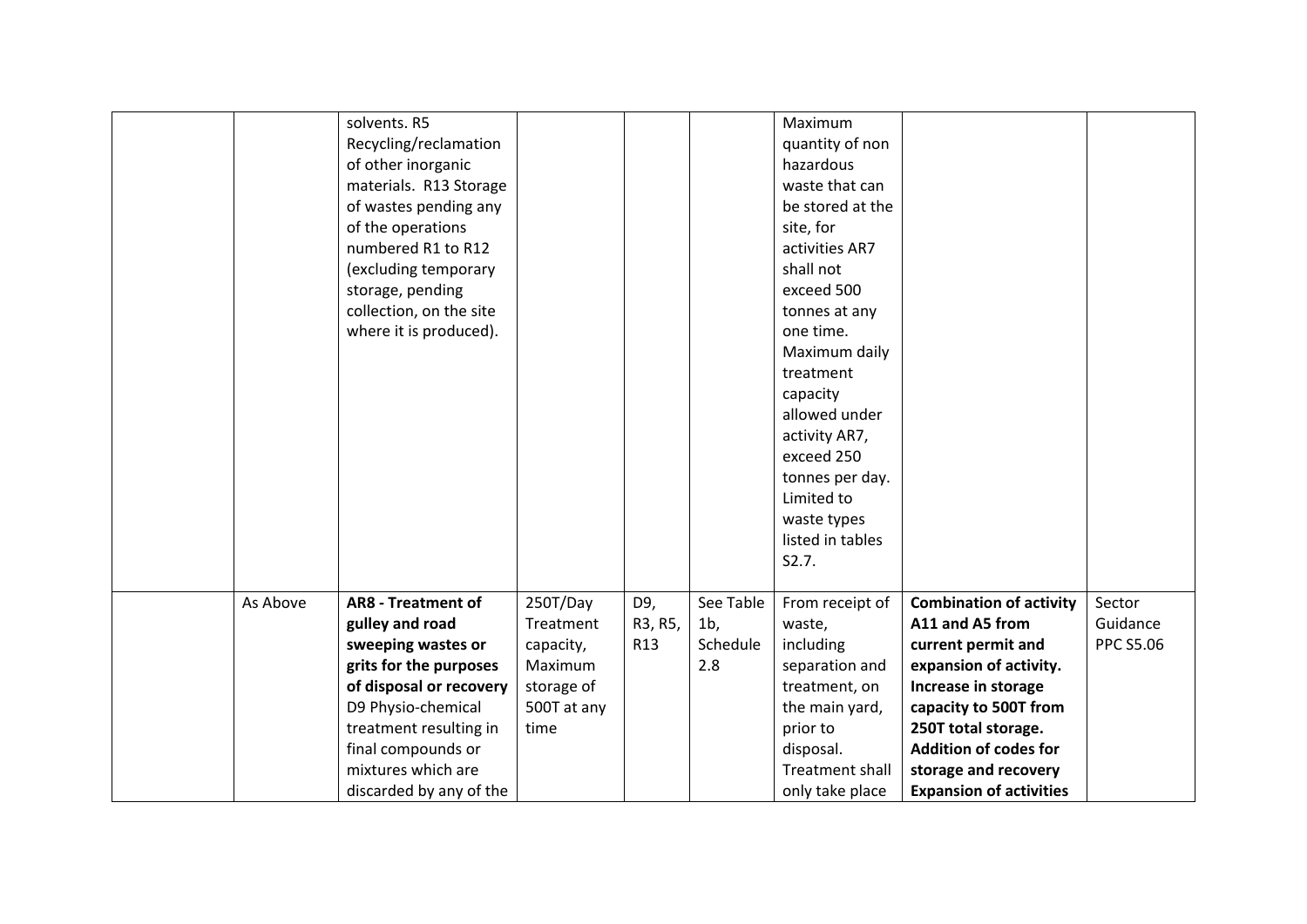| | | | | | | | | |
|---|---|---|---|---|---|---|---|---|
| | | solvents. R5 Recycling/reclamation of other inorganic materials. R13 Storage of wastes pending any of the operations numbered R1 to R12 (excluding temporary storage, pending collection, on the site where it is produced). | | | | Maximum quantity of non hazardous waste that can be stored at the site, for activities AR7 shall not exceed 500 tonnes at any one time. Maximum daily treatment capacity allowed under activity AR7, exceed 250 tonnes per day. Limited to waste types listed in tables S2.7. | | |
| | As Above | **AR8 - Treatment of gulley and road sweeping wastes or grits for the purposes of disposal or recovery** D9 Physio-chemical treatment resulting in final compounds or mixtures which are discarded by any of the | 250T/Day Treatment capacity, Maximum storage of 500T at any time | D9, R3, R5, R13 | See Table 1b, Schedule 2.8 | From receipt of waste, including separation and treatment, on the main yard, prior to disposal. Treatment shall only take place | **Combination of activity A11 and A5 from current permit and expansion of activity. Increase in storage capacity to 500T from 250T total storage. Addition of codes for storage and recovery Expansion of activities** | Sector Guidance PPC S5.06 |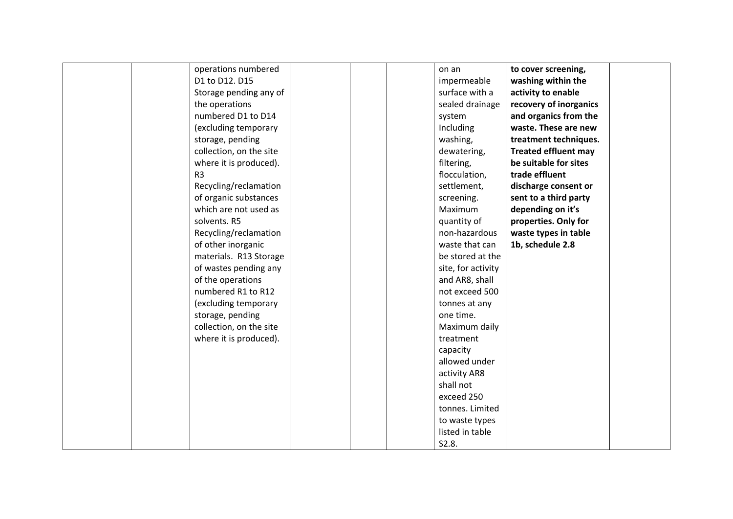|  |  |  |  |  |  |  |  |  |
|---|---|---|---|---|---|---|---|---|
|  |  | operations numbered D1 to D12. D15 Storage pending any of the operations numbered D1 to D14 (excluding temporary storage, pending collection, on the site where it is produced). R3 Recycling/reclamation of organic substances which are not used as solvents. R5 Recycling/reclamation of other inorganic materials. R13 Storage of wastes pending any of the operations numbered R1 to R12 (excluding temporary storage, pending collection, on the site where it is produced). |  |  |  | on an impermeable surface with a sealed drainage system Including washing, dewatering, filtering, flocculation, settlement, screening. Maximum quantity of non-hazardous waste that can be stored at the site, for activity and AR8, shall not exceed 500 tonnes at any one time. Maximum daily treatment capacity allowed under activity AR8 shall not exceed 250 tonnes. Limited to waste types listed in table S2.8. | **to cover screening, washing within the activity to enable recovery of inorganics and organics from the waste. These are new treatment techniques. Treated effluent may be suitable for sites trade effluent discharge consent or sent to a third party depending on it's properties. Only for waste types in table 1b, schedule 2.8** |  |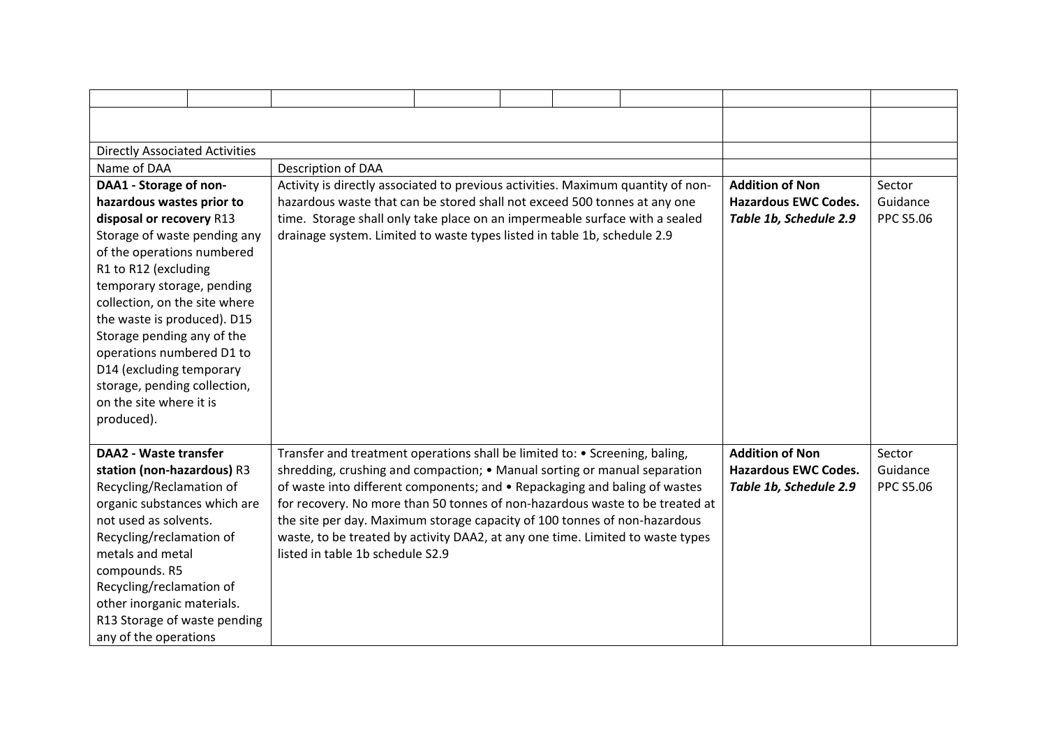| | | | | | | | | |
|---|---|---|---|---|---|---|---|---|
| | | | | | | | | |
| Directly Associated Activities | | | | | | | | |
| Name of DAA | | Description of DAA | | | | | | |
| **DAA1 - Storage of non-hazardous wastes prior to disposal or recovery** R13 Storage of waste pending any of the operations numbered R1 to R12 (excluding temporary storage, pending collection, on the site where the waste is produced). D15 Storage pending any of the operations numbered D1 to D14 (excluding temporary storage, pending collection, on the site where it is produced). | | Activity is directly associated to previous activities. Maximum quantity of non-hazardous waste that can be stored shall not exceed 500 tonnes at any one time. Storage shall only take place on an impermeable surface with a sealed drainage system. Limited to waste types listed in table 1b, schedule 2.9 | | | | | **Addition of Non Hazardous EWC Codes.** ***Table 1b, Schedule 2.9*** | Sector Guidance PPC S5.06 |
| **DAA2 - Waste transfer station (non-hazardous)** R3 Recycling/Reclamation of organic substances which are not used as solvents. Recycling/reclamation of metals and metal compounds. R5 Recycling/reclamation of other inorganic materials. R13 Storage of waste pending any of the operations | | Transfer and treatment operations shall be limited to: • Screening, baling, shredding, crushing and compaction; • Manual sorting or manual separation of waste into different components; and • Repackaging and baling of wastes for recovery. No more than 50 tonnes of non-hazardous waste to be treated at the site per day. Maximum storage capacity of 100 tonnes of non-hazardous waste, to be treated by activity DAA2, at any one time. Limited to waste types listed in table 1b schedule S2.9 | | | | | **Addition of Non Hazardous EWC Codes.** ***Table 1b, Schedule 2.9*** | Sector Guidance PPC S5.06 |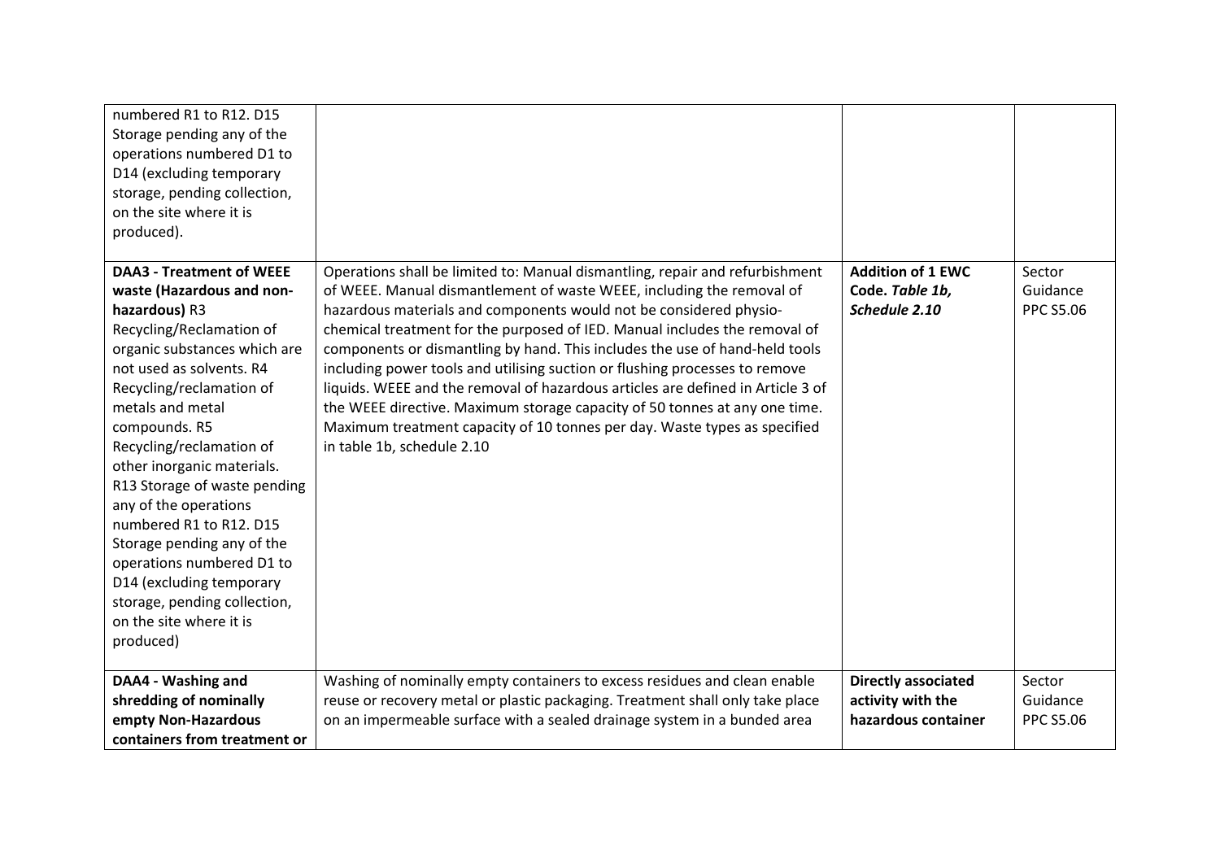| | | | |
|---|---|---|---|
| numbered R1 to R12. D15 Storage pending any of the operations numbered D1 to D14 (excluding temporary storage, pending collection, on the site where it is produced). | | | |
| **DAA3 - Treatment of WEEE waste (Hazardous and non-hazardous)** R3 Recycling/Reclamation of organic substances which are not used as solvents. R4 Recycling/reclamation of metals and metal compounds. R5 Recycling/reclamation of other inorganic materials. R13 Storage of waste pending any of the operations numbered R1 to R12. D15 Storage pending any of the operations numbered D1 to D14 (excluding temporary storage, pending collection, on the site where it is produced) | Operations shall be limited to: Manual dismantling, repair and refurbishment of WEEE. Manual dismantlement of waste WEEE, including the removal of hazardous materials and components would not be considered physio-chemical treatment for the purposed of IED. Manual includes the removal of components or dismantling by hand. This includes the use of hand-held tools including power tools and utilising suction or flushing processes to remove liquids. WEEE and the removal of hazardous articles are defined in Article 3 of the WEEE directive. Maximum storage capacity of 50 tonnes at any one time. Maximum treatment capacity of 10 tonnes per day. Waste types as specified in table 1b, schedule 2.10 | **Addition of 1 EWC Code.** ***Table 1b, Schedule 2.10*** | Sector Guidance PPC S5.06 |
| **DAA4 - Washing and shredding of nominally empty Non-Hazardous containers from treatment or** | Washing of nominally empty containers to excess residues and clean enable reuse or recovery metal or plastic packaging. Treatment shall only take place on an impermeable surface with a sealed drainage system in a bunded area | **Directly associated activity with the hazardous container** | Sector Guidance PPC S5.06 |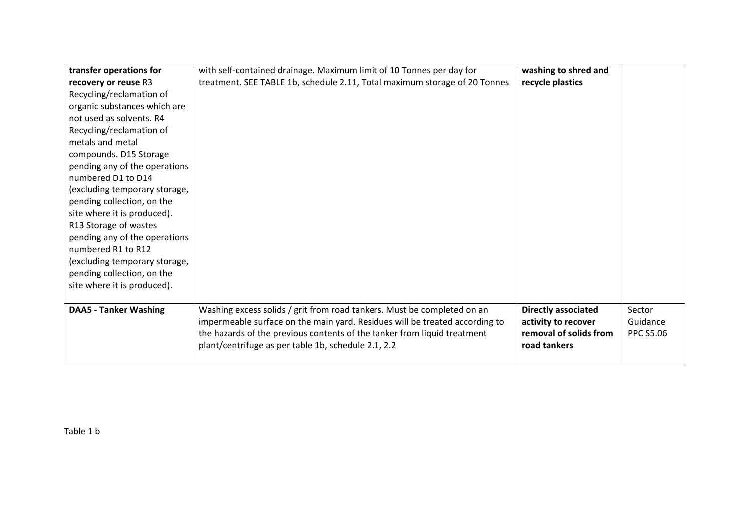| | | | |
|---|---|---|---|
| **transfer operations for recovery or reuse** R3 Recycling/reclamation of organic substances which are not used as solvents. R4 Recycling/reclamation of metals and metal compounds. D15 Storage pending any of the operations numbered D1 to D14 (excluding temporary storage, pending collection, on the site where it is produced). R13 Storage of wastes pending any of the operations numbered R1 to R12 (excluding temporary storage, pending collection, on the site where it is produced). | with self-contained drainage. Maximum limit of 10 Tonnes per day for treatment. SEE TABLE 1b, schedule 2.11, Total maximum storage of 20 Tonnes | **washing to shred and recycle plastics** | |
| **DAA5 - Tanker Washing** | Washing excess solids / grit from road tankers. Must be completed on an impermeable surface on the main yard. Residues will be treated according to the hazards of the previous contents of the tanker from liquid treatment plant/centrifuge as per table 1b, schedule 2.1, 2.2 | **Directly associated activity to recover removal of solids from road tankers** | Sector Guidance PPC S5.06 |

Table 1 b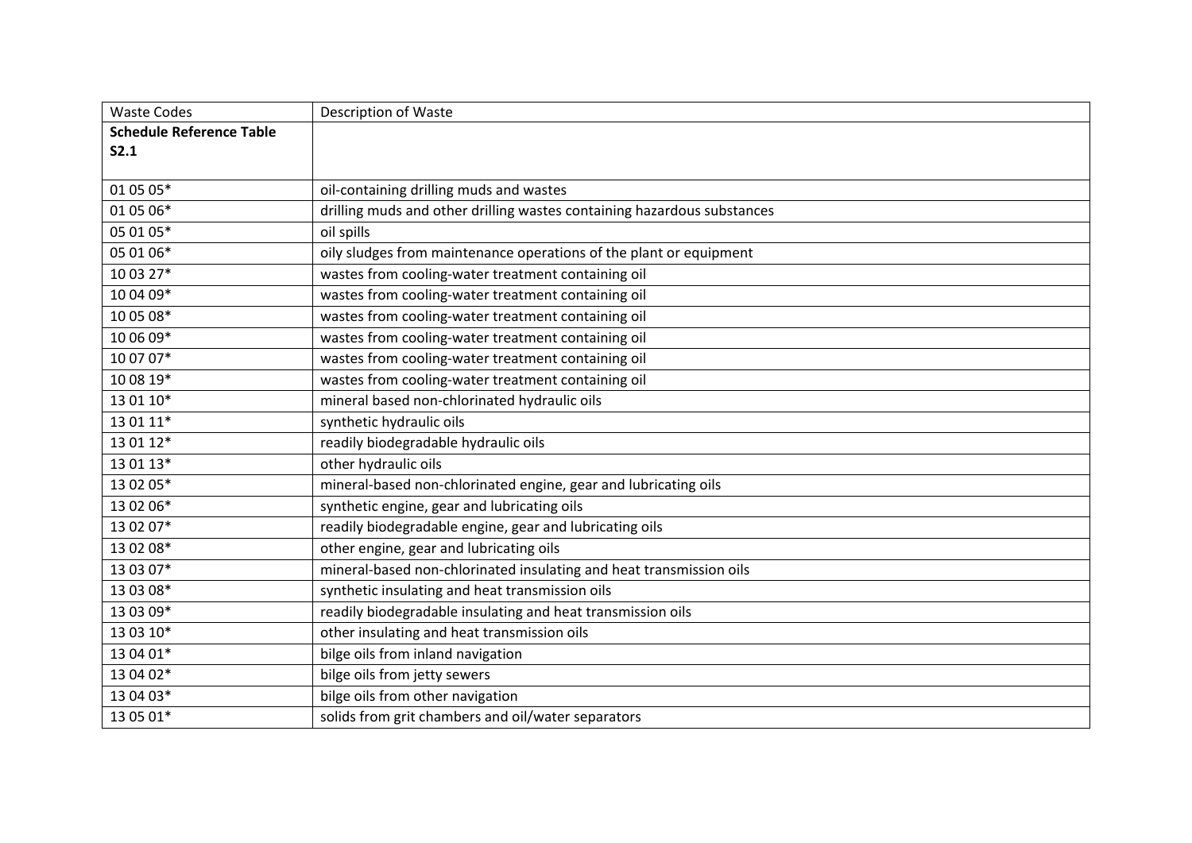| Waste Codes | Description of Waste |
| --- | --- |
| **Schedule Reference Table S2.1** | |
| 01 05 05* | oil-containing drilling muds and wastes |
| 01 05 06* | drilling muds and other drilling wastes containing hazardous substances |
| 05 01 05* | oil spills |
| 05 01 06* | oily sludges from maintenance operations of the plant or equipment |
| 10 03 27* | wastes from cooling-water treatment containing oil |
| 10 04 09* | wastes from cooling-water treatment containing oil |
| 10 05 08* | wastes from cooling-water treatment containing oil |
| 10 06 09* | wastes from cooling-water treatment containing oil |
| 10 07 07* | wastes from cooling-water treatment containing oil |
| 10 08 19* | wastes from cooling-water treatment containing oil |
| 13 01 10* | mineral based non-chlorinated hydraulic oils |
| 13 01 11* | synthetic hydraulic oils |
| 13 01 12* | readily biodegradable hydraulic oils |
| 13 01 13* | other hydraulic oils |
| 13 02 05* | mineral-based non-chlorinated engine, gear and lubricating oils |
| 13 02 06* | synthetic engine, gear and lubricating oils |
| 13 02 07* | readily biodegradable engine, gear and lubricating oils |
| 13 02 08* | other engine, gear and lubricating oils |
| 13 03 07* | mineral-based non-chlorinated insulating and heat transmission oils |
| 13 03 08* | synthetic insulating and heat transmission oils |
| 13 03 09* | readily biodegradable insulating and heat transmission oils |
| 13 03 10* | other insulating and heat transmission oils |
| 13 04 01* | bilge oils from inland navigation |
| 13 04 02* | bilge oils from jetty sewers |
| 13 04 03* | bilge oils from other navigation |
| 13 05 01* | solids from grit chambers and oil/water separators |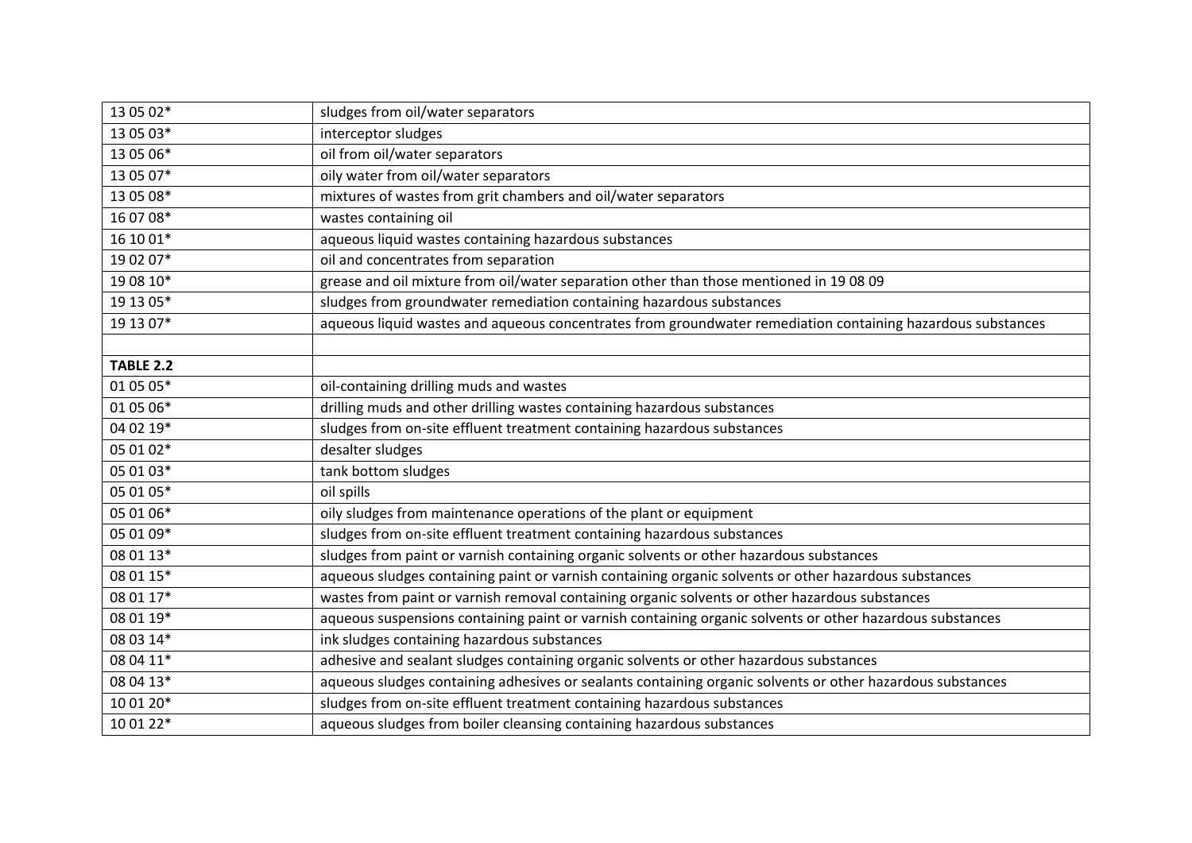| | |
|---|---|
| 13 05 02* | sludges from oil/water separators |
| 13 05 03* | interceptor sludges |
| 13 05 06* | oil from oil/water separators |
| 13 05 07* | oily water from oil/water separators |
| 13 05 08* | mixtures of wastes from grit chambers and oil/water separators |
| 16 07 08* | wastes containing oil |
| 16 10 01* | aqueous liquid wastes containing hazardous substances |
| 19 02 07* | oil and concentrates from separation |
| 19 08 10* | grease and oil mixture from oil/water separation other than those mentioned in 19 08 09 |
| 19 13 05* | sludges from groundwater remediation containing hazardous substances |
| 19 13 07* | aqueous liquid wastes and aqueous concentrates from groundwater remediation containing hazardous substances |
| | |
| **TABLE 2.2** | |
| 01 05 05* | oil-containing drilling muds and wastes |
| 01 05 06* | drilling muds and other drilling wastes containing hazardous substances |
| 04 02 19* | sludges from on-site effluent treatment containing hazardous substances |
| 05 01 02* | desalter sludges |
| 05 01 03* | tank bottom sludges |
| 05 01 05* | oil spills |
| 05 01 06* | oily sludges from maintenance operations of the plant or equipment |
| 05 01 09* | sludges from on-site effluent treatment containing hazardous substances |
| 08 01 13* | sludges from paint or varnish containing organic solvents or other hazardous substances |
| 08 01 15* | aqueous sludges containing paint or varnish containing organic solvents or other hazardous substances |
| 08 01 17* | wastes from paint or varnish removal containing organic solvents or other hazardous substances |
| 08 01 19* | aqueous suspensions containing paint or varnish containing organic solvents or other hazardous substances |
| 08 03 14* | ink sludges containing hazardous substances |
| 08 04 11* | adhesive and sealant sludges containing organic solvents or other hazardous substances |
| 08 04 13* | aqueous sludges containing adhesives or sealants containing organic solvents or other hazardous substances |
| 10 01 20* | sludges from on-site effluent treatment containing hazardous substances |
| 10 01 22* | aqueous sludges from boiler cleansing containing hazardous substances |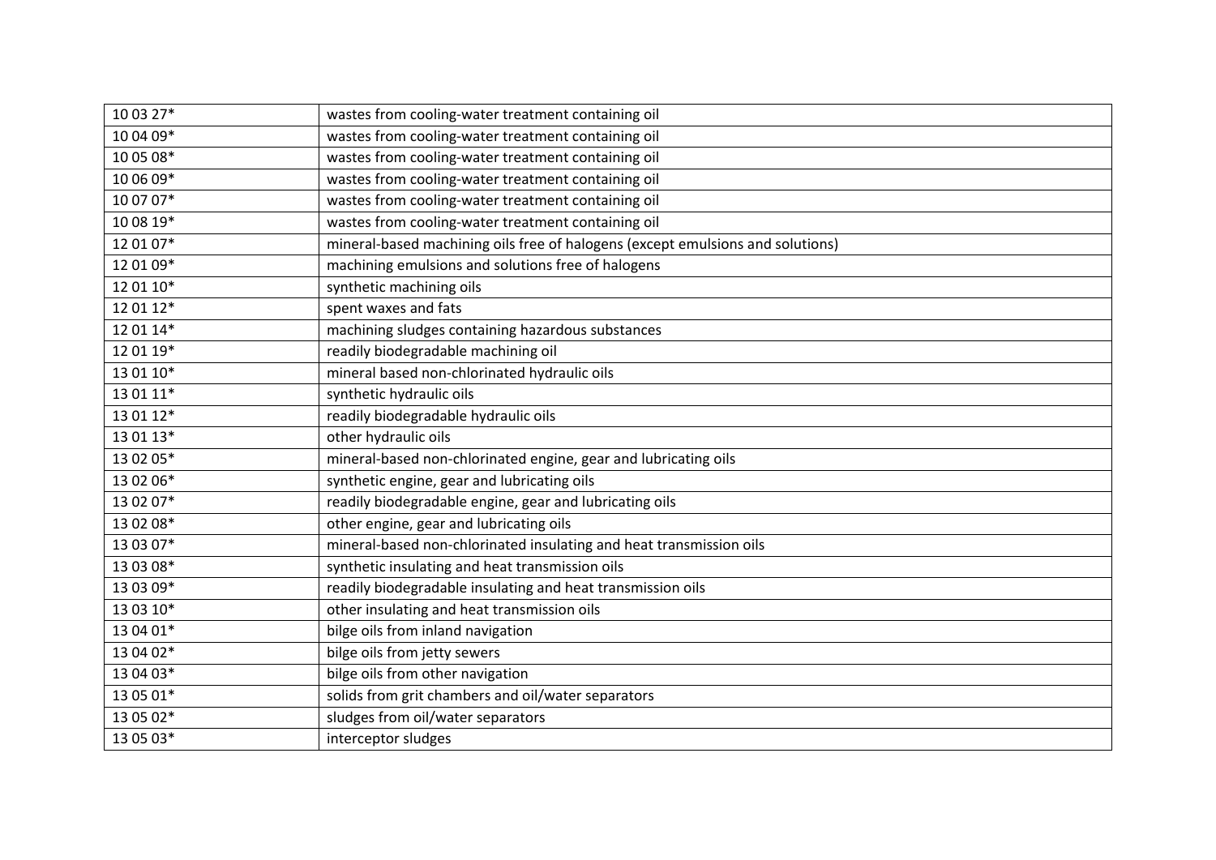| 10 03 27* | wastes from cooling-water treatment containing oil |
|---|---|
| 10 04 09* | wastes from cooling-water treatment containing oil |
| 10 05 08* | wastes from cooling-water treatment containing oil |
| 10 06 09* | wastes from cooling-water treatment containing oil |
| 10 07 07* | wastes from cooling-water treatment containing oil |
| 10 08 19* | wastes from cooling-water treatment containing oil |
| 12 01 07* | mineral-based machining oils free of halogens (except emulsions and solutions) |
| 12 01 09* | machining emulsions and solutions free of halogens |
| 12 01 10* | synthetic machining oils |
| 12 01 12* | spent waxes and fats |
| 12 01 14* | machining sludges containing hazardous substances |
| 12 01 19* | readily biodegradable machining oil |
| 13 01 10* | mineral based non-chlorinated hydraulic oils |
| 13 01 11* | synthetic hydraulic oils |
| 13 01 12* | readily biodegradable hydraulic oils |
| 13 01 13* | other hydraulic oils |
| 13 02 05* | mineral-based non-chlorinated engine, gear and lubricating oils |
| 13 02 06* | synthetic engine, gear and lubricating oils |
| 13 02 07* | readily biodegradable engine, gear and lubricating oils |
| 13 02 08* | other engine, gear and lubricating oils |
| 13 03 07* | mineral-based non-chlorinated insulating and heat transmission oils |
| 13 03 08* | synthetic insulating and heat transmission oils |
| 13 03 09* | readily biodegradable insulating and heat transmission oils |
| 13 03 10* | other insulating and heat transmission oils |
| 13 04 01* | bilge oils from inland navigation |
| 13 04 02* | bilge oils from jetty sewers |
| 13 04 03* | bilge oils from other navigation |
| 13 05 01* | solids from grit chambers and oil/water separators |
| 13 05 02* | sludges from oil/water separators |
| 13 05 03* | interceptor sludges |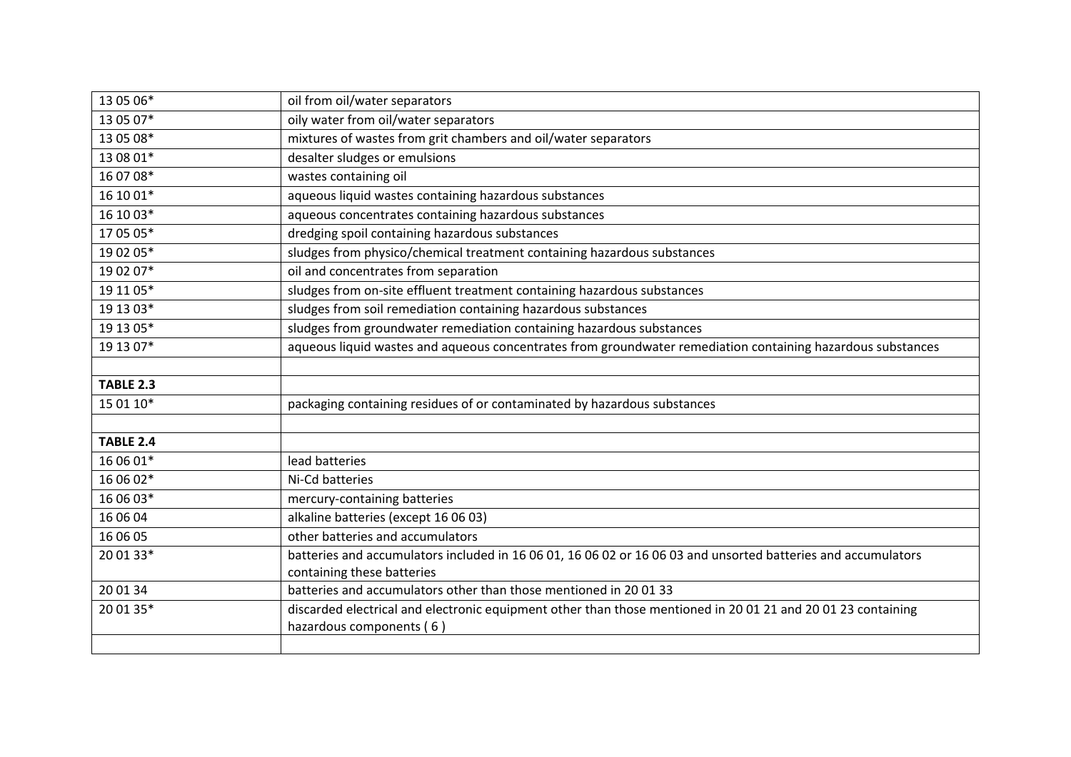| | |
|---|---|
| 13 05 06* | oil from oil/water separators |
| 13 05 07* | oily water from oil/water separators |
| 13 05 08* | mixtures of wastes from grit chambers and oil/water separators |
| 13 08 01* | desalter sludges or emulsions |
| 16 07 08* | wastes containing oil |
| 16 10 01* | aqueous liquid wastes containing hazardous substances |
| 16 10 03* | aqueous concentrates containing hazardous substances |
| 17 05 05* | dredging spoil containing hazardous substances |
| 19 02 05* | sludges from physico/chemical treatment containing hazardous substances |
| 19 02 07* | oil and concentrates from separation |
| 19 11 05* | sludges from on-site effluent treatment containing hazardous substances |
| 19 13 03* | sludges from soil remediation containing hazardous substances |
| 19 13 05* | sludges from groundwater remediation containing hazardous substances |
| 19 13 07* | aqueous liquid wastes and aqueous concentrates from groundwater remediation containing hazardous substances |
| | |
| **TABLE 2.3** | |
| 15 01 10* | packaging containing residues of or contaminated by hazardous substances |
| | |
| **TABLE 2.4** | |
| 16 06 01* | lead batteries |
| 16 06 02* | Ni-Cd batteries |
| 16 06 03* | mercury-containing batteries |
| 16 06 04 | alkaline batteries (except 16 06 03) |
| 16 06 05 | other batteries and accumulators |
| 20 01 33* | batteries and accumulators included in 16 06 01, 16 06 02 or 16 06 03 and unsorted batteries and accumulators containing these batteries |
| 20 01 34 | batteries and accumulators other than those mentioned in 20 01 33 |
| 20 01 35* | discarded electrical and electronic equipment other than those mentioned in 20 01 21 and 20 01 23 containing hazardous components ( 6 ) |
| | |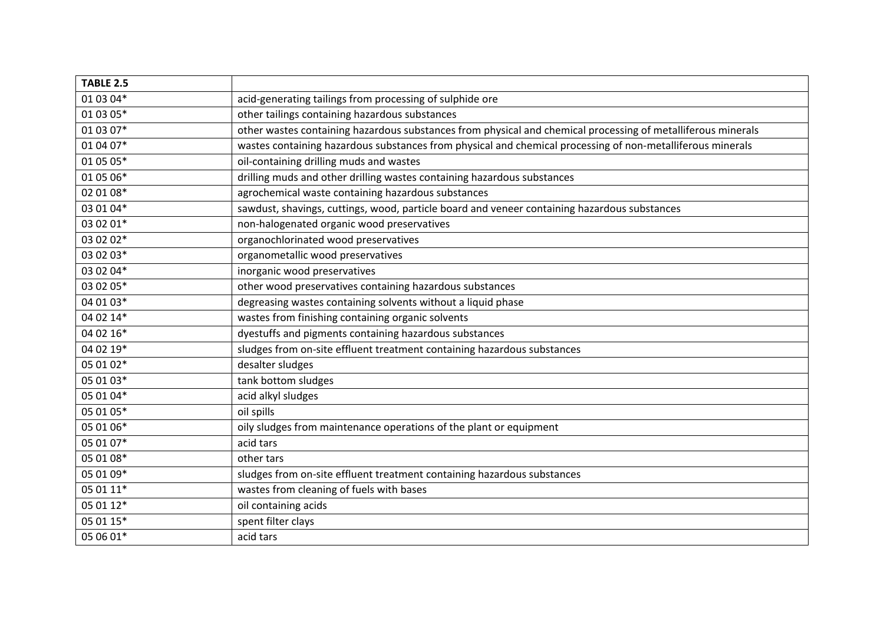| **TABLE 2.5** | |
|---|---|
| 01 03 04* | acid-generating tailings from processing of sulphide ore |
| 01 03 05* | other tailings containing hazardous substances |
| 01 03 07* | other wastes containing hazardous substances from physical and chemical processing of metalliferous minerals |
| 01 04 07* | wastes containing hazardous substances from physical and chemical processing of non-metalliferous minerals |
| 01 05 05* | oil-containing drilling muds and wastes |
| 01 05 06* | drilling muds and other drilling wastes containing hazardous substances |
| 02 01 08* | agrochemical waste containing hazardous substances |
| 03 01 04* | sawdust, shavings, cuttings, wood, particle board and veneer containing hazardous substances |
| 03 02 01* | non-halogenated organic wood preservatives |
| 03 02 02* | organochlorinated wood preservatives |
| 03 02 03* | organometallic wood preservatives |
| 03 02 04* | inorganic wood preservatives |
| 03 02 05* | other wood preservatives containing hazardous substances |
| 04 01 03* | degreasing wastes containing solvents without a liquid phase |
| 04 02 14* | wastes from finishing containing organic solvents |
| 04 02 16* | dyestuffs and pigments containing hazardous substances |
| 04 02 19* | sludges from on-site effluent treatment containing hazardous substances |
| 05 01 02* | desalter sludges |
| 05 01 03* | tank bottom sludges |
| 05 01 04* | acid alkyl sludges |
| 05 01 05* | oil spills |
| 05 01 06* | oily sludges from maintenance operations of the plant or equipment |
| 05 01 07* | acid tars |
| 05 01 08* | other tars |
| 05 01 09* | sludges from on-site effluent treatment containing hazardous substances |
| 05 01 11* | wastes from cleaning of fuels with bases |
| 05 01 12* | oil containing acids |
| 05 01 15* | spent filter clays |
| 05 06 01* | acid tars |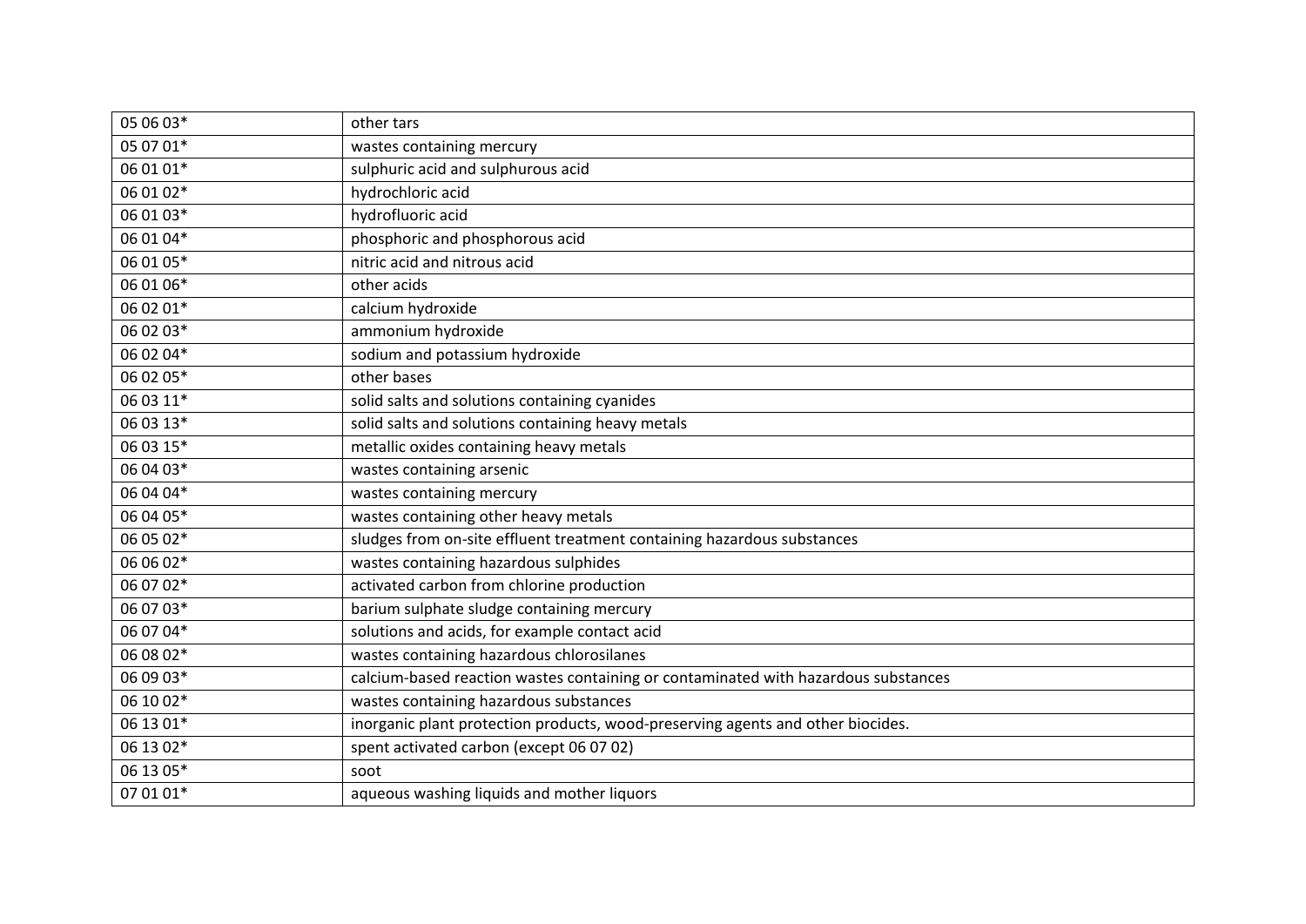| | |
|---|---|
| 05 06 03* | other tars |
| 05 07 01* | wastes containing mercury |
| 06 01 01* | sulphuric acid and sulphurous acid |
| 06 01 02* | hydrochloric acid |
| 06 01 03* | hydrofluoric acid |
| 06 01 04* | phosphoric and phosphorous acid |
| 06 01 05* | nitric acid and nitrous acid |
| 06 01 06* | other acids |
| 06 02 01* | calcium hydroxide |
| 06 02 03* | ammonium hydroxide |
| 06 02 04* | sodium and potassium hydroxide |
| 06 02 05* | other bases |
| 06 03 11* | solid salts and solutions containing cyanides |
| 06 03 13* | solid salts and solutions containing heavy metals |
| 06 03 15* | metallic oxides containing heavy metals |
| 06 04 03* | wastes containing arsenic |
| 06 04 04* | wastes containing mercury |
| 06 04 05* | wastes containing other heavy metals |
| 06 05 02* | sludges from on-site effluent treatment containing hazardous substances |
| 06 06 02* | wastes containing hazardous sulphides |
| 06 07 02* | activated carbon from chlorine production |
| 06 07 03* | barium sulphate sludge containing mercury |
| 06 07 04* | solutions and acids, for example contact acid |
| 06 08 02* | wastes containing hazardous chlorosilanes |
| 06 09 03* | calcium-based reaction wastes containing or contaminated with hazardous substances |
| 06 10 02* | wastes containing hazardous substances |
| 06 13 01* | inorganic plant protection products, wood-preserving agents and other biocides. |
| 06 13 02* | spent activated carbon (except 06 07 02) |
| 06 13 05* | soot |
| 07 01 01* | aqueous washing liquids and mother liquors |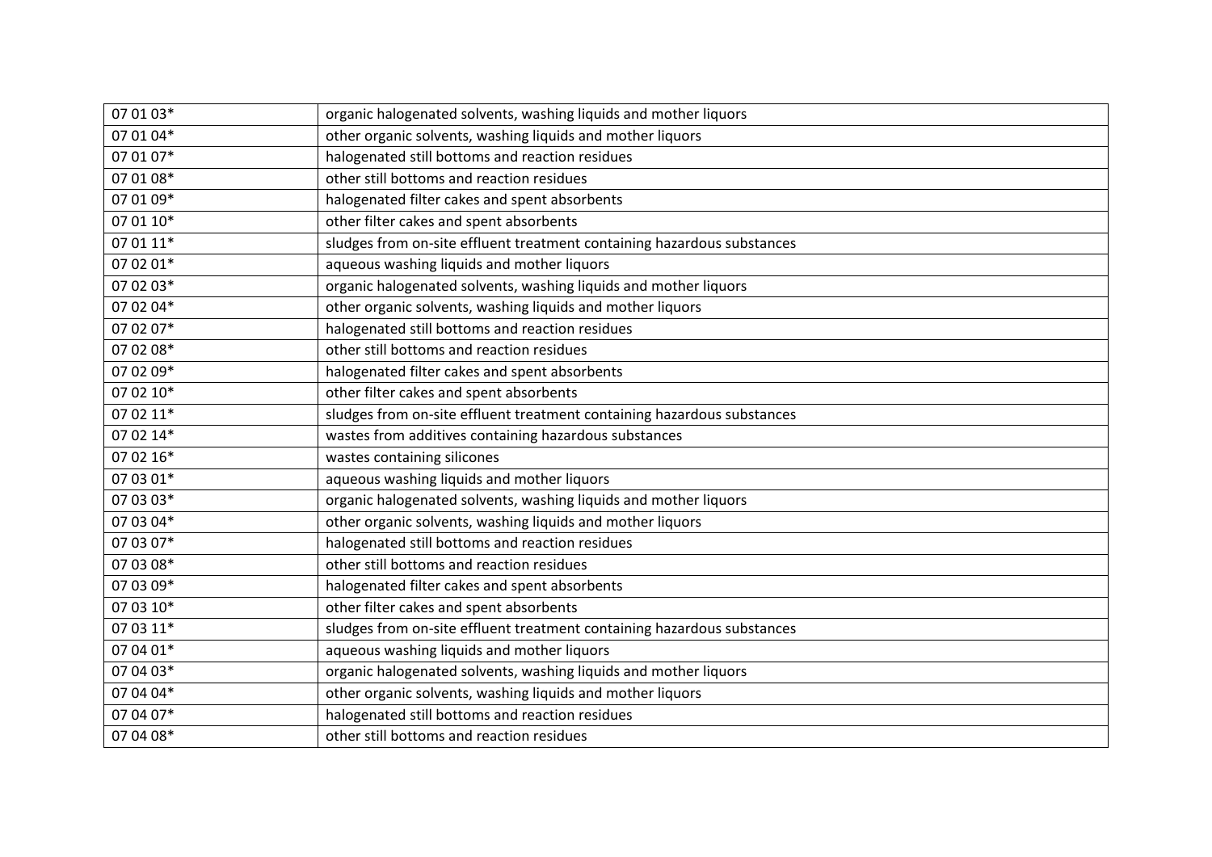| 07 01 03* | organic halogenated solvents, washing liquids and mother liquors |
|---|---|
| 07 01 04* | other organic solvents, washing liquids and mother liquors |
| 07 01 07* | halogenated still bottoms and reaction residues |
| 07 01 08* | other still bottoms and reaction residues |
| 07 01 09* | halogenated filter cakes and spent absorbents |
| 07 01 10* | other filter cakes and spent absorbents |
| 07 01 11* | sludges from on-site effluent treatment containing hazardous substances |
| 07 02 01* | aqueous washing liquids and mother liquors |
| 07 02 03* | organic halogenated solvents, washing liquids and mother liquors |
| 07 02 04* | other organic solvents, washing liquids and mother liquors |
| 07 02 07* | halogenated still bottoms and reaction residues |
| 07 02 08* | other still bottoms and reaction residues |
| 07 02 09* | halogenated filter cakes and spent absorbents |
| 07 02 10* | other filter cakes and spent absorbents |
| 07 02 11* | sludges from on-site effluent treatment containing hazardous substances |
| 07 02 14* | wastes from additives containing hazardous substances |
| 07 02 16* | wastes containing silicones |
| 07 03 01* | aqueous washing liquids and mother liquors |
| 07 03 03* | organic halogenated solvents, washing liquids and mother liquors |
| 07 03 04* | other organic solvents, washing liquids and mother liquors |
| 07 03 07* | halogenated still bottoms and reaction residues |
| 07 03 08* | other still bottoms and reaction residues |
| 07 03 09* | halogenated filter cakes and spent absorbents |
| 07 03 10* | other filter cakes and spent absorbents |
| 07 03 11* | sludges from on-site effluent treatment containing hazardous substances |
| 07 04 01* | aqueous washing liquids and mother liquors |
| 07 04 03* | organic halogenated solvents, washing liquids and mother liquors |
| 07 04 04* | other organic solvents, washing liquids and mother liquors |
| 07 04 07* | halogenated still bottoms and reaction residues |
| 07 04 08* | other still bottoms and reaction residues |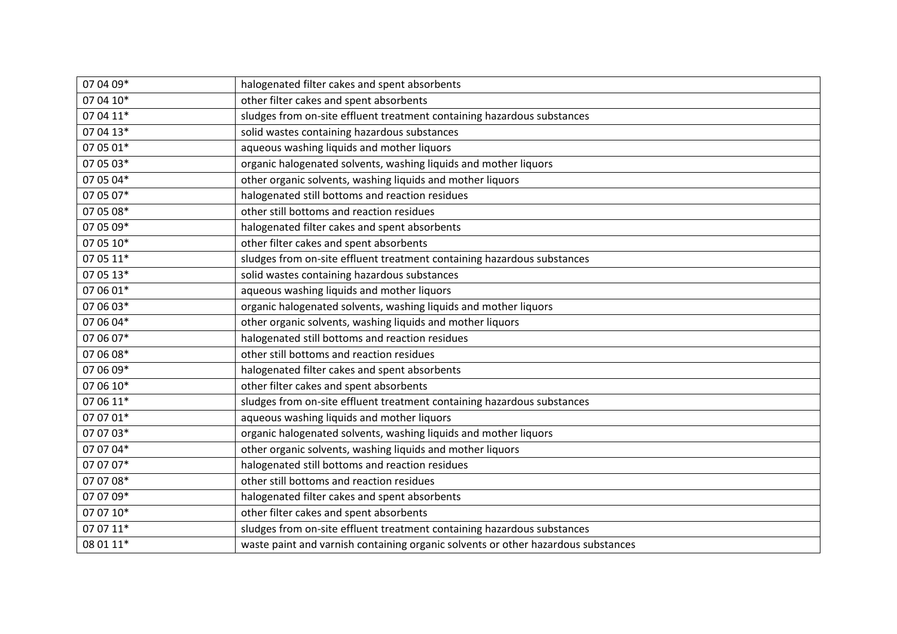| | |
|---|---|
| 07 04 09* | halogenated filter cakes and spent absorbents |
| 07 04 10* | other filter cakes and spent absorbents |
| 07 04 11* | sludges from on-site effluent treatment containing hazardous substances |
| 07 04 13* | solid wastes containing hazardous substances |
| 07 05 01* | aqueous washing liquids and mother liquors |
| 07 05 03* | organic halogenated solvents, washing liquids and mother liquors |
| 07 05 04* | other organic solvents, washing liquids and mother liquors |
| 07 05 07* | halogenated still bottoms and reaction residues |
| 07 05 08* | other still bottoms and reaction residues |
| 07 05 09* | halogenated filter cakes and spent absorbents |
| 07 05 10* | other filter cakes and spent absorbents |
| 07 05 11* | sludges from on-site effluent treatment containing hazardous substances |
| 07 05 13* | solid wastes containing hazardous substances |
| 07 06 01* | aqueous washing liquids and mother liquors |
| 07 06 03* | organic halogenated solvents, washing liquids and mother liquors |
| 07 06 04* | other organic solvents, washing liquids and mother liquors |
| 07 06 07* | halogenated still bottoms and reaction residues |
| 07 06 08* | other still bottoms and reaction residues |
| 07 06 09* | halogenated filter cakes and spent absorbents |
| 07 06 10* | other filter cakes and spent absorbents |
| 07 06 11* | sludges from on-site effluent treatment containing hazardous substances |
| 07 07 01* | aqueous washing liquids and mother liquors |
| 07 07 03* | organic halogenated solvents, washing liquids and mother liquors |
| 07 07 04* | other organic solvents, washing liquids and mother liquors |
| 07 07 07* | halogenated still bottoms and reaction residues |
| 07 07 08* | other still bottoms and reaction residues |
| 07 07 09* | halogenated filter cakes and spent absorbents |
| 07 07 10* | other filter cakes and spent absorbents |
| 07 07 11* | sludges from on-site effluent treatment containing hazardous substances |
| 08 01 11* | waste paint and varnish containing organic solvents or other hazardous substances |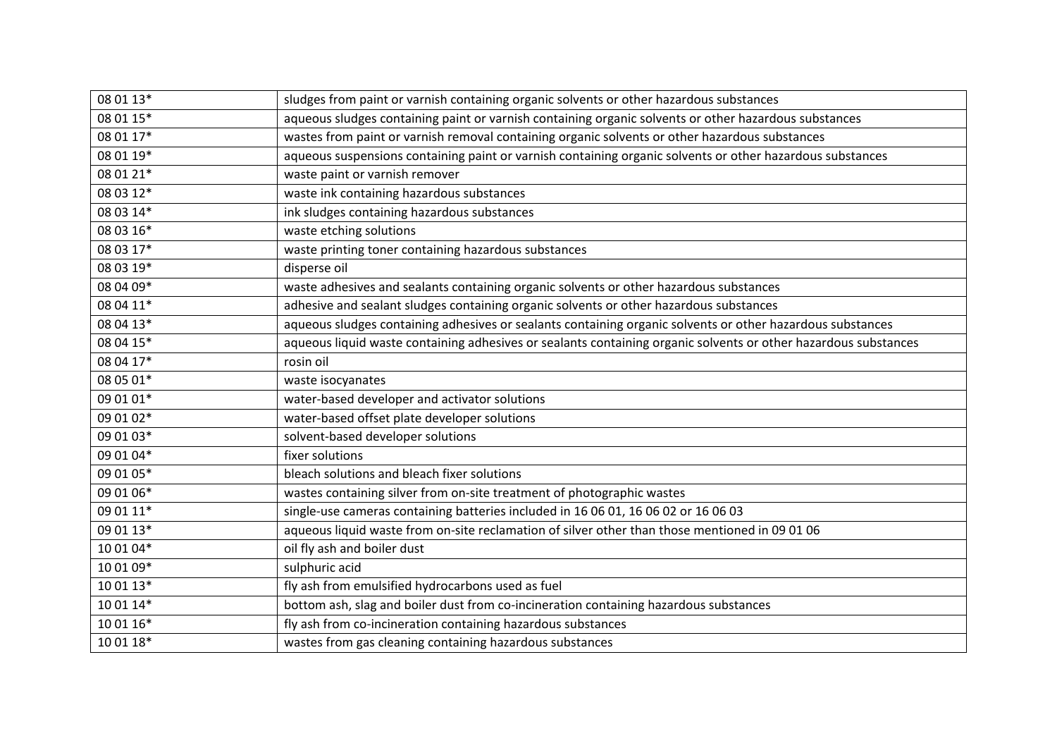| | |
|---|---|
| 08 01 13* | sludges from paint or varnish containing organic solvents or other hazardous substances |
| 08 01 15* | aqueous sludges containing paint or varnish containing organic solvents or other hazardous substances |
| 08 01 17* | wastes from paint or varnish removal containing organic solvents or other hazardous substances |
| 08 01 19* | aqueous suspensions containing paint or varnish containing organic solvents or other hazardous substances |
| 08 01 21* | waste paint or varnish remover |
| 08 03 12* | waste ink containing hazardous substances |
| 08 03 14* | ink sludges containing hazardous substances |
| 08 03 16* | waste etching solutions |
| 08 03 17* | waste printing toner containing hazardous substances |
| 08 03 19* | disperse oil |
| 08 04 09* | waste adhesives and sealants containing organic solvents or other hazardous substances |
| 08 04 11* | adhesive and sealant sludges containing organic solvents or other hazardous substances |
| 08 04 13* | aqueous sludges containing adhesives or sealants containing organic solvents or other hazardous substances |
| 08 04 15* | aqueous liquid waste containing adhesives or sealants containing organic solvents or other hazardous substances |
| 08 04 17* | rosin oil |
| 08 05 01* | waste isocyanates |
| 09 01 01* | water-based developer and activator solutions |
| 09 01 02* | water-based offset plate developer solutions |
| 09 01 03* | solvent-based developer solutions |
| 09 01 04* | fixer solutions |
| 09 01 05* | bleach solutions and bleach fixer solutions |
| 09 01 06* | wastes containing silver from on-site treatment of photographic wastes |
| 09 01 11* | single-use cameras containing batteries included in 16 06 01, 16 06 02 or 16 06 03 |
| 09 01 13* | aqueous liquid waste from on-site reclamation of silver other than those mentioned in 09 01 06 |
| 10 01 04* | oil fly ash and boiler dust |
| 10 01 09* | sulphuric acid |
| 10 01 13* | fly ash from emulsified hydrocarbons used as fuel |
| 10 01 14* | bottom ash, slag and boiler dust from co-incineration containing hazardous substances |
| 10 01 16* | fly ash from co-incineration containing hazardous substances |
| 10 01 18* | wastes from gas cleaning containing hazardous substances |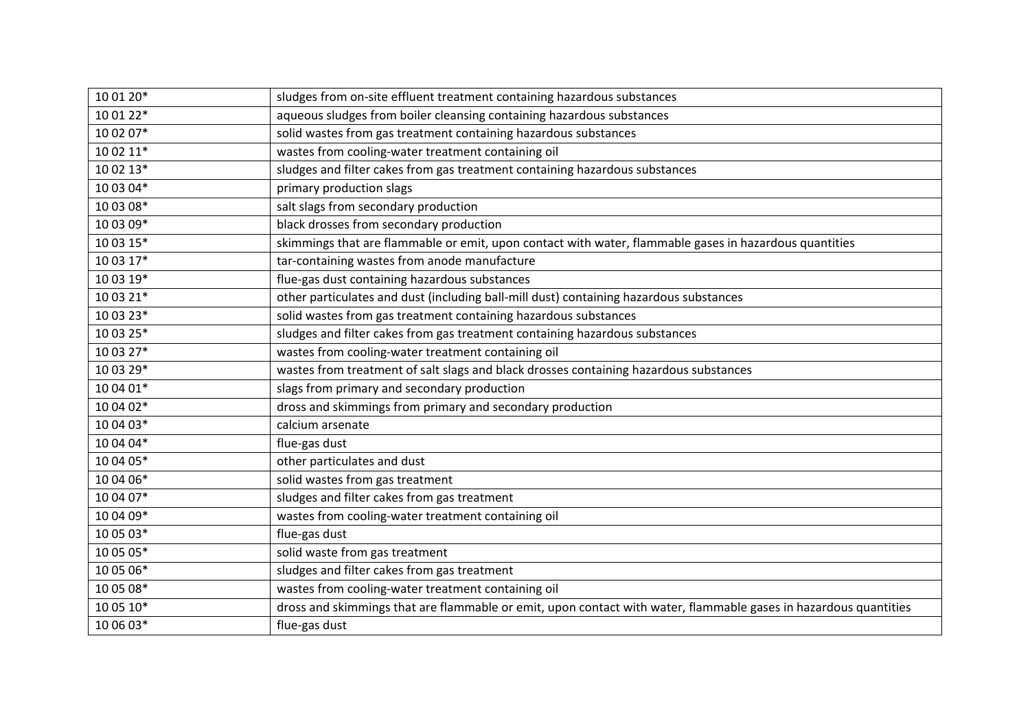| 10 01 20* | sludges from on-site effluent treatment containing hazardous substances |
|---|---|
| 10 01 22* | aqueous sludges from boiler cleansing containing hazardous substances |
| 10 02 07* | solid wastes from gas treatment containing hazardous substances |
| 10 02 11* | wastes from cooling-water treatment containing oil |
| 10 02 13* | sludges and filter cakes from gas treatment containing hazardous substances |
| 10 03 04* | primary production slags |
| 10 03 08* | salt slags from secondary production |
| 10 03 09* | black drosses from secondary production |
| 10 03 15* | skimmings that are flammable or emit, upon contact with water, flammable gases in hazardous quantities |
| 10 03 17* | tar-containing wastes from anode manufacture |
| 10 03 19* | flue-gas dust containing hazardous substances |
| 10 03 21* | other particulates and dust (including ball-mill dust) containing hazardous substances |
| 10 03 23* | solid wastes from gas treatment containing hazardous substances |
| 10 03 25* | sludges and filter cakes from gas treatment containing hazardous substances |
| 10 03 27* | wastes from cooling-water treatment containing oil |
| 10 03 29* | wastes from treatment of salt slags and black drosses containing hazardous substances |
| 10 04 01* | slags from primary and secondary production |
| 10 04 02* | dross and skimmings from primary and secondary production |
| 10 04 03* | calcium arsenate |
| 10 04 04* | flue-gas dust |
| 10 04 05* | other particulates and dust |
| 10 04 06* | solid wastes from gas treatment |
| 10 04 07* | sludges and filter cakes from gas treatment |
| 10 04 09* | wastes from cooling-water treatment containing oil |
| 10 05 03* | flue-gas dust |
| 10 05 05* | solid waste from gas treatment |
| 10 05 06* | sludges and filter cakes from gas treatment |
| 10 05 08* | wastes from cooling-water treatment containing oil |
| 10 05 10* | dross and skimmings that are flammable or emit, upon contact with water, flammable gases in hazardous quantities |
| 10 06 03* | flue-gas dust |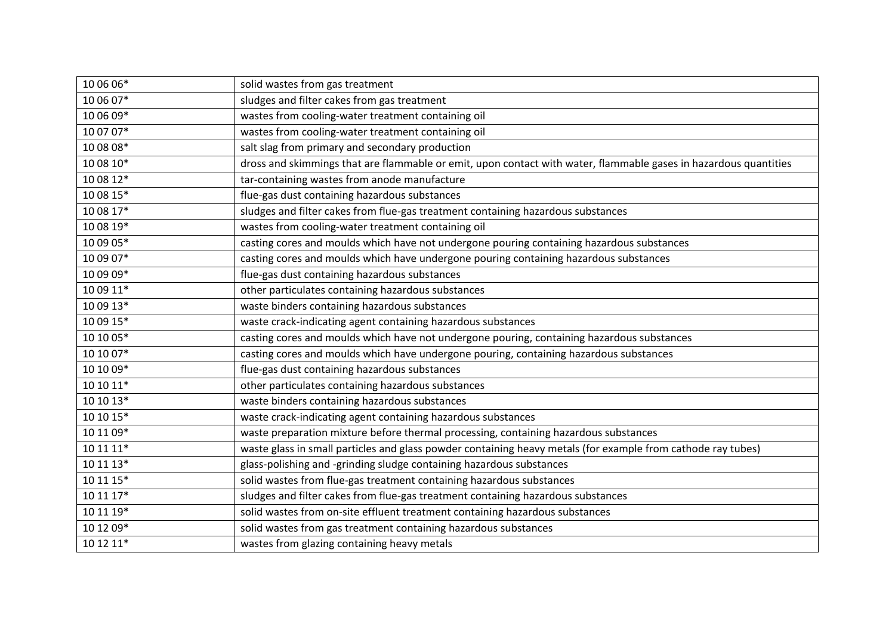| | |
|---|---|
| 10 06 06* | solid wastes from gas treatment |
| 10 06 07* | sludges and filter cakes from gas treatment |
| 10 06 09* | wastes from cooling-water treatment containing oil |
| 10 07 07* | wastes from cooling-water treatment containing oil |
| 10 08 08* | salt slag from primary and secondary production |
| 10 08 10* | dross and skimmings that are flammable or emit, upon contact with water, flammable gases in hazardous quantities |
| 10 08 12* | tar-containing wastes from anode manufacture |
| 10 08 15* | flue-gas dust containing hazardous substances |
| 10 08 17* | sludges and filter cakes from flue-gas treatment containing hazardous substances |
| 10 08 19* | wastes from cooling-water treatment containing oil |
| 10 09 05* | casting cores and moulds which have not undergone pouring containing hazardous substances |
| 10 09 07* | casting cores and moulds which have undergone pouring containing hazardous substances |
| 10 09 09* | flue-gas dust containing hazardous substances |
| 10 09 11* | other particulates containing hazardous substances |
| 10 09 13* | waste binders containing hazardous substances |
| 10 09 15* | waste crack-indicating agent containing hazardous substances |
| 10 10 05* | casting cores and moulds which have not undergone pouring, containing hazardous substances |
| 10 10 07* | casting cores and moulds which have undergone pouring, containing hazardous substances |
| 10 10 09* | flue-gas dust containing hazardous substances |
| 10 10 11* | other particulates containing hazardous substances |
| 10 10 13* | waste binders containing hazardous substances |
| 10 10 15* | waste crack-indicating agent containing hazardous substances |
| 10 11 09* | waste preparation mixture before thermal processing, containing hazardous substances |
| 10 11 11* | waste glass in small particles and glass powder containing heavy metals (for example from cathode ray tubes) |
| 10 11 13* | glass-polishing and -grinding sludge containing hazardous substances |
| 10 11 15* | solid wastes from flue-gas treatment containing hazardous substances |
| 10 11 17* | sludges and filter cakes from flue-gas treatment containing hazardous substances |
| 10 11 19* | solid wastes from on-site effluent treatment containing hazardous substances |
| 10 12 09* | solid wastes from gas treatment containing hazardous substances |
| 10 12 11* | wastes from glazing containing heavy metals |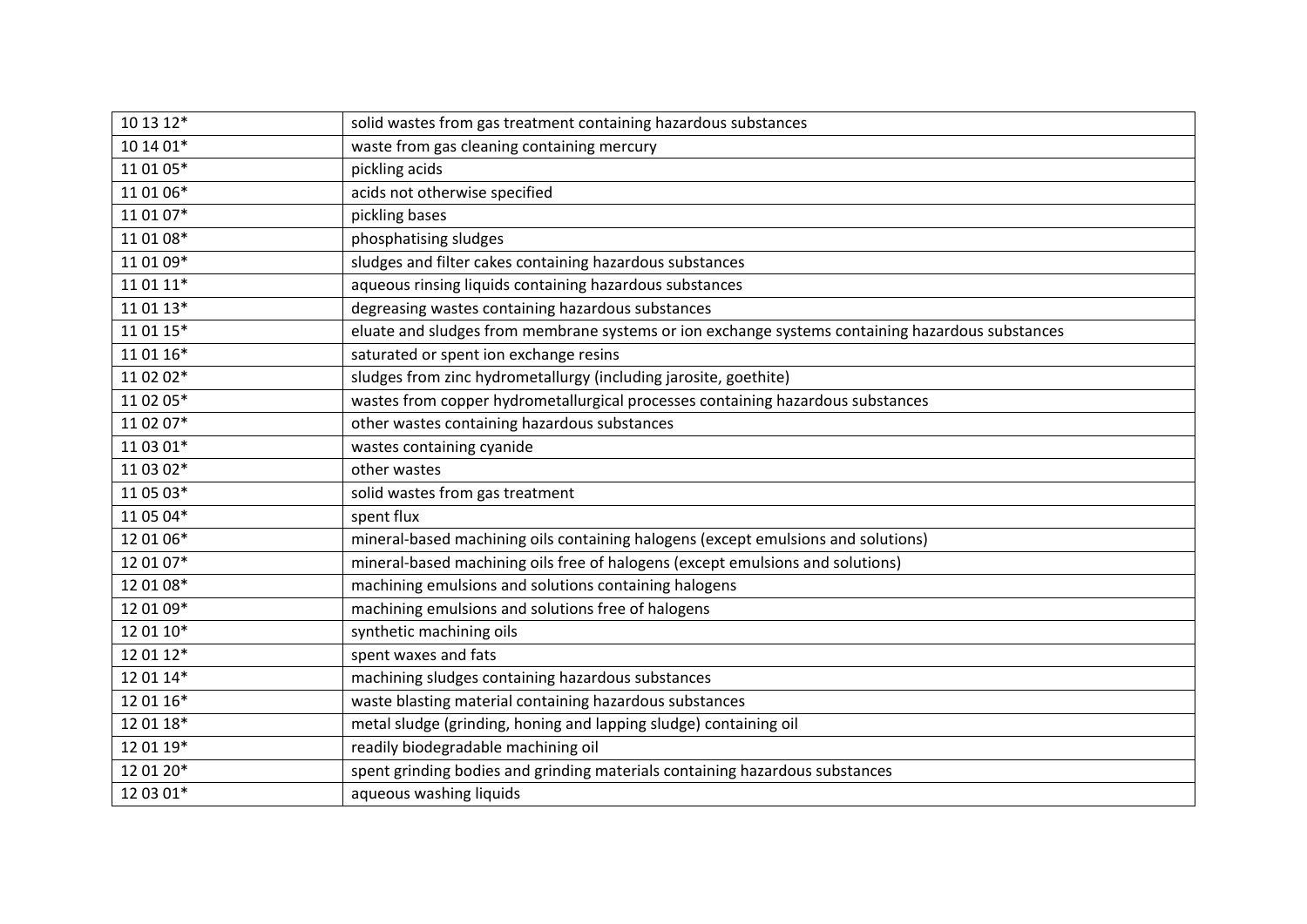| | |
|---|---|
| 10 13 12* | solid wastes from gas treatment containing hazardous substances |
| 10 14 01* | waste from gas cleaning containing mercury |
| 11 01 05* | pickling acids |
| 11 01 06* | acids not otherwise specified |
| 11 01 07* | pickling bases |
| 11 01 08* | phosphatising sludges |
| 11 01 09* | sludges and filter cakes containing hazardous substances |
| 11 01 11* | aqueous rinsing liquids containing hazardous substances |
| 11 01 13* | degreasing wastes containing hazardous substances |
| 11 01 15* | eluate and sludges from membrane systems or ion exchange systems containing hazardous substances |
| 11 01 16* | saturated or spent ion exchange resins |
| 11 02 02* | sludges from zinc hydrometallurgy (including jarosite, goethite) |
| 11 02 05* | wastes from copper hydrometallurgical processes containing hazardous substances |
| 11 02 07* | other wastes containing hazardous substances |
| 11 03 01* | wastes containing cyanide |
| 11 03 02* | other wastes |
| 11 05 03* | solid wastes from gas treatment |
| 11 05 04* | spent flux |
| 12 01 06* | mineral-based machining oils containing halogens (except emulsions and solutions) |
| 12 01 07* | mineral-based machining oils free of halogens (except emulsions and solutions) |
| 12 01 08* | machining emulsions and solutions containing halogens |
| 12 01 09* | machining emulsions and solutions free of halogens |
| 12 01 10* | synthetic machining oils |
| 12 01 12* | spent waxes and fats |
| 12 01 14* | machining sludges containing hazardous substances |
| 12 01 16* | waste blasting material containing hazardous substances |
| 12 01 18* | metal sludge (grinding, honing and lapping sludge) containing oil |
| 12 01 19* | readily biodegradable machining oil |
| 12 01 20* | spent grinding bodies and grinding materials containing hazardous substances |
| 12 03 01* | aqueous washing liquids |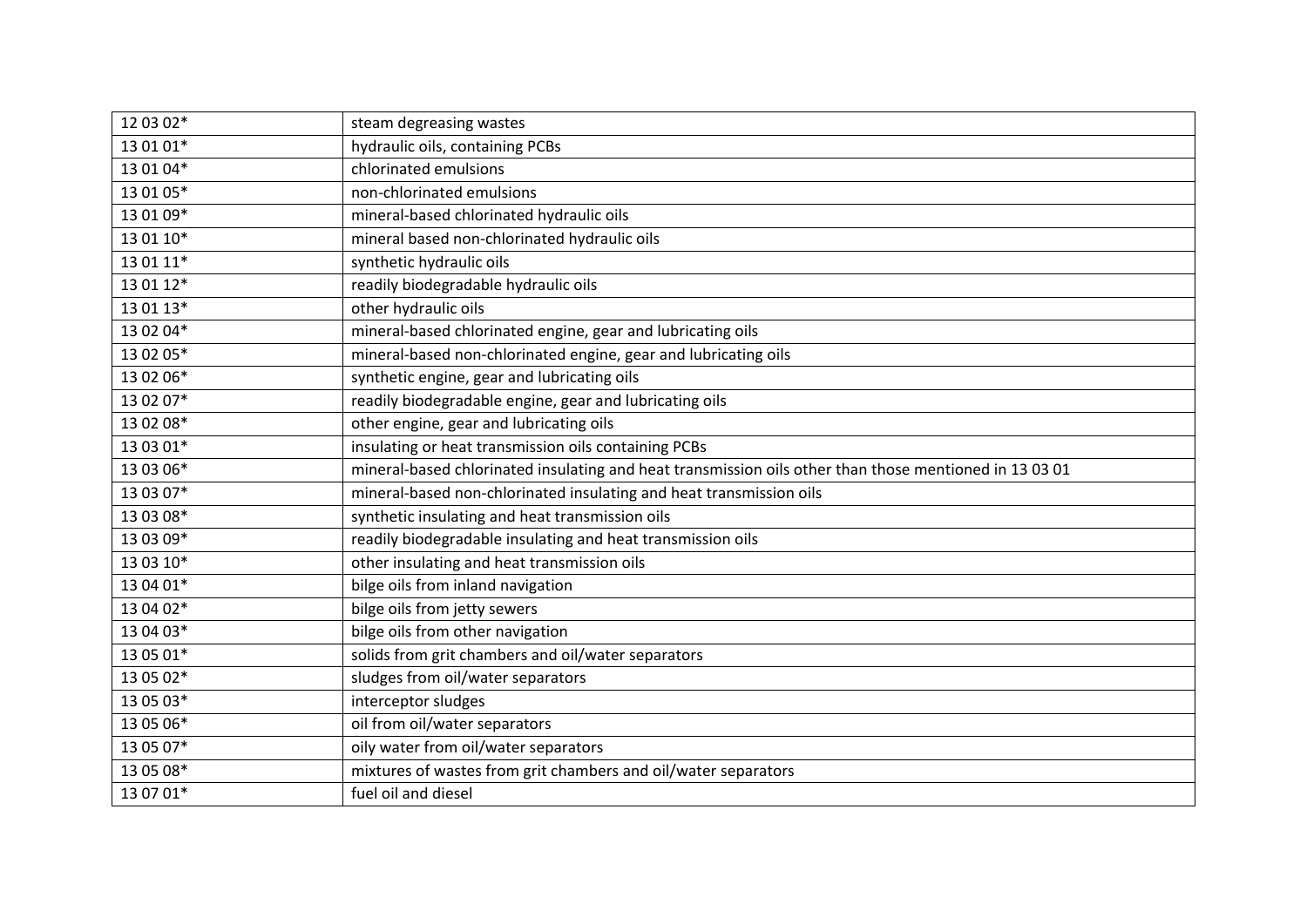| 12 03 02* | steam degreasing wastes |
| --- | --- |
| 13 01 01* | hydraulic oils, containing PCBs |
| 13 01 04* | chlorinated emulsions |
| 13 01 05* | non-chlorinated emulsions |
| 13 01 09* | mineral-based chlorinated hydraulic oils |
| 13 01 10* | mineral based non-chlorinated hydraulic oils |
| 13 01 11* | synthetic hydraulic oils |
| 13 01 12* | readily biodegradable hydraulic oils |
| 13 01 13* | other hydraulic oils |
| 13 02 04* | mineral-based chlorinated engine, gear and lubricating oils |
| 13 02 05* | mineral-based non-chlorinated engine, gear and lubricating oils |
| 13 02 06* | synthetic engine, gear and lubricating oils |
| 13 02 07* | readily biodegradable engine, gear and lubricating oils |
| 13 02 08* | other engine, gear and lubricating oils |
| 13 03 01* | insulating or heat transmission oils containing PCBs |
| 13 03 06* | mineral-based chlorinated insulating and heat transmission oils other than those mentioned in 13 03 01 |
| 13 03 07* | mineral-based non-chlorinated insulating and heat transmission oils |
| 13 03 08* | synthetic insulating and heat transmission oils |
| 13 03 09* | readily biodegradable insulating and heat transmission oils |
| 13 03 10* | other insulating and heat transmission oils |
| 13 04 01* | bilge oils from inland navigation |
| 13 04 02* | bilge oils from jetty sewers |
| 13 04 03* | bilge oils from other navigation |
| 13 05 01* | solids from grit chambers and oil/water separators |
| 13 05 02* | sludges from oil/water separators |
| 13 05 03* | interceptor sludges |
| 13 05 06* | oil from oil/water separators |
| 13 05 07* | oily water from oil/water separators |
| 13 05 08* | mixtures of wastes from grit chambers and oil/water separators |
| 13 07 01* | fuel oil and diesel |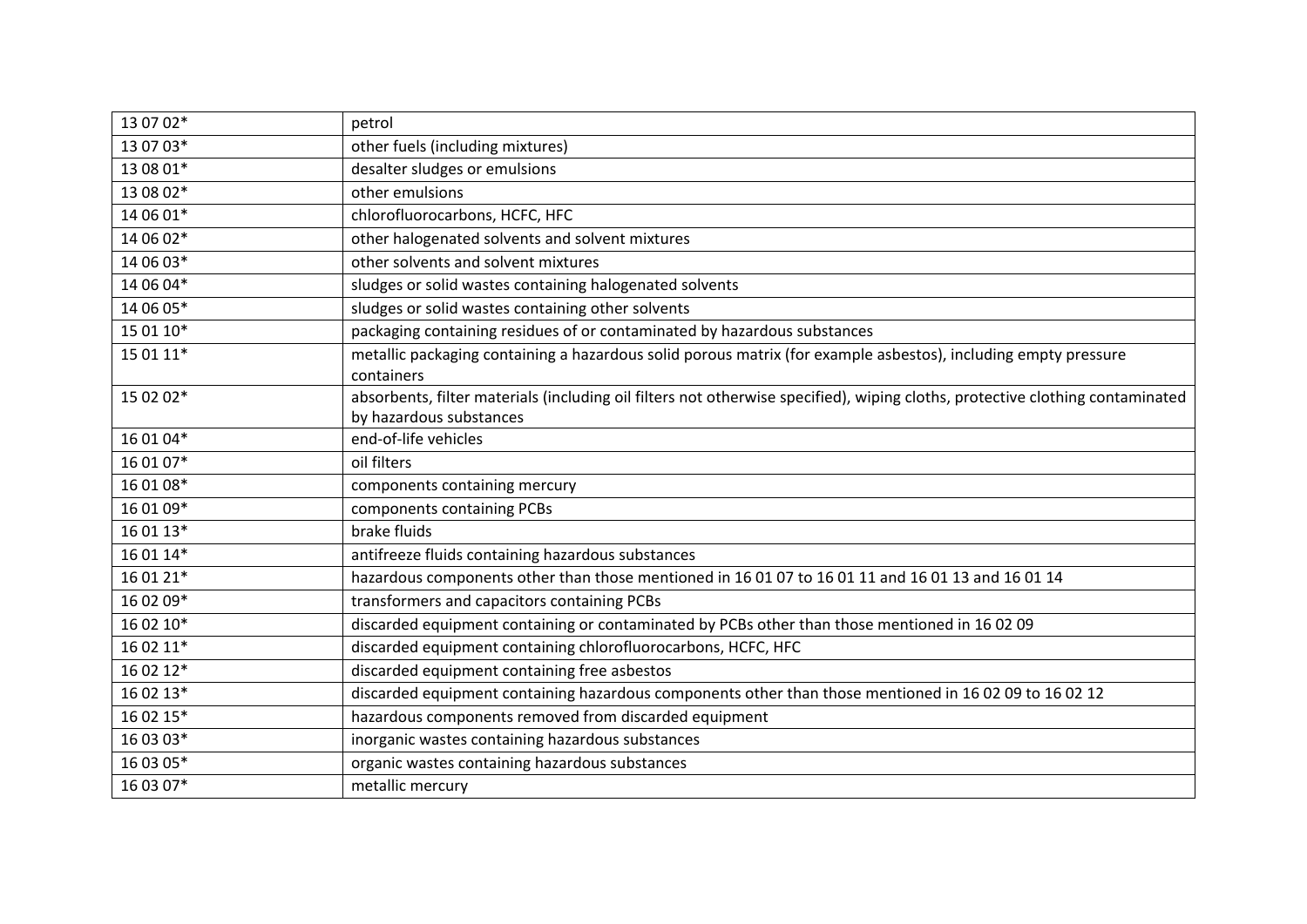| 13 07 02* | petrol |
|---|---|
| 13 07 03* | other fuels (including mixtures) |
| 13 08 01* | desalter sludges or emulsions |
| 13 08 02* | other emulsions |
| 14 06 01* | chlorofluorocarbons, HCFC, HFC |
| 14 06 02* | other halogenated solvents and solvent mixtures |
| 14 06 03* | other solvents and solvent mixtures |
| 14 06 04* | sludges or solid wastes containing halogenated solvents |
| 14 06 05* | sludges or solid wastes containing other solvents |
| 15 01 10* | packaging containing residues of or contaminated by hazardous substances |
| 15 01 11* | metallic packaging containing a hazardous solid porous matrix (for example asbestos), including empty pressure containers |
| 15 02 02* | absorbents, filter materials (including oil filters not otherwise specified), wiping cloths, protective clothing contaminated by hazardous substances |
| 16 01 04* | end-of-life vehicles |
| 16 01 07* | oil filters |
| 16 01 08* | components containing mercury |
| 16 01 09* | components containing PCBs |
| 16 01 13* | brake fluids |
| 16 01 14* | antifreeze fluids containing hazardous substances |
| 16 01 21* | hazardous components other than those mentioned in 16 01 07 to 16 01 11 and 16 01 13 and 16 01 14 |
| 16 02 09* | transformers and capacitors containing PCBs |
| 16 02 10* | discarded equipment containing or contaminated by PCBs other than those mentioned in 16 02 09 |
| 16 02 11* | discarded equipment containing chlorofluorocarbons, HCFC, HFC |
| 16 02 12* | discarded equipment containing free asbestos |
| 16 02 13* | discarded equipment containing hazardous components other than those mentioned in 16 02 09 to 16 02 12 |
| 16 02 15* | hazardous components removed from discarded equipment |
| 16 03 03* | inorganic wastes containing hazardous substances |
| 16 03 05* | organic wastes containing hazardous substances |
| 16 03 07* | metallic mercury |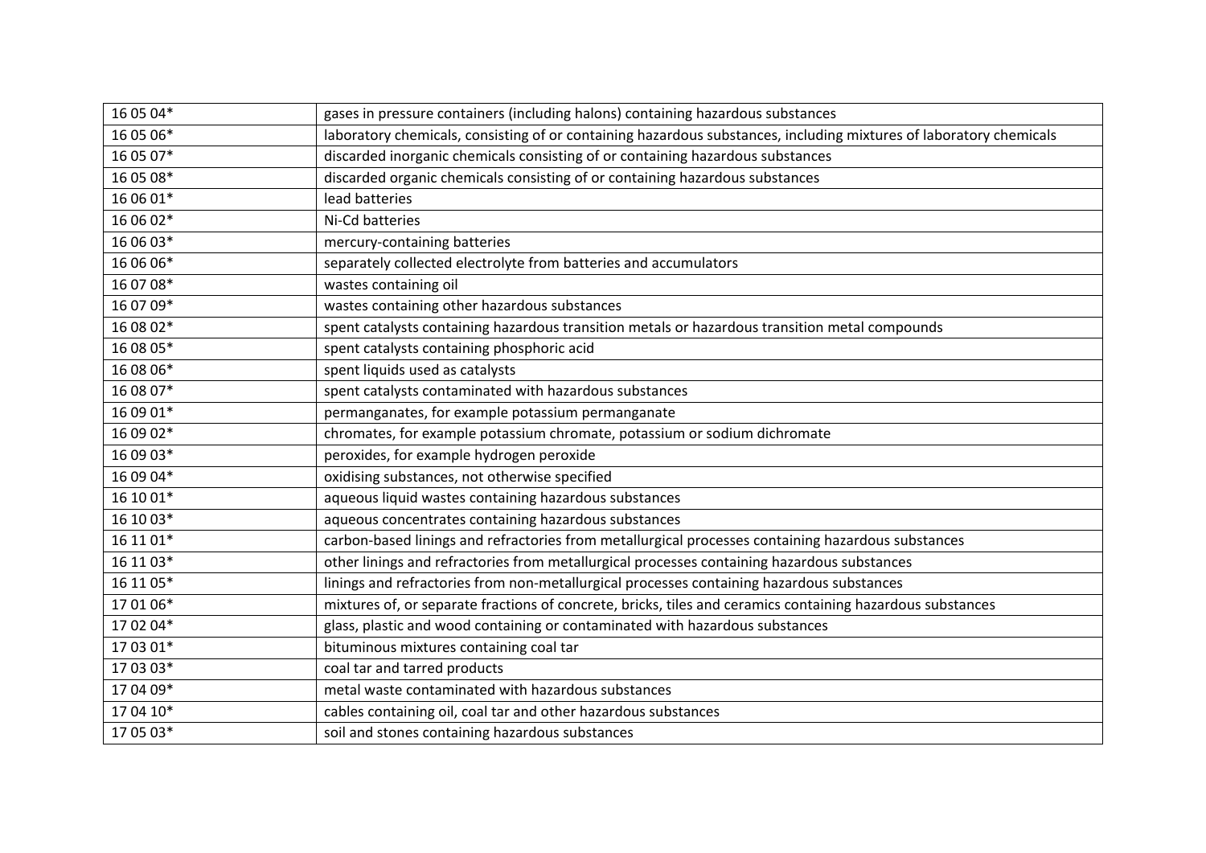| 16 05 04* | gases in pressure containers (including halons) containing hazardous substances |
|---|---|
| 16 05 06* | laboratory chemicals, consisting of or containing hazardous substances, including mixtures of laboratory chemicals |
| 16 05 07* | discarded inorganic chemicals consisting of or containing hazardous substances |
| 16 05 08* | discarded organic chemicals consisting of or containing hazardous substances |
| 16 06 01* | lead batteries |
| 16 06 02* | Ni-Cd batteries |
| 16 06 03* | mercury-containing batteries |
| 16 06 06* | separately collected electrolyte from batteries and accumulators |
| 16 07 08* | wastes containing oil |
| 16 07 09* | wastes containing other hazardous substances |
| 16 08 02* | spent catalysts containing hazardous transition metals or hazardous transition metal compounds |
| 16 08 05* | spent catalysts containing phosphoric acid |
| 16 08 06* | spent liquids used as catalysts |
| 16 08 07* | spent catalysts contaminated with hazardous substances |
| 16 09 01* | permanganates, for example potassium permanganate |
| 16 09 02* | chromates, for example potassium chromate, potassium or sodium dichromate |
| 16 09 03* | peroxides, for example hydrogen peroxide |
| 16 09 04* | oxidising substances, not otherwise specified |
| 16 10 01* | aqueous liquid wastes containing hazardous substances |
| 16 10 03* | aqueous concentrates containing hazardous substances |
| 16 11 01* | carbon-based linings and refractories from metallurgical processes containing hazardous substances |
| 16 11 03* | other linings and refractories from metallurgical processes containing hazardous substances |
| 16 11 05* | linings and refractories from non-metallurgical processes containing hazardous substances |
| 17 01 06* | mixtures of, or separate fractions of concrete, bricks, tiles and ceramics containing hazardous substances |
| 17 02 04* | glass, plastic and wood containing or contaminated with hazardous substances |
| 17 03 01* | bituminous mixtures containing coal tar |
| 17 03 03* | coal tar and tarred products |
| 17 04 09* | metal waste contaminated with hazardous substances |
| 17 04 10* | cables containing oil, coal tar and other hazardous substances |
| 17 05 03* | soil and stones containing hazardous substances |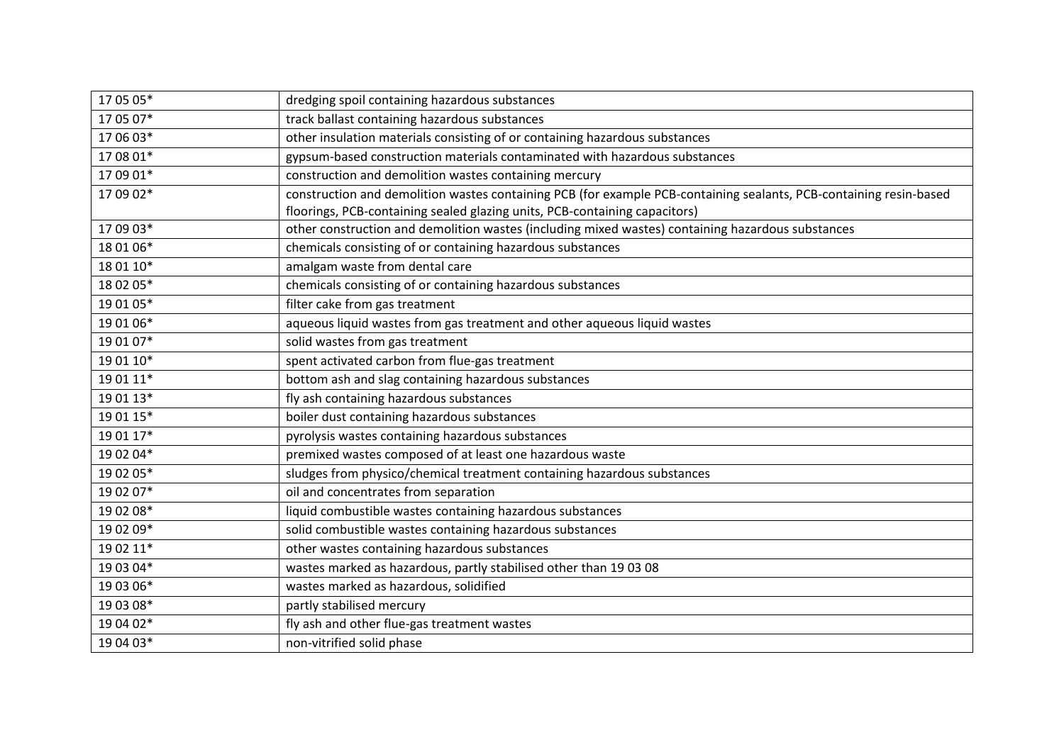| 17 05 05* | dredging spoil containing hazardous substances |
|---|---|
| 17 05 07* | track ballast containing hazardous substances |
| 17 06 03* | other insulation materials consisting of or containing hazardous substances |
| 17 08 01* | gypsum-based construction materials contaminated with hazardous substances |
| 17 09 01* | construction and demolition wastes containing mercury |
| 17 09 02* | construction and demolition wastes containing PCB (for example PCB-containing sealants, PCB-containing resin-based floorings, PCB-containing sealed glazing units, PCB-containing capacitors) |
| 17 09 03* | other construction and demolition wastes (including mixed wastes) containing hazardous substances |
| 18 01 06* | chemicals consisting of or containing hazardous substances |
| 18 01 10* | amalgam waste from dental care |
| 18 02 05* | chemicals consisting of or containing hazardous substances |
| 19 01 05* | filter cake from gas treatment |
| 19 01 06* | aqueous liquid wastes from gas treatment and other aqueous liquid wastes |
| 19 01 07* | solid wastes from gas treatment |
| 19 01 10* | spent activated carbon from flue-gas treatment |
| 19 01 11* | bottom ash and slag containing hazardous substances |
| 19 01 13* | fly ash containing hazardous substances |
| 19 01 15* | boiler dust containing hazardous substances |
| 19 01 17* | pyrolysis wastes containing hazardous substances |
| 19 02 04* | premixed wastes composed of at least one hazardous waste |
| 19 02 05* | sludges from physico/chemical treatment containing hazardous substances |
| 19 02 07* | oil and concentrates from separation |
| 19 02 08* | liquid combustible wastes containing hazardous substances |
| 19 02 09* | solid combustible wastes containing hazardous substances |
| 19 02 11* | other wastes containing hazardous substances |
| 19 03 04* | wastes marked as hazardous, partly stabilised other than 19 03 08 |
| 19 03 06* | wastes marked as hazardous, solidified |
| 19 03 08* | partly stabilised mercury |
| 19 04 02* | fly ash and other flue-gas treatment wastes |
| 19 04 03* | non-vitrified solid phase |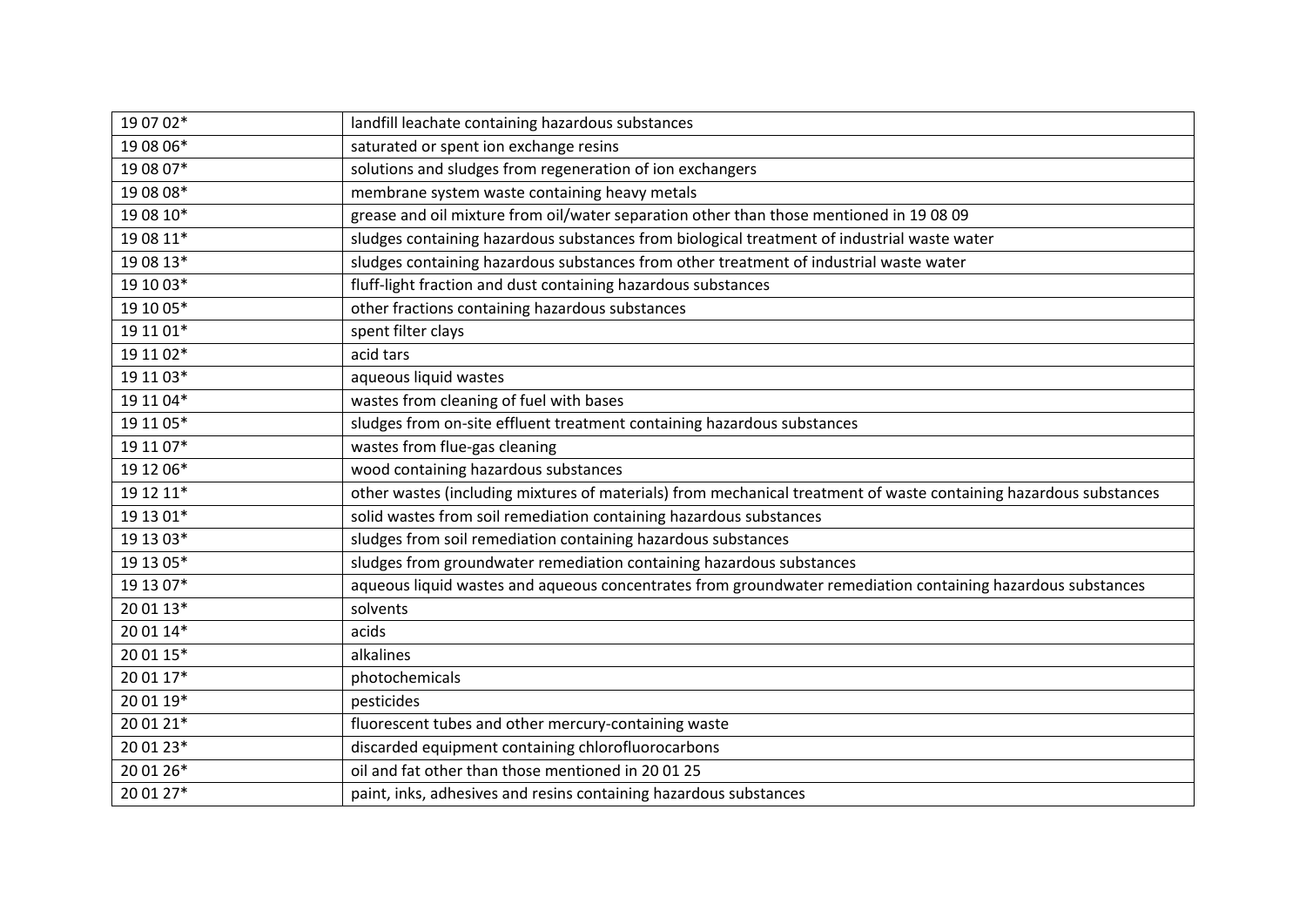| 19 07 02* | landfill leachate containing hazardous substances |
|---|---|
| 19 08 06* | saturated or spent ion exchange resins |
| 19 08 07* | solutions and sludges from regeneration of ion exchangers |
| 19 08 08* | membrane system waste containing heavy metals |
| 19 08 10* | grease and oil mixture from oil/water separation other than those mentioned in 19 08 09 |
| 19 08 11* | sludges containing hazardous substances from biological treatment of industrial waste water |
| 19 08 13* | sludges containing hazardous substances from other treatment of industrial waste water |
| 19 10 03* | fluff-light fraction and dust containing hazardous substances |
| 19 10 05* | other fractions containing hazardous substances |
| 19 11 01* | spent filter clays |
| 19 11 02* | acid tars |
| 19 11 03* | aqueous liquid wastes |
| 19 11 04* | wastes from cleaning of fuel with bases |
| 19 11 05* | sludges from on-site effluent treatment containing hazardous substances |
| 19 11 07* | wastes from flue-gas cleaning |
| 19 12 06* | wood containing hazardous substances |
| 19 12 11* | other wastes (including mixtures of materials) from mechanical treatment of waste containing hazardous substances |
| 19 13 01* | solid wastes from soil remediation containing hazardous substances |
| 19 13 03* | sludges from soil remediation containing hazardous substances |
| 19 13 05* | sludges from groundwater remediation containing hazardous substances |
| 19 13 07* | aqueous liquid wastes and aqueous concentrates from groundwater remediation containing hazardous substances |
| 20 01 13* | solvents |
| 20 01 14* | acids |
| 20 01 15* | alkalines |
| 20 01 17* | photochemicals |
| 20 01 19* | pesticides |
| 20 01 21* | fluorescent tubes and other mercury-containing waste |
| 20 01 23* | discarded equipment containing chlorofluorocarbons |
| 20 01 26* | oil and fat other than those mentioned in 20 01 25 |
| 20 01 27* | paint, inks, adhesives and resins containing hazardous substances |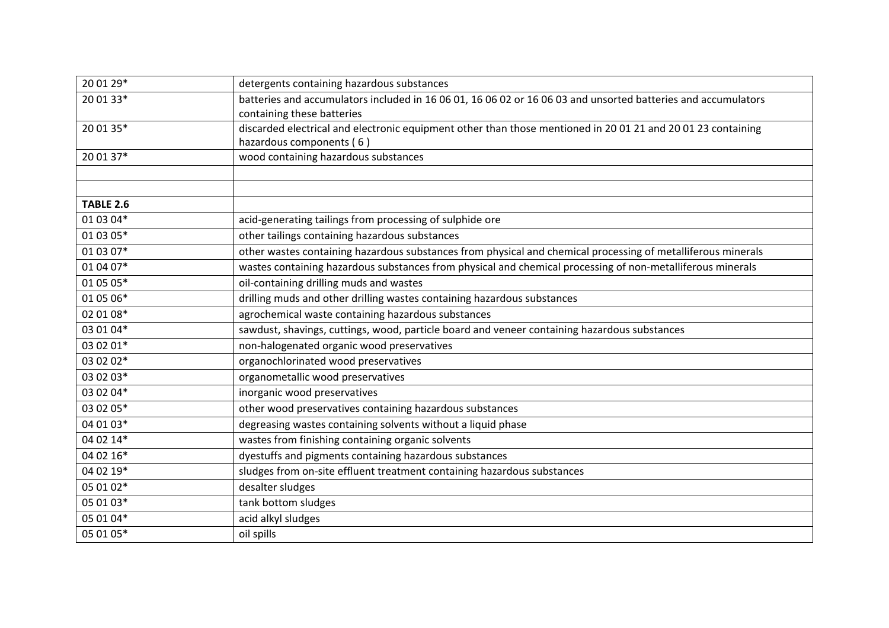| | |
|---|---|
| 20 01 29* | detergents containing hazardous substances |
| 20 01 33* | batteries and accumulators included in 16 06 01, 16 06 02 or 16 06 03 and unsorted batteries and accumulators containing these batteries |
| 20 01 35* | discarded electrical and electronic equipment other than those mentioned in 20 01 21 and 20 01 23 containing hazardous components ( 6 ) |
| 20 01 37* | wood containing hazardous substances |
| | |
| | |
| **TABLE 2.6** | |
| 01 03 04* | acid-generating tailings from processing of sulphide ore |
| 01 03 05* | other tailings containing hazardous substances |
| 01 03 07* | other wastes containing hazardous substances from physical and chemical processing of metalliferous minerals |
| 01 04 07* | wastes containing hazardous substances from physical and chemical processing of non-metalliferous minerals |
| 01 05 05* | oil-containing drilling muds and wastes |
| 01 05 06* | drilling muds and other drilling wastes containing hazardous substances |
| 02 01 08* | agrochemical waste containing hazardous substances |
| 03 01 04* | sawdust, shavings, cuttings, wood, particle board and veneer containing hazardous substances |
| 03 02 01* | non-halogenated organic wood preservatives |
| 03 02 02* | organochlorinated wood preservatives |
| 03 02 03* | organometallic wood preservatives |
| 03 02 04* | inorganic wood preservatives |
| 03 02 05* | other wood preservatives containing hazardous substances |
| 04 01 03* | degreasing wastes containing solvents without a liquid phase |
| 04 02 14* | wastes from finishing containing organic solvents |
| 04 02 16* | dyestuffs and pigments containing hazardous substances |
| 04 02 19* | sludges from on-site effluent treatment containing hazardous substances |
| 05 01 02* | desalter sludges |
| 05 01 03* | tank bottom sludges |
| 05 01 04* | acid alkyl sludges |
| 05 01 05* | oil spills |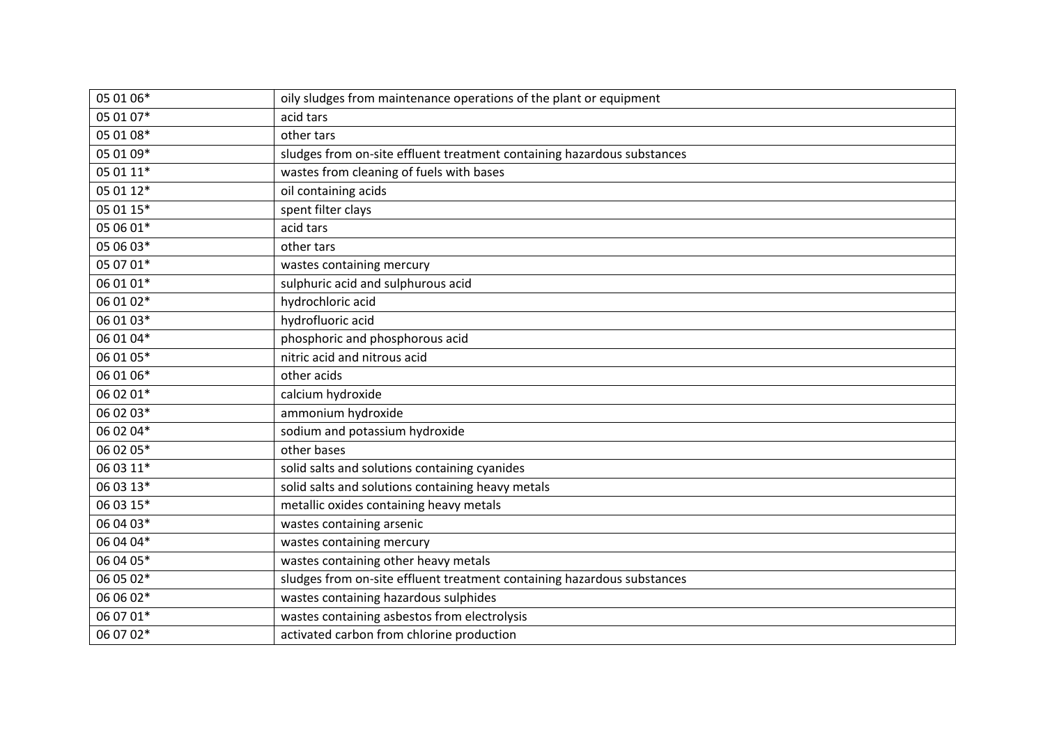| 05 01 06* | oily sludges from maintenance operations of the plant or equipment |
|---|---|
| 05 01 07* | acid tars |
| 05 01 08* | other tars |
| 05 01 09* | sludges from on-site effluent treatment containing hazardous substances |
| 05 01 11* | wastes from cleaning of fuels with bases |
| 05 01 12* | oil containing acids |
| 05 01 15* | spent filter clays |
| 05 06 01* | acid tars |
| 05 06 03* | other tars |
| 05 07 01* | wastes containing mercury |
| 06 01 01* | sulphuric acid and sulphurous acid |
| 06 01 02* | hydrochloric acid |
| 06 01 03* | hydrofluoric acid |
| 06 01 04* | phosphoric and phosphorous acid |
| 06 01 05* | nitric acid and nitrous acid |
| 06 01 06* | other acids |
| 06 02 01* | calcium hydroxide |
| 06 02 03* | ammonium hydroxide |
| 06 02 04* | sodium and potassium hydroxide |
| 06 02 05* | other bases |
| 06 03 11* | solid salts and solutions containing cyanides |
| 06 03 13* | solid salts and solutions containing heavy metals |
| 06 03 15* | metallic oxides containing heavy metals |
| 06 04 03* | wastes containing arsenic |
| 06 04 04* | wastes containing mercury |
| 06 04 05* | wastes containing other heavy metals |
| 06 05 02* | sludges from on-site effluent treatment containing hazardous substances |
| 06 06 02* | wastes containing hazardous sulphides |
| 06 07 01* | wastes containing asbestos from electrolysis |
| 06 07 02* | activated carbon from chlorine production |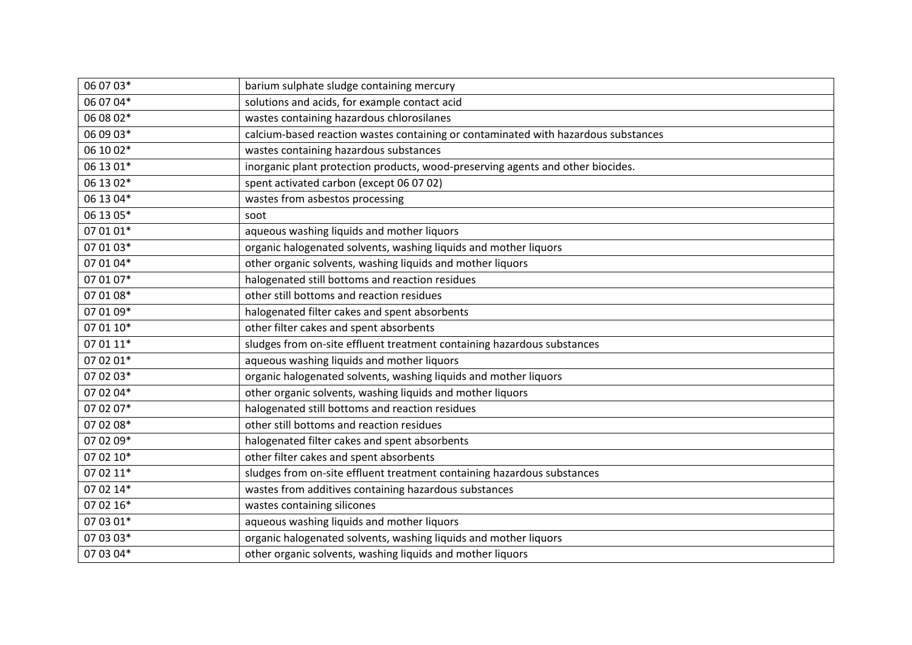| | |
|---|---|
| 06 07 03* | barium sulphate sludge containing mercury |
| 06 07 04* | solutions and acids, for example contact acid |
| 06 08 02* | wastes containing hazardous chlorosilanes |
| 06 09 03* | calcium-based reaction wastes containing or contaminated with hazardous substances |
| 06 10 02* | wastes containing hazardous substances |
| 06 13 01* | inorganic plant protection products, wood-preserving agents and other biocides. |
| 06 13 02* | spent activated carbon (except 06 07 02) |
| 06 13 04* | wastes from asbestos processing |
| 06 13 05* | soot |
| 07 01 01* | aqueous washing liquids and mother liquors |
| 07 01 03* | organic halogenated solvents, washing liquids and mother liquors |
| 07 01 04* | other organic solvents, washing liquids and mother liquors |
| 07 01 07* | halogenated still bottoms and reaction residues |
| 07 01 08* | other still bottoms and reaction residues |
| 07 01 09* | halogenated filter cakes and spent absorbents |
| 07 01 10* | other filter cakes and spent absorbents |
| 07 01 11* | sludges from on-site effluent treatment containing hazardous substances |
| 07 02 01* | aqueous washing liquids and mother liquors |
| 07 02 03* | organic halogenated solvents, washing liquids and mother liquors |
| 07 02 04* | other organic solvents, washing liquids and mother liquors |
| 07 02 07* | halogenated still bottoms and reaction residues |
| 07 02 08* | other still bottoms and reaction residues |
| 07 02 09* | halogenated filter cakes and spent absorbents |
| 07 02 10* | other filter cakes and spent absorbents |
| 07 02 11* | sludges from on-site effluent treatment containing hazardous substances |
| 07 02 14* | wastes from additives containing hazardous substances |
| 07 02 16* | wastes containing silicones |
| 07 03 01* | aqueous washing liquids and mother liquors |
| 07 03 03* | organic halogenated solvents, washing liquids and mother liquors |
| 07 03 04* | other organic solvents, washing liquids and mother liquors |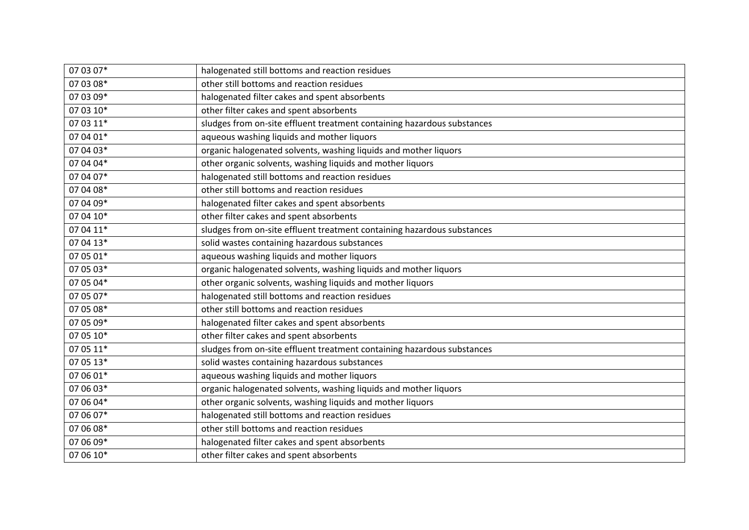| 07 03 07* | halogenated still bottoms and reaction residues |
|---|---|
| 07 03 08* | other still bottoms and reaction residues |
| 07 03 09* | halogenated filter cakes and spent absorbents |
| 07 03 10* | other filter cakes and spent absorbents |
| 07 03 11* | sludges from on-site effluent treatment containing hazardous substances |
| 07 04 01* | aqueous washing liquids and mother liquors |
| 07 04 03* | organic halogenated solvents, washing liquids and mother liquors |
| 07 04 04* | other organic solvents, washing liquids and mother liquors |
| 07 04 07* | halogenated still bottoms and reaction residues |
| 07 04 08* | other still bottoms and reaction residues |
| 07 04 09* | halogenated filter cakes and spent absorbents |
| 07 04 10* | other filter cakes and spent absorbents |
| 07 04 11* | sludges from on-site effluent treatment containing hazardous substances |
| 07 04 13* | solid wastes containing hazardous substances |
| 07 05 01* | aqueous washing liquids and mother liquors |
| 07 05 03* | organic halogenated solvents, washing liquids and mother liquors |
| 07 05 04* | other organic solvents, washing liquids and mother liquors |
| 07 05 07* | halogenated still bottoms and reaction residues |
| 07 05 08* | other still bottoms and reaction residues |
| 07 05 09* | halogenated filter cakes and spent absorbents |
| 07 05 10* | other filter cakes and spent absorbents |
| 07 05 11* | sludges from on-site effluent treatment containing hazardous substances |
| 07 05 13* | solid wastes containing hazardous substances |
| 07 06 01* | aqueous washing liquids and mother liquors |
| 07 06 03* | organic halogenated solvents, washing liquids and mother liquors |
| 07 06 04* | other organic solvents, washing liquids and mother liquors |
| 07 06 07* | halogenated still bottoms and reaction residues |
| 07 06 08* | other still bottoms and reaction residues |
| 07 06 09* | halogenated filter cakes and spent absorbents |
| 07 06 10* | other filter cakes and spent absorbents |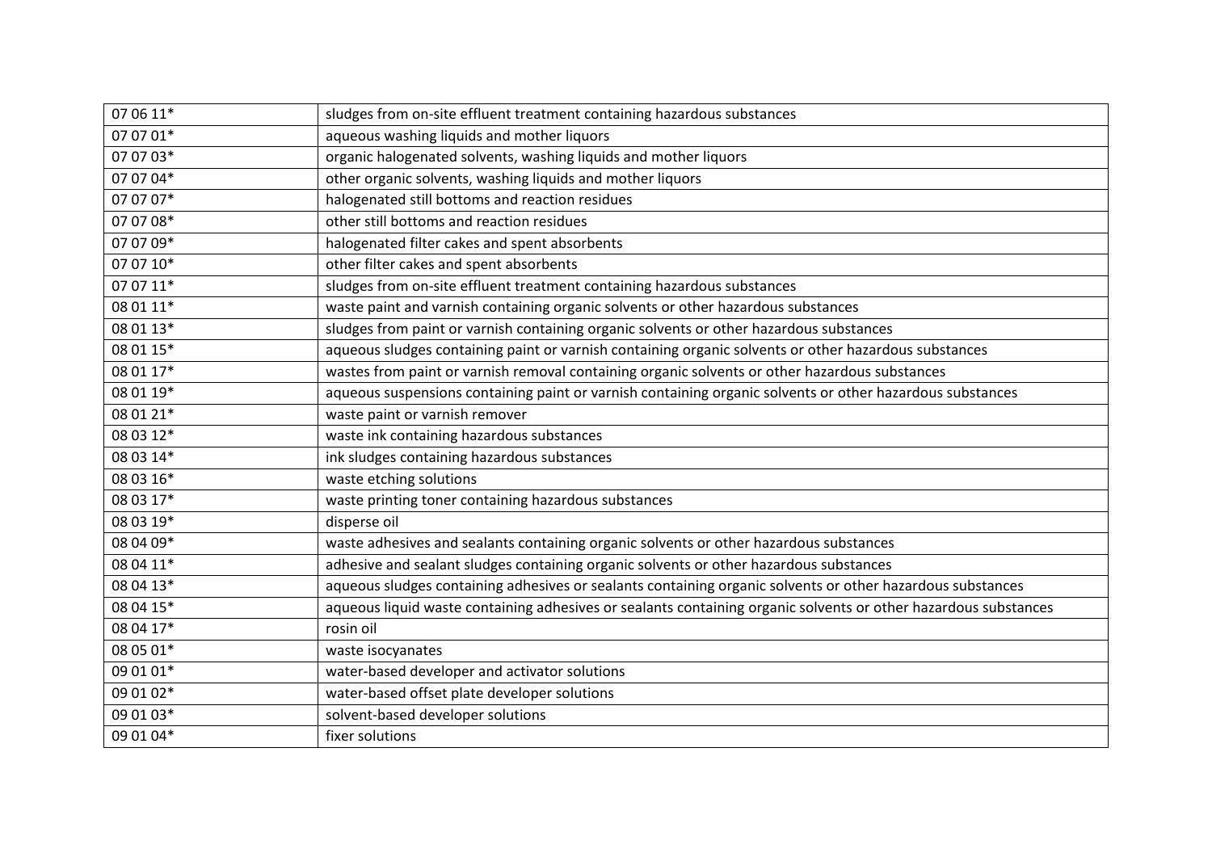| | |
|---|---|
| 07 06 11* | sludges from on-site effluent treatment containing hazardous substances |
| 07 07 01* | aqueous washing liquids and mother liquors |
| 07 07 03* | organic halogenated solvents, washing liquids and mother liquors |
| 07 07 04* | other organic solvents, washing liquids and mother liquors |
| 07 07 07* | halogenated still bottoms and reaction residues |
| 07 07 08* | other still bottoms and reaction residues |
| 07 07 09* | halogenated filter cakes and spent absorbents |
| 07 07 10* | other filter cakes and spent absorbents |
| 07 07 11* | sludges from on-site effluent treatment containing hazardous substances |
| 08 01 11* | waste paint and varnish containing organic solvents or other hazardous substances |
| 08 01 13* | sludges from paint or varnish containing organic solvents or other hazardous substances |
| 08 01 15* | aqueous sludges containing paint or varnish containing organic solvents or other hazardous substances |
| 08 01 17* | wastes from paint or varnish removal containing organic solvents or other hazardous substances |
| 08 01 19* | aqueous suspensions containing paint or varnish containing organic solvents or other hazardous substances |
| 08 01 21* | waste paint or varnish remover |
| 08 03 12* | waste ink containing hazardous substances |
| 08 03 14* | ink sludges containing hazardous substances |
| 08 03 16* | waste etching solutions |
| 08 03 17* | waste printing toner containing hazardous substances |
| 08 03 19* | disperse oil |
| 08 04 09* | waste adhesives and sealants containing organic solvents or other hazardous substances |
| 08 04 11* | adhesive and sealant sludges containing organic solvents or other hazardous substances |
| 08 04 13* | aqueous sludges containing adhesives or sealants containing organic solvents or other hazardous substances |
| 08 04 15* | aqueous liquid waste containing adhesives or sealants containing organic solvents or other hazardous substances |
| 08 04 17* | rosin oil |
| 08 05 01* | waste isocyanates |
| 09 01 01* | water-based developer and activator solutions |
| 09 01 02* | water-based offset plate developer solutions |
| 09 01 03* | solvent-based developer solutions |
| 09 01 04* | fixer solutions |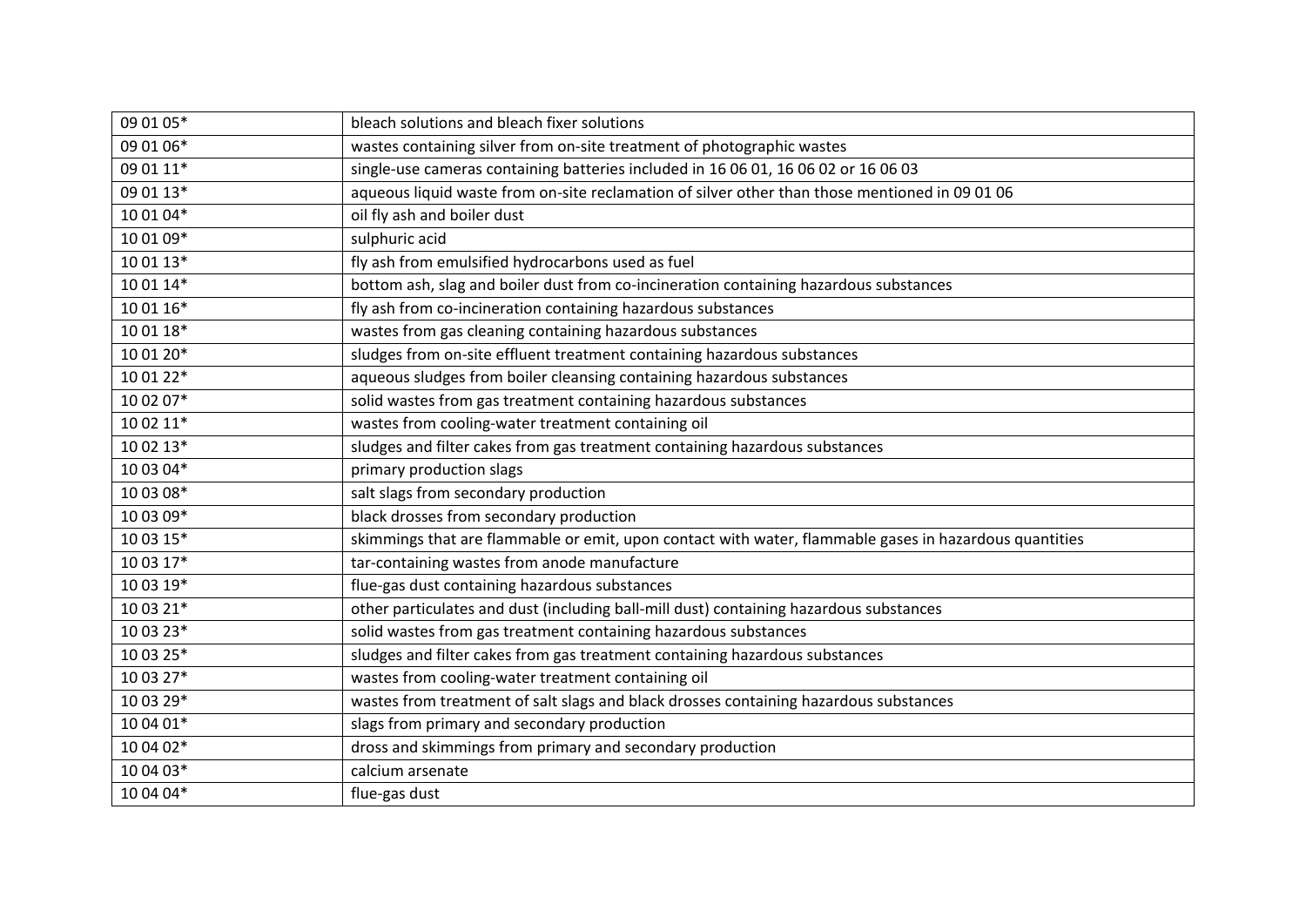| 09 01 05* | bleach solutions and bleach fixer solutions |
|---|---|
| 09 01 06* | wastes containing silver from on-site treatment of photographic wastes |
| 09 01 11* | single-use cameras containing batteries included in 16 06 01, 16 06 02 or 16 06 03 |
| 09 01 13* | aqueous liquid waste from on-site reclamation of silver other than those mentioned in 09 01 06 |
| 10 01 04* | oil fly ash and boiler dust |
| 10 01 09* | sulphuric acid |
| 10 01 13* | fly ash from emulsified hydrocarbons used as fuel |
| 10 01 14* | bottom ash, slag and boiler dust from co-incineration containing hazardous substances |
| 10 01 16* | fly ash from co-incineration containing hazardous substances |
| 10 01 18* | wastes from gas cleaning containing hazardous substances |
| 10 01 20* | sludges from on-site effluent treatment containing hazardous substances |
| 10 01 22* | aqueous sludges from boiler cleansing containing hazardous substances |
| 10 02 07* | solid wastes from gas treatment containing hazardous substances |
| 10 02 11* | wastes from cooling-water treatment containing oil |
| 10 02 13* | sludges and filter cakes from gas treatment containing hazardous substances |
| 10 03 04* | primary production slags |
| 10 03 08* | salt slags from secondary production |
| 10 03 09* | black drosses from secondary production |
| 10 03 15* | skimmings that are flammable or emit, upon contact with water, flammable gases in hazardous quantities |
| 10 03 17* | tar-containing wastes from anode manufacture |
| 10 03 19* | flue-gas dust containing hazardous substances |
| 10 03 21* | other particulates and dust (including ball-mill dust) containing hazardous substances |
| 10 03 23* | solid wastes from gas treatment containing hazardous substances |
| 10 03 25* | sludges and filter cakes from gas treatment containing hazardous substances |
| 10 03 27* | wastes from cooling-water treatment containing oil |
| 10 03 29* | wastes from treatment of salt slags and black drosses containing hazardous substances |
| 10 04 01* | slags from primary and secondary production |
| 10 04 02* | dross and skimmings from primary and secondary production |
| 10 04 03* | calcium arsenate |
| 10 04 04* | flue-gas dust |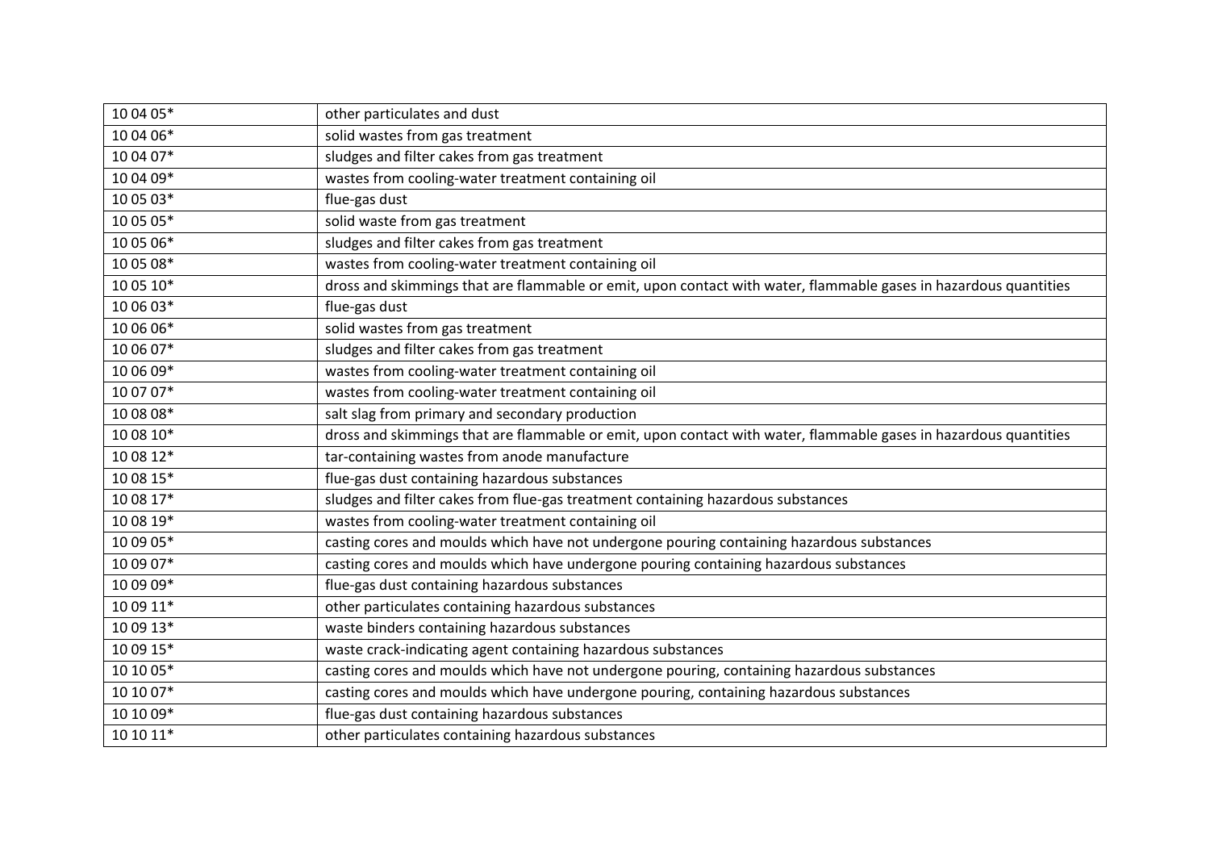| 10 04 05* | other particulates and dust |
|---|---|
| 10 04 06* | solid wastes from gas treatment |
| 10 04 07* | sludges and filter cakes from gas treatment |
| 10 04 09* | wastes from cooling-water treatment containing oil |
| 10 05 03* | flue-gas dust |
| 10 05 05* | solid waste from gas treatment |
| 10 05 06* | sludges and filter cakes from gas treatment |
| 10 05 08* | wastes from cooling-water treatment containing oil |
| 10 05 10* | dross and skimmings that are flammable or emit, upon contact with water, flammable gases in hazardous quantities |
| 10 06 03* | flue-gas dust |
| 10 06 06* | solid wastes from gas treatment |
| 10 06 07* | sludges and filter cakes from gas treatment |
| 10 06 09* | wastes from cooling-water treatment containing oil |
| 10 07 07* | wastes from cooling-water treatment containing oil |
| 10 08 08* | salt slag from primary and secondary production |
| 10 08 10* | dross and skimmings that are flammable or emit, upon contact with water, flammable gases in hazardous quantities |
| 10 08 12* | tar-containing wastes from anode manufacture |
| 10 08 15* | flue-gas dust containing hazardous substances |
| 10 08 17* | sludges and filter cakes from flue-gas treatment containing hazardous substances |
| 10 08 19* | wastes from cooling-water treatment containing oil |
| 10 09 05* | casting cores and moulds which have not undergone pouring containing hazardous substances |
| 10 09 07* | casting cores and moulds which have undergone pouring containing hazardous substances |
| 10 09 09* | flue-gas dust containing hazardous substances |
| 10 09 11* | other particulates containing hazardous substances |
| 10 09 13* | waste binders containing hazardous substances |
| 10 09 15* | waste crack-indicating agent containing hazardous substances |
| 10 10 05* | casting cores and moulds which have not undergone pouring, containing hazardous substances |
| 10 10 07* | casting cores and moulds which have undergone pouring, containing hazardous substances |
| 10 10 09* | flue-gas dust containing hazardous substances |
| 10 10 11* | other particulates containing hazardous substances |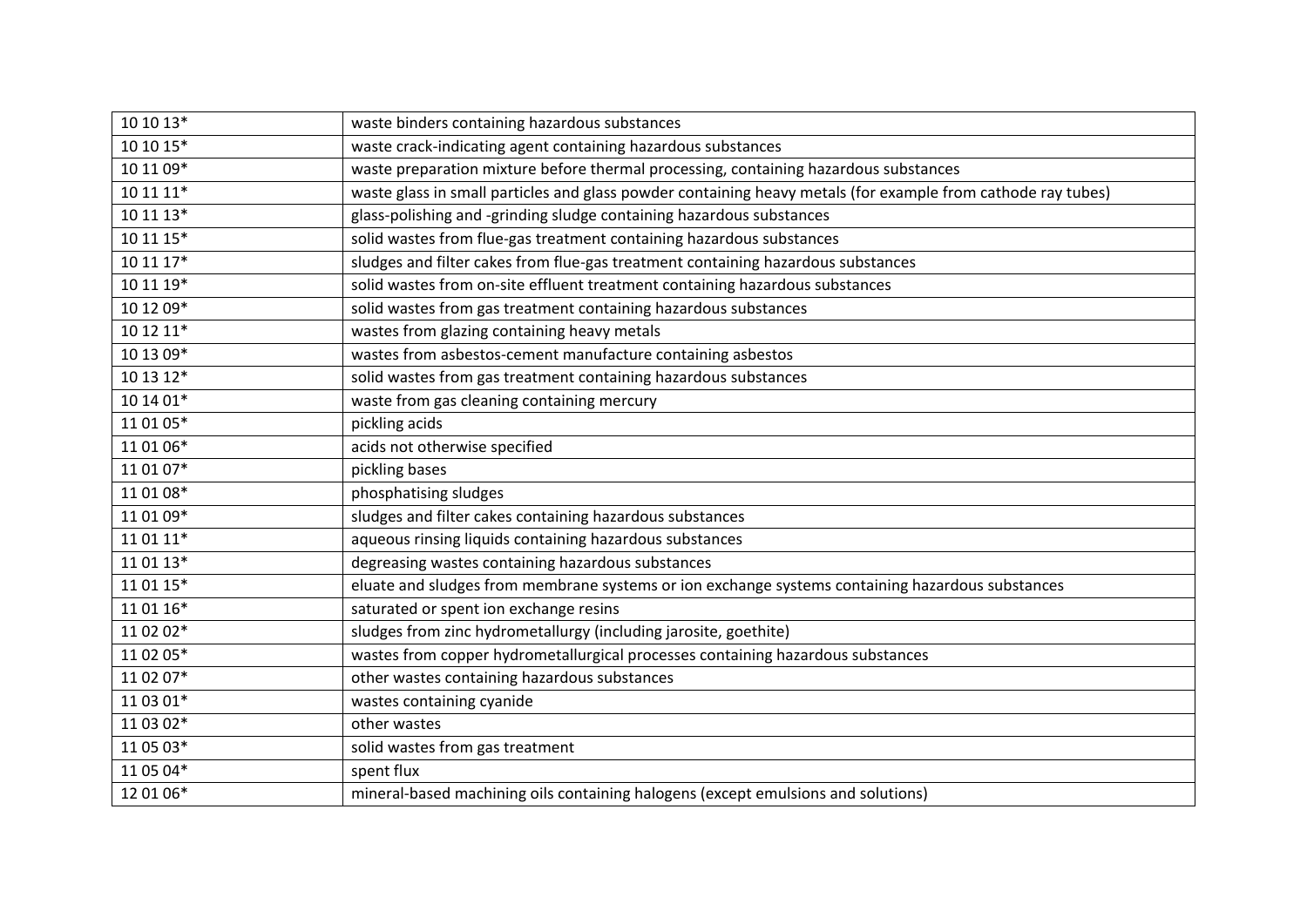| 10 10 13* | waste binders containing hazardous substances |
|---|---|
| 10 10 15* | waste crack-indicating agent containing hazardous substances |
| 10 11 09* | waste preparation mixture before thermal processing, containing hazardous substances |
| 10 11 11* | waste glass in small particles and glass powder containing heavy metals (for example from cathode ray tubes) |
| 10 11 13* | glass-polishing and -grinding sludge containing hazardous substances |
| 10 11 15* | solid wastes from flue-gas treatment containing hazardous substances |
| 10 11 17* | sludges and filter cakes from flue-gas treatment containing hazardous substances |
| 10 11 19* | solid wastes from on-site effluent treatment containing hazardous substances |
| 10 12 09* | solid wastes from gas treatment containing hazardous substances |
| 10 12 11* | wastes from glazing containing heavy metals |
| 10 13 09* | wastes from asbestos-cement manufacture containing asbestos |
| 10 13 12* | solid wastes from gas treatment containing hazardous substances |
| 10 14 01* | waste from gas cleaning containing mercury |
| 11 01 05* | pickling acids |
| 11 01 06* | acids not otherwise specified |
| 11 01 07* | pickling bases |
| 11 01 08* | phosphatising sludges |
| 11 01 09* | sludges and filter cakes containing hazardous substances |
| 11 01 11* | aqueous rinsing liquids containing hazardous substances |
| 11 01 13* | degreasing wastes containing hazardous substances |
| 11 01 15* | eluate and sludges from membrane systems or ion exchange systems containing hazardous substances |
| 11 01 16* | saturated or spent ion exchange resins |
| 11 02 02* | sludges from zinc hydrometallurgy (including jarosite, goethite) |
| 11 02 05* | wastes from copper hydrometallurgical processes containing hazardous substances |
| 11 02 07* | other wastes containing hazardous substances |
| 11 03 01* | wastes containing cyanide |
| 11 03 02* | other wastes |
| 11 05 03* | solid wastes from gas treatment |
| 11 05 04* | spent flux |
| 12 01 06* | mineral-based machining oils containing halogens (except emulsions and solutions) |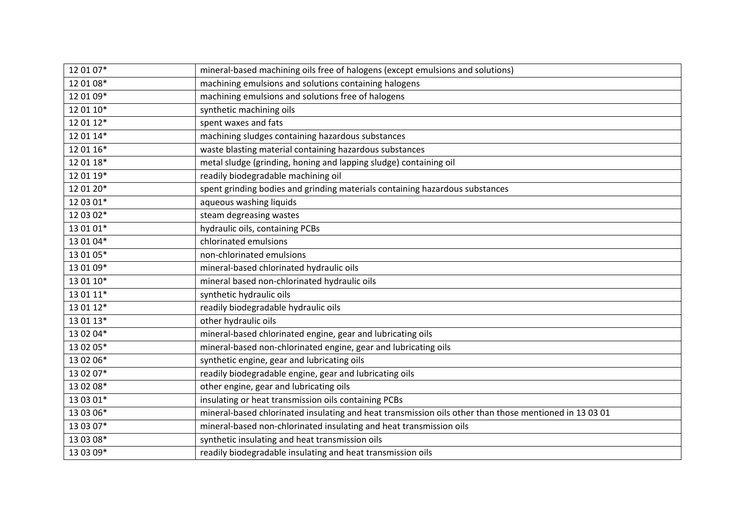| | |
|---|---|
| 12 01 07* | mineral-based machining oils free of halogens (except emulsions and solutions) |
| 12 01 08* | machining emulsions and solutions containing halogens |
| 12 01 09* | machining emulsions and solutions free of halogens |
| 12 01 10* | synthetic machining oils |
| 12 01 12* | spent waxes and fats |
| 12 01 14* | machining sludges containing hazardous substances |
| 12 01 16* | waste blasting material containing hazardous substances |
| 12 01 18* | metal sludge (grinding, honing and lapping sludge) containing oil |
| 12 01 19* | readily biodegradable machining oil |
| 12 01 20* | spent grinding bodies and grinding materials containing hazardous substances |
| 12 03 01* | aqueous washing liquids |
| 12 03 02* | steam degreasing wastes |
| 13 01 01* | hydraulic oils, containing PCBs |
| 13 01 04* | chlorinated emulsions |
| 13 01 05* | non-chlorinated emulsions |
| 13 01 09* | mineral-based chlorinated hydraulic oils |
| 13 01 10* | mineral based non-chlorinated hydraulic oils |
| 13 01 11* | synthetic hydraulic oils |
| 13 01 12* | readily biodegradable hydraulic oils |
| 13 01 13* | other hydraulic oils |
| 13 02 04* | mineral-based chlorinated engine, gear and lubricating oils |
| 13 02 05* | mineral-based non-chlorinated engine, gear and lubricating oils |
| 13 02 06* | synthetic engine, gear and lubricating oils |
| 13 02 07* | readily biodegradable engine, gear and lubricating oils |
| 13 02 08* | other engine, gear and lubricating oils |
| 13 03 01* | insulating or heat transmission oils containing PCBs |
| 13 03 06* | mineral-based chlorinated insulating and heat transmission oils other than those mentioned in 13 03 01 |
| 13 03 07* | mineral-based non-chlorinated insulating and heat transmission oils |
| 13 03 08* | synthetic insulating and heat transmission oils |
| 13 03 09* | readily biodegradable insulating and heat transmission oils |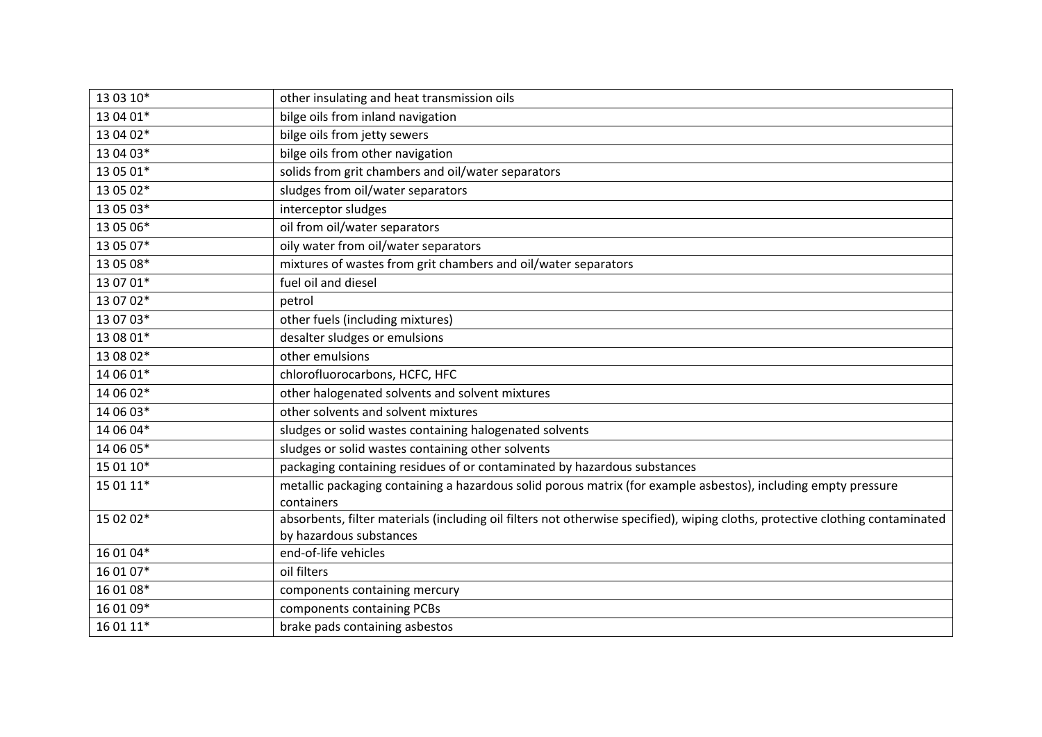| 13 03 10* | other insulating and heat transmission oils |
|---|---|
| 13 04 01* | bilge oils from inland navigation |
| 13 04 02* | bilge oils from jetty sewers |
| 13 04 03* | bilge oils from other navigation |
| 13 05 01* | solids from grit chambers and oil/water separators |
| 13 05 02* | sludges from oil/water separators |
| 13 05 03* | interceptor sludges |
| 13 05 06* | oil from oil/water separators |
| 13 05 07* | oily water from oil/water separators |
| 13 05 08* | mixtures of wastes from grit chambers and oil/water separators |
| 13 07 01* | fuel oil and diesel |
| 13 07 02* | petrol |
| 13 07 03* | other fuels (including mixtures) |
| 13 08 01* | desalter sludges or emulsions |
| 13 08 02* | other emulsions |
| 14 06 01* | chlorofluorocarbons, HCFC, HFC |
| 14 06 02* | other halogenated solvents and solvent mixtures |
| 14 06 03* | other solvents and solvent mixtures |
| 14 06 04* | sludges or solid wastes containing halogenated solvents |
| 14 06 05* | sludges or solid wastes containing other solvents |
| 15 01 10* | packaging containing residues of or contaminated by hazardous substances |
| 15 01 11* | metallic packaging containing a hazardous solid porous matrix (for example asbestos), including empty pressure containers |
| 15 02 02* | absorbents, filter materials (including oil filters not otherwise specified), wiping cloths, protective clothing contaminated by hazardous substances |
| 16 01 04* | end-of-life vehicles |
| 16 01 07* | oil filters |
| 16 01 08* | components containing mercury |
| 16 01 09* | components containing PCBs |
| 16 01 11* | brake pads containing asbestos |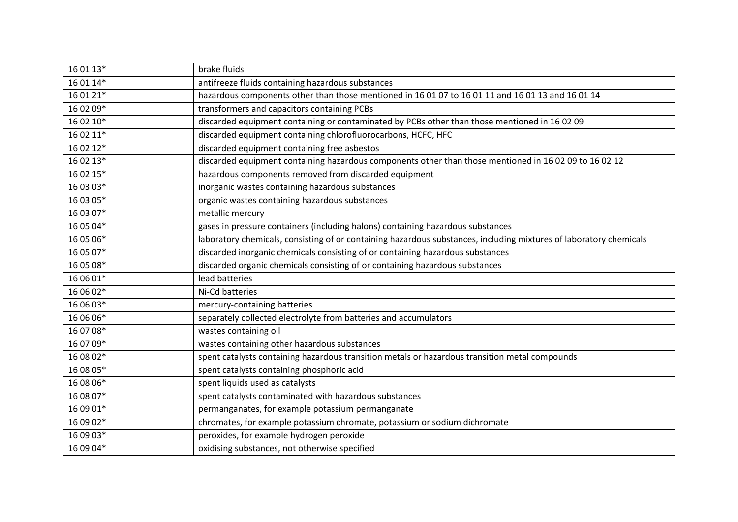| 16 01 13* | brake fluids |
|---|---|
| 16 01 14* | antifreeze fluids containing hazardous substances |
| 16 01 21* | hazardous components other than those mentioned in 16 01 07 to 16 01 11 and 16 01 13 and 16 01 14 |
| 16 02 09* | transformers and capacitors containing PCBs |
| 16 02 10* | discarded equipment containing or contaminated by PCBs other than those mentioned in 16 02 09 |
| 16 02 11* | discarded equipment containing chlorofluorocarbons, HCFC, HFC |
| 16 02 12* | discarded equipment containing free asbestos |
| 16 02 13* | discarded equipment containing hazardous components other than those mentioned in 16 02 09 to 16 02 12 |
| 16 02 15* | hazardous components removed from discarded equipment |
| 16 03 03* | inorganic wastes containing hazardous substances |
| 16 03 05* | organic wastes containing hazardous substances |
| 16 03 07* | metallic mercury |
| 16 05 04* | gases in pressure containers (including halons) containing hazardous substances |
| 16 05 06* | laboratory chemicals, consisting of or containing hazardous substances, including mixtures of laboratory chemicals |
| 16 05 07* | discarded inorganic chemicals consisting of or containing hazardous substances |
| 16 05 08* | discarded organic chemicals consisting of or containing hazardous substances |
| 16 06 01* | lead batteries |
| 16 06 02* | Ni-Cd batteries |
| 16 06 03* | mercury-containing batteries |
| 16 06 06* | separately collected electrolyte from batteries and accumulators |
| 16 07 08* | wastes containing oil |
| 16 07 09* | wastes containing other hazardous substances |
| 16 08 02* | spent catalysts containing hazardous transition metals or hazardous transition metal compounds |
| 16 08 05* | spent catalysts containing phosphoric acid |
| 16 08 06* | spent liquids used as catalysts |
| 16 08 07* | spent catalysts contaminated with hazardous substances |
| 16 09 01* | permanganates, for example potassium permanganate |
| 16 09 02* | chromates, for example potassium chromate, potassium or sodium dichromate |
| 16 09 03* | peroxides, for example hydrogen peroxide |
| 16 09 04* | oxidising substances, not otherwise specified |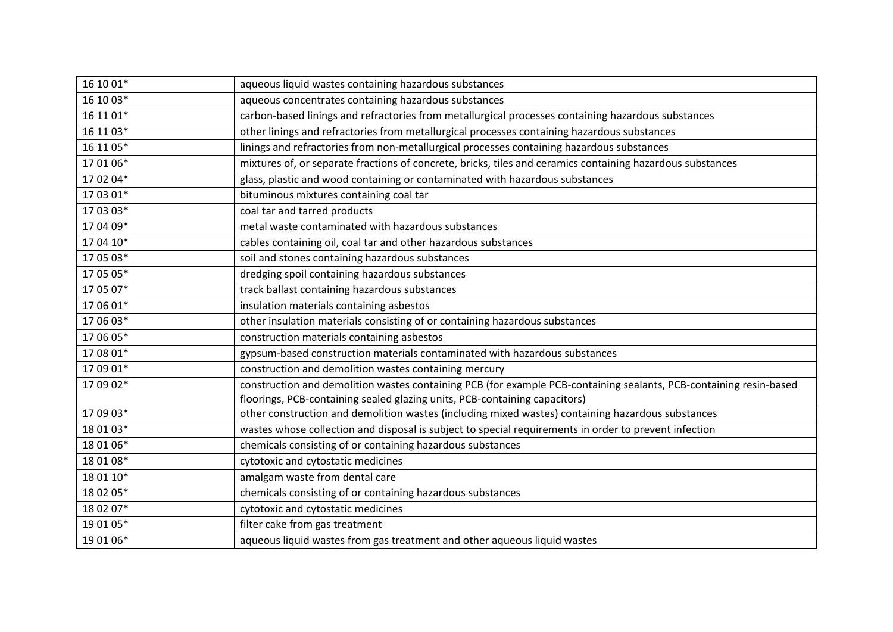| 16 10 01* | aqueous liquid wastes containing hazardous substances |
|---|---|
| 16 10 03* | aqueous concentrates containing hazardous substances |
| 16 11 01* | carbon-based linings and refractories from metallurgical processes containing hazardous substances |
| 16 11 03* | other linings and refractories from metallurgical processes containing hazardous substances |
| 16 11 05* | linings and refractories from non-metallurgical processes containing hazardous substances |
| 17 01 06* | mixtures of, or separate fractions of concrete, bricks, tiles and ceramics containing hazardous substances |
| 17 02 04* | glass, plastic and wood containing or contaminated with hazardous substances |
| 17 03 01* | bituminous mixtures containing coal tar |
| 17 03 03* | coal tar and tarred products |
| 17 04 09* | metal waste contaminated with hazardous substances |
| 17 04 10* | cables containing oil, coal tar and other hazardous substances |
| 17 05 03* | soil and stones containing hazardous substances |
| 17 05 05* | dredging spoil containing hazardous substances |
| 17 05 07* | track ballast containing hazardous substances |
| 17 06 01* | insulation materials containing asbestos |
| 17 06 03* | other insulation materials consisting of or containing hazardous substances |
| 17 06 05* | construction materials containing asbestos |
| 17 08 01* | gypsum-based construction materials contaminated with hazardous substances |
| 17 09 01* | construction and demolition wastes containing mercury |
| 17 09 02* | construction and demolition wastes containing PCB (for example PCB-containing sealants, PCB-containing resin-based floorings, PCB-containing sealed glazing units, PCB-containing capacitors) |
| 17 09 03* | other construction and demolition wastes (including mixed wastes) containing hazardous substances |
| 18 01 03* | wastes whose collection and disposal is subject to special requirements in order to prevent infection |
| 18 01 06* | chemicals consisting of or containing hazardous substances |
| 18 01 08* | cytotoxic and cytostatic medicines |
| 18 01 10* | amalgam waste from dental care |
| 18 02 05* | chemicals consisting of or containing hazardous substances |
| 18 02 07* | cytotoxic and cytostatic medicines |
| 19 01 05* | filter cake from gas treatment |
| 19 01 06* | aqueous liquid wastes from gas treatment and other aqueous liquid wastes |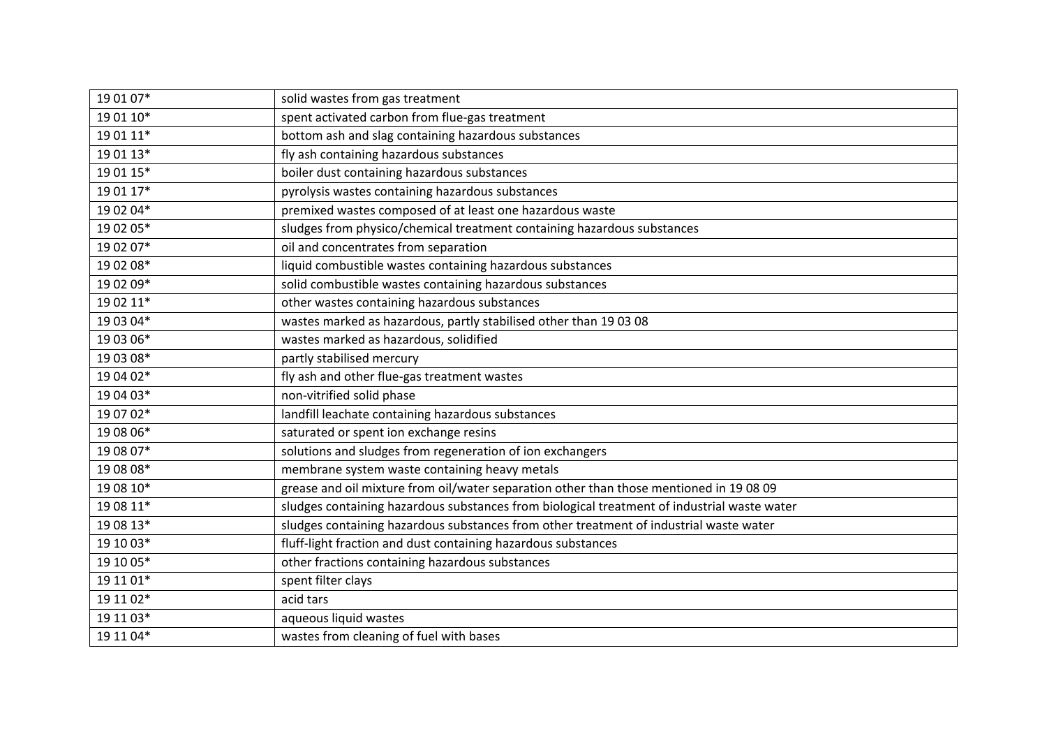| 19 01 07* | solid wastes from gas treatment |
|---|---|
| 19 01 10* | spent activated carbon from flue-gas treatment |
| 19 01 11* | bottom ash and slag containing hazardous substances |
| 19 01 13* | fly ash containing hazardous substances |
| 19 01 15* | boiler dust containing hazardous substances |
| 19 01 17* | pyrolysis wastes containing hazardous substances |
| 19 02 04* | premixed wastes composed of at least one hazardous waste |
| 19 02 05* | sludges from physico/chemical treatment containing hazardous substances |
| 19 02 07* | oil and concentrates from separation |
| 19 02 08* | liquid combustible wastes containing hazardous substances |
| 19 02 09* | solid combustible wastes containing hazardous substances |
| 19 02 11* | other wastes containing hazardous substances |
| 19 03 04* | wastes marked as hazardous, partly stabilised other than 19 03 08 |
| 19 03 06* | wastes marked as hazardous, solidified |
| 19 03 08* | partly stabilised mercury |
| 19 04 02* | fly ash and other flue-gas treatment wastes |
| 19 04 03* | non-vitrified solid phase |
| 19 07 02* | landfill leachate containing hazardous substances |
| 19 08 06* | saturated or spent ion exchange resins |
| 19 08 07* | solutions and sludges from regeneration of ion exchangers |
| 19 08 08* | membrane system waste containing heavy metals |
| 19 08 10* | grease and oil mixture from oil/water separation other than those mentioned in 19 08 09 |
| 19 08 11* | sludges containing hazardous substances from biological treatment of industrial waste water |
| 19 08 13* | sludges containing hazardous substances from other treatment of industrial waste water |
| 19 10 03* | fluff-light fraction and dust containing hazardous substances |
| 19 10 05* | other fractions containing hazardous substances |
| 19 11 01* | spent filter clays |
| 19 11 02* | acid tars |
| 19 11 03* | aqueous liquid wastes |
| 19 11 04* | wastes from cleaning of fuel with bases |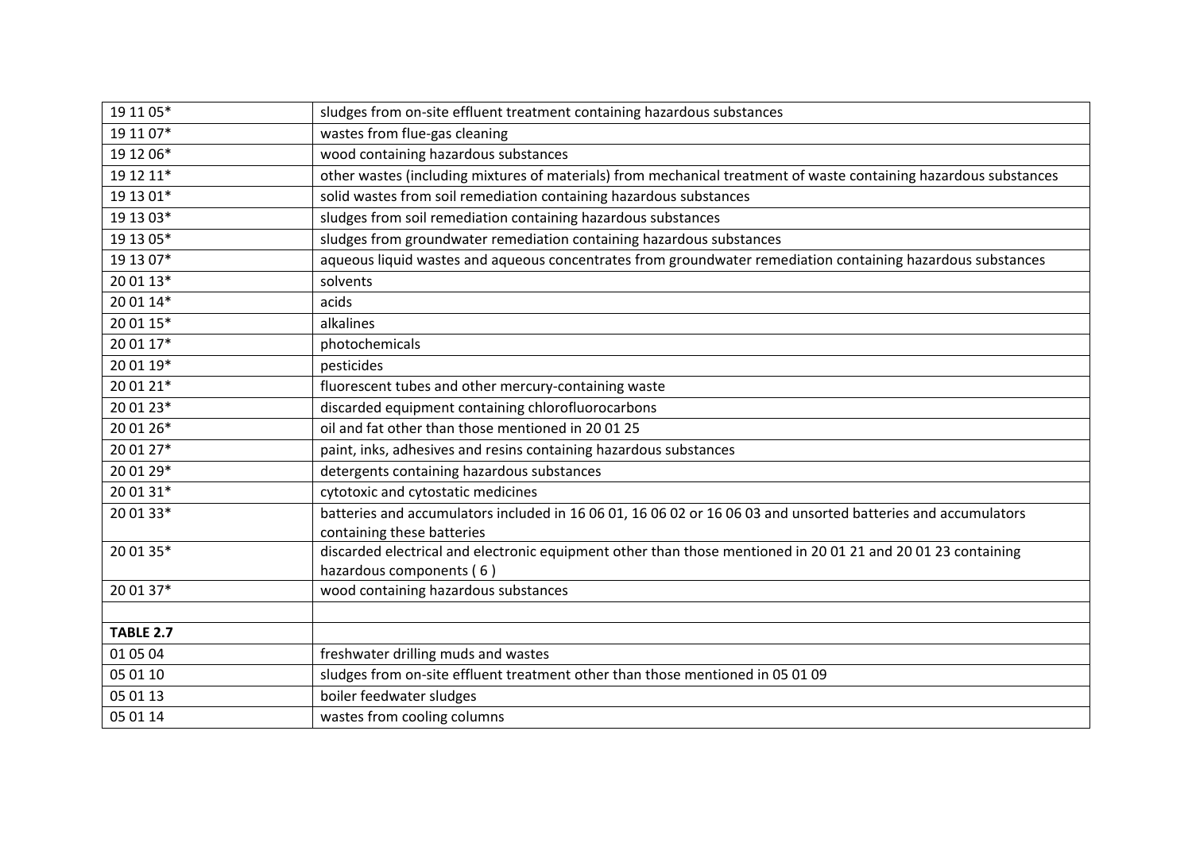| | |
|---|---|
| 19 11 05* | sludges from on-site effluent treatment containing hazardous substances |
| 19 11 07* | wastes from flue-gas cleaning |
| 19 12 06* | wood containing hazardous substances |
| 19 12 11* | other wastes (including mixtures of materials) from mechanical treatment of waste containing hazardous substances |
| 19 13 01* | solid wastes from soil remediation containing hazardous substances |
| 19 13 03* | sludges from soil remediation containing hazardous substances |
| 19 13 05* | sludges from groundwater remediation containing hazardous substances |
| 19 13 07* | aqueous liquid wastes and aqueous concentrates from groundwater remediation containing hazardous substances |
| 20 01 13* | solvents |
| 20 01 14* | acids |
| 20 01 15* | alkalines |
| 20 01 17* | photochemicals |
| 20 01 19* | pesticides |
| 20 01 21* | fluorescent tubes and other mercury-containing waste |
| 20 01 23* | discarded equipment containing chlorofluorocarbons |
| 20 01 26* | oil and fat other than those mentioned in 20 01 25 |
| 20 01 27* | paint, inks, adhesives and resins containing hazardous substances |
| 20 01 29* | detergents containing hazardous substances |
| 20 01 31* | cytotoxic and cytostatic medicines |
| 20 01 33* | batteries and accumulators included in 16 06 01, 16 06 02 or 16 06 03 and unsorted batteries and accumulators containing these batteries |
| 20 01 35* | discarded electrical and electronic equipment other than those mentioned in 20 01 21 and 20 01 23 containing hazardous components ( 6 ) |
| 20 01 37* | wood containing hazardous substances |
| | |
| **TABLE 2.7** | |
| 01 05 04 | freshwater drilling muds and wastes |
| 05 01 10 | sludges from on-site effluent treatment other than those mentioned in 05 01 09 |
| 05 01 13 | boiler feedwater sludges |
| 05 01 14 | wastes from cooling columns |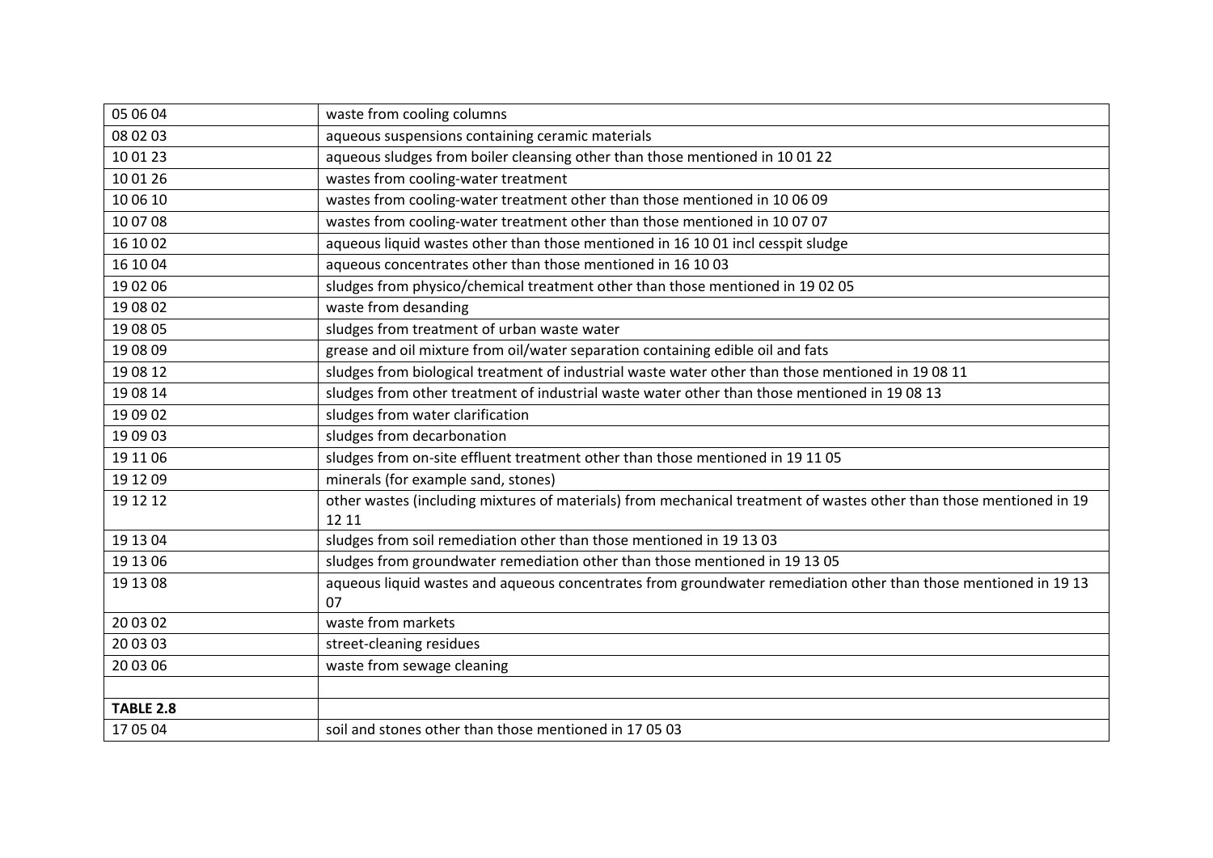| 05 06 04 | waste from cooling columns |
|---|---|
| 08 02 03 | aqueous suspensions containing ceramic materials |
| 10 01 23 | aqueous sludges from boiler cleansing other than those mentioned in 10 01 22 |
| 10 01 26 | wastes from cooling-water treatment |
| 10 06 10 | wastes from cooling-water treatment other than those mentioned in 10 06 09 |
| 10 07 08 | wastes from cooling-water treatment other than those mentioned in 10 07 07 |
| 16 10 02 | aqueous liquid wastes other than those mentioned in 16 10 01 incl cesspit sludge |
| 16 10 04 | aqueous concentrates other than those mentioned in 16 10 03 |
| 19 02 06 | sludges from physico/chemical treatment other than those mentioned in 19 02 05 |
| 19 08 02 | waste from desanding |
| 19 08 05 | sludges from treatment of urban waste water |
| 19 08 09 | grease and oil mixture from oil/water separation containing edible oil and fats |
| 19 08 12 | sludges from biological treatment of industrial waste water other than those mentioned in 19 08 11 |
| 19 08 14 | sludges from other treatment of industrial waste water other than those mentioned in 19 08 13 |
| 19 09 02 | sludges from water clarification |
| 19 09 03 | sludges from decarbonation |
| 19 11 06 | sludges from on-site effluent treatment other than those mentioned in 19 11 05 |
| 19 12 09 | minerals (for example sand, stones) |
| 19 12 12 | other wastes (including mixtures of materials) from mechanical treatment of wastes other than those mentioned in 19 12 11 |
| 19 13 04 | sludges from soil remediation other than those mentioned in 19 13 03 |
| 19 13 06 | sludges from groundwater remediation other than those mentioned in 19 13 05 |
| 19 13 08 | aqueous liquid wastes and aqueous concentrates from groundwater remediation other than those mentioned in 19 13 07 |
| 20 03 02 | waste from markets |
| 20 03 03 | street-cleaning residues |
| 20 03 06 | waste from sewage cleaning |
| | |
| **TABLE 2.8** | |
| 17 05 04 | soil and stones other than those mentioned in 17 05 03 |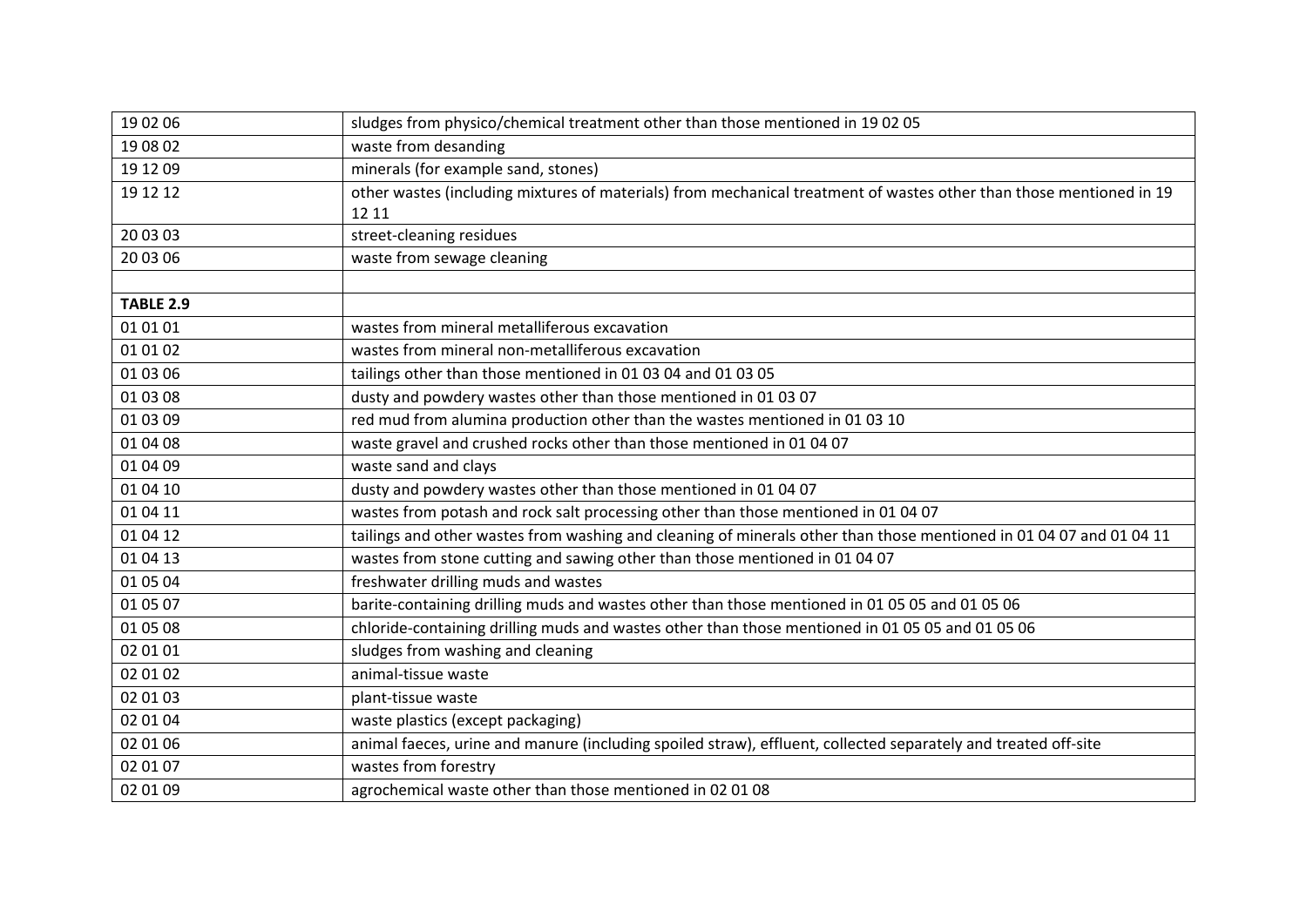| | |
|---|---|
| 19 02 06 | sludges from physico/chemical treatment other than those mentioned in 19 02 05 |
| 19 08 02 | waste from desanding |
| 19 12 09 | minerals (for example sand, stones) |
| 19 12 12 | other wastes (including mixtures of materials) from mechanical treatment of wastes other than those mentioned in 19 12 11 |
| 20 03 03 | street-cleaning residues |
| 20 03 06 | waste from sewage cleaning |
| | |
| **TABLE 2.9** | |
| 01 01 01 | wastes from mineral metalliferous excavation |
| 01 01 02 | wastes from mineral non-metalliferous excavation |
| 01 03 06 | tailings other than those mentioned in 01 03 04 and 01 03 05 |
| 01 03 08 | dusty and powdery wastes other than those mentioned in 01 03 07 |
| 01 03 09 | red mud from alumina production other than the wastes mentioned in 01 03 10 |
| 01 04 08 | waste gravel and crushed rocks other than those mentioned in 01 04 07 |
| 01 04 09 | waste sand and clays |
| 01 04 10 | dusty and powdery wastes other than those mentioned in 01 04 07 |
| 01 04 11 | wastes from potash and rock salt processing other than those mentioned in 01 04 07 |
| 01 04 12 | tailings and other wastes from washing and cleaning of minerals other than those mentioned in 01 04 07 and 01 04 11 |
| 01 04 13 | wastes from stone cutting and sawing other than those mentioned in 01 04 07 |
| 01 05 04 | freshwater drilling muds and wastes |
| 01 05 07 | barite-containing drilling muds and wastes other than those mentioned in 01 05 05 and 01 05 06 |
| 01 05 08 | chloride-containing drilling muds and wastes other than those mentioned in 01 05 05 and 01 05 06 |
| 02 01 01 | sludges from washing and cleaning |
| 02 01 02 | animal-tissue waste |
| 02 01 03 | plant-tissue waste |
| 02 01 04 | waste plastics (except packaging) |
| 02 01 06 | animal faeces, urine and manure (including spoiled straw), effluent, collected separately and treated off-site |
| 02 01 07 | wastes from forestry |
| 02 01 09 | agrochemical waste other than those mentioned in 02 01 08 |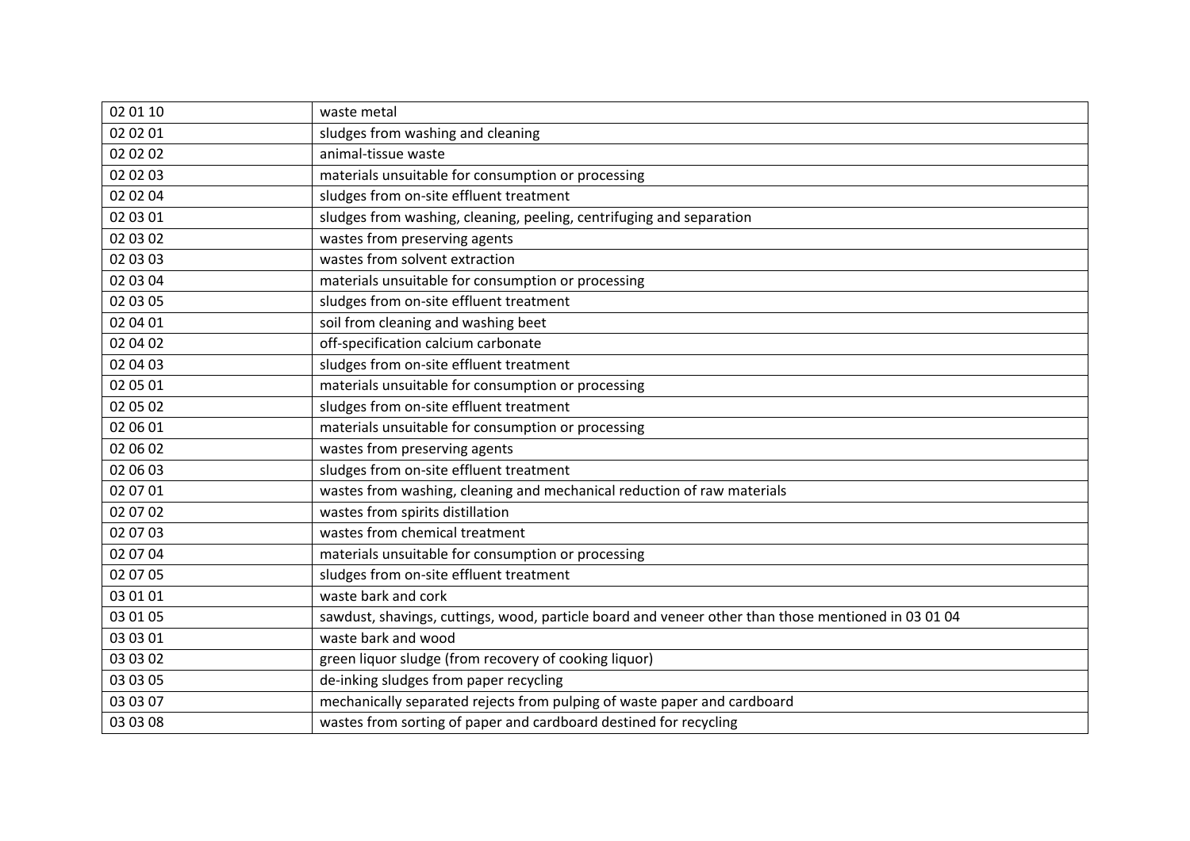| 02 01 10 | waste metal |
|---|---|
| 02 02 01 | sludges from washing and cleaning |
| 02 02 02 | animal-tissue waste |
| 02 02 03 | materials unsuitable for consumption or processing |
| 02 02 04 | sludges from on-site effluent treatment |
| 02 03 01 | sludges from washing, cleaning, peeling, centrifuging and separation |
| 02 03 02 | wastes from preserving agents |
| 02 03 03 | wastes from solvent extraction |
| 02 03 04 | materials unsuitable for consumption or processing |
| 02 03 05 | sludges from on-site effluent treatment |
| 02 04 01 | soil from cleaning and washing beet |
| 02 04 02 | off-specification calcium carbonate |
| 02 04 03 | sludges from on-site effluent treatment |
| 02 05 01 | materials unsuitable for consumption or processing |
| 02 05 02 | sludges from on-site effluent treatment |
| 02 06 01 | materials unsuitable for consumption or processing |
| 02 06 02 | wastes from preserving agents |
| 02 06 03 | sludges from on-site effluent treatment |
| 02 07 01 | wastes from washing, cleaning and mechanical reduction of raw materials |
| 02 07 02 | wastes from spirits distillation |
| 02 07 03 | wastes from chemical treatment |
| 02 07 04 | materials unsuitable for consumption or processing |
| 02 07 05 | sludges from on-site effluent treatment |
| 03 01 01 | waste bark and cork |
| 03 01 05 | sawdust, shavings, cuttings, wood, particle board and veneer other than those mentioned in 03 01 04 |
| 03 03 01 | waste bark and wood |
| 03 03 02 | green liquor sludge (from recovery of cooking liquor) |
| 03 03 05 | de-inking sludges from paper recycling |
| 03 03 07 | mechanically separated rejects from pulping of waste paper and cardboard |
| 03 03 08 | wastes from sorting of paper and cardboard destined for recycling |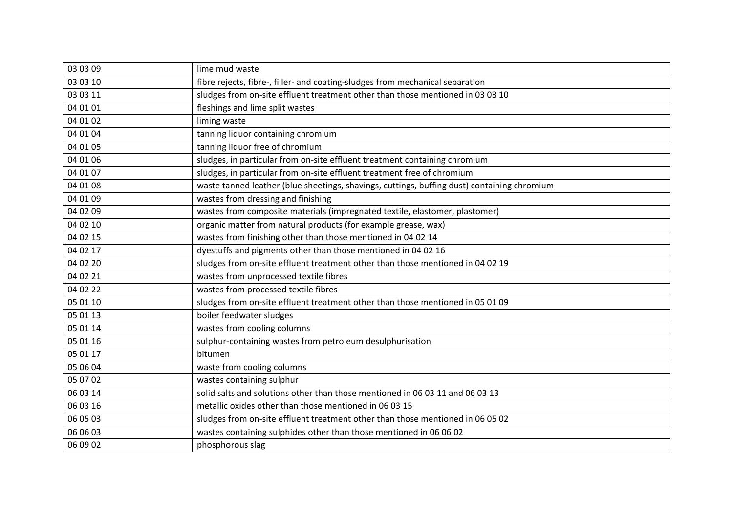| 03 03 09 | lime mud waste |
|---|---|
| 03 03 10 | fibre rejects, fibre-, filler- and coating-sludges from mechanical separation |
| 03 03 11 | sludges from on-site effluent treatment other than those mentioned in 03 03 10 |
| 04 01 01 | fleshings and lime split wastes |
| 04 01 02 | liming waste |
| 04 01 04 | tanning liquor containing chromium |
| 04 01 05 | tanning liquor free of chromium |
| 04 01 06 | sludges, in particular from on-site effluent treatment containing chromium |
| 04 01 07 | sludges, in particular from on-site effluent treatment free of chromium |
| 04 01 08 | waste tanned leather (blue sheetings, shavings, cuttings, buffing dust) containing chromium |
| 04 01 09 | wastes from dressing and finishing |
| 04 02 09 | wastes from composite materials (impregnated textile, elastomer, plastomer) |
| 04 02 10 | organic matter from natural products (for example grease, wax) |
| 04 02 15 | wastes from finishing other than those mentioned in 04 02 14 |
| 04 02 17 | dyestuffs and pigments other than those mentioned in 04 02 16 |
| 04 02 20 | sludges from on-site effluent treatment other than those mentioned in 04 02 19 |
| 04 02 21 | wastes from unprocessed textile fibres |
| 04 02 22 | wastes from processed textile fibres |
| 05 01 10 | sludges from on-site effluent treatment other than those mentioned in 05 01 09 |
| 05 01 13 | boiler feedwater sludges |
| 05 01 14 | wastes from cooling columns |
| 05 01 16 | sulphur-containing wastes from petroleum desulphurisation |
| 05 01 17 | bitumen |
| 05 06 04 | waste from cooling columns |
| 05 07 02 | wastes containing sulphur |
| 06 03 14 | solid salts and solutions other than those mentioned in 06 03 11 and 06 03 13 |
| 06 03 16 | metallic oxides other than those mentioned in 06 03 15 |
| 06 05 03 | sludges from on-site effluent treatment other than those mentioned in 06 05 02 |
| 06 06 03 | wastes containing sulphides other than those mentioned in 06 06 02 |
| 06 09 02 | phosphorous slag |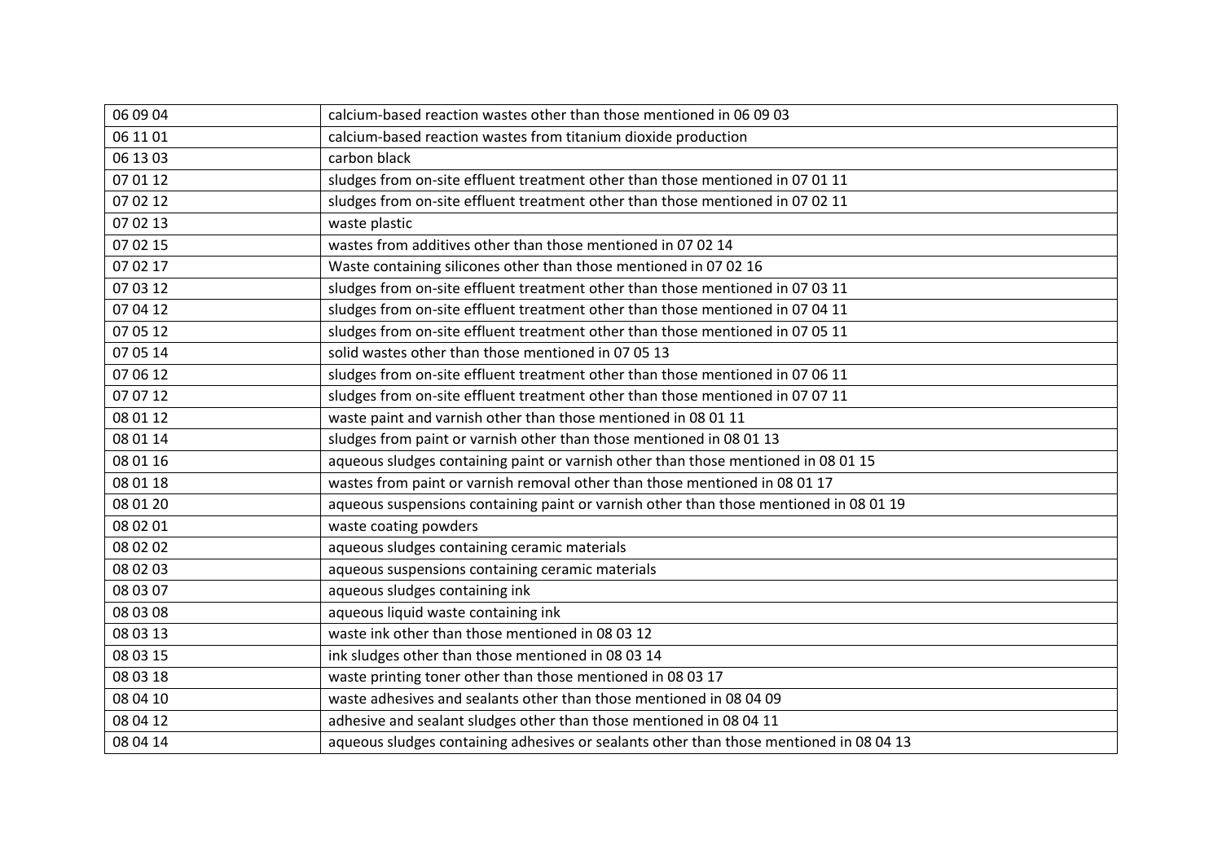| 06 09 04 | calcium-based reaction wastes other than those mentioned in 06 09 03 |
|---|---|
| 06 11 01 | calcium-based reaction wastes from titanium dioxide production |
| 06 13 03 | carbon black |
| 07 01 12 | sludges from on-site effluent treatment other than those mentioned in 07 01 11 |
| 07 02 12 | sludges from on-site effluent treatment other than those mentioned in 07 02 11 |
| 07 02 13 | waste plastic |
| 07 02 15 | wastes from additives other than those mentioned in 07 02 14 |
| 07 02 17 | Waste containing silicones other than those mentioned in 07 02 16 |
| 07 03 12 | sludges from on-site effluent treatment other than those mentioned in 07 03 11 |
| 07 04 12 | sludges from on-site effluent treatment other than those mentioned in 07 04 11 |
| 07 05 12 | sludges from on-site effluent treatment other than those mentioned in 07 05 11 |
| 07 05 14 | solid wastes other than those mentioned in 07 05 13 |
| 07 06 12 | sludges from on-site effluent treatment other than those mentioned in 07 06 11 |
| 07 07 12 | sludges from on-site effluent treatment other than those mentioned in 07 07 11 |
| 08 01 12 | waste paint and varnish other than those mentioned in 08 01 11 |
| 08 01 14 | sludges from paint or varnish other than those mentioned in 08 01 13 |
| 08 01 16 | aqueous sludges containing paint or varnish other than those mentioned in 08 01 15 |
| 08 01 18 | wastes from paint or varnish removal other than those mentioned in 08 01 17 |
| 08 01 20 | aqueous suspensions containing paint or varnish other than those mentioned in 08 01 19 |
| 08 02 01 | waste coating powders |
| 08 02 02 | aqueous sludges containing ceramic materials |
| 08 02 03 | aqueous suspensions containing ceramic materials |
| 08 03 07 | aqueous sludges containing ink |
| 08 03 08 | aqueous liquid waste containing ink |
| 08 03 13 | waste ink other than those mentioned in 08 03 12 |
| 08 03 15 | ink sludges other than those mentioned in 08 03 14 |
| 08 03 18 | waste printing toner other than those mentioned in 08 03 17 |
| 08 04 10 | waste adhesives and sealants other than those mentioned in 08 04 09 |
| 08 04 12 | adhesive and sealant sludges other than those mentioned in 08 04 11 |
| 08 04 14 | aqueous sludges containing adhesives or sealants other than those mentioned in 08 04 13 |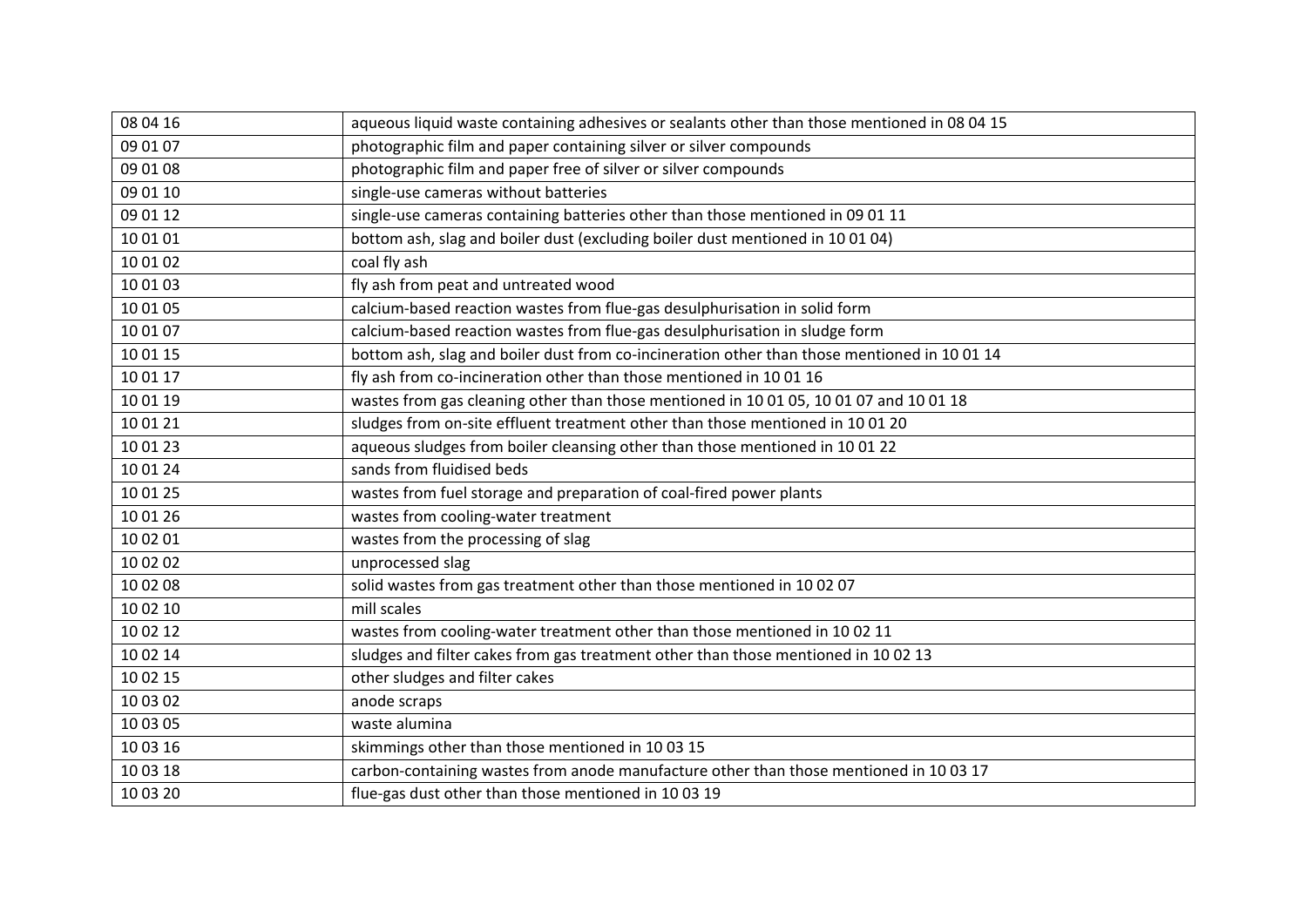| 08 04 16 | aqueous liquid waste containing adhesives or sealants other than those mentioned in 08 04 15 |
|---|---|
| 09 01 07 | photographic film and paper containing silver or silver compounds |
| 09 01 08 | photographic film and paper free of silver or silver compounds |
| 09 01 10 | single-use cameras without batteries |
| 09 01 12 | single-use cameras containing batteries other than those mentioned in 09 01 11 |
| 10 01 01 | bottom ash, slag and boiler dust (excluding boiler dust mentioned in 10 01 04) |
| 10 01 02 | coal fly ash |
| 10 01 03 | fly ash from peat and untreated wood |
| 10 01 05 | calcium-based reaction wastes from flue-gas desulphurisation in solid form |
| 10 01 07 | calcium-based reaction wastes from flue-gas desulphurisation in sludge form |
| 10 01 15 | bottom ash, slag and boiler dust from co-incineration other than those mentioned in 10 01 14 |
| 10 01 17 | fly ash from co-incineration other than those mentioned in 10 01 16 |
| 10 01 19 | wastes from gas cleaning other than those mentioned in 10 01 05, 10 01 07 and 10 01 18 |
| 10 01 21 | sludges from on-site effluent treatment other than those mentioned in 10 01 20 |
| 10 01 23 | aqueous sludges from boiler cleansing other than those mentioned in 10 01 22 |
| 10 01 24 | sands from fluidised beds |
| 10 01 25 | wastes from fuel storage and preparation of coal-fired power plants |
| 10 01 26 | wastes from cooling-water treatment |
| 10 02 01 | wastes from the processing of slag |
| 10 02 02 | unprocessed slag |
| 10 02 08 | solid wastes from gas treatment other than those mentioned in 10 02 07 |
| 10 02 10 | mill scales |
| 10 02 12 | wastes from cooling-water treatment other than those mentioned in 10 02 11 |
| 10 02 14 | sludges and filter cakes from gas treatment other than those mentioned in 10 02 13 |
| 10 02 15 | other sludges and filter cakes |
| 10 03 02 | anode scraps |
| 10 03 05 | waste alumina |
| 10 03 16 | skimmings other than those mentioned in 10 03 15 |
| 10 03 18 | carbon-containing wastes from anode manufacture other than those mentioned in 10 03 17 |
| 10 03 20 | flue-gas dust other than those mentioned in 10 03 19 |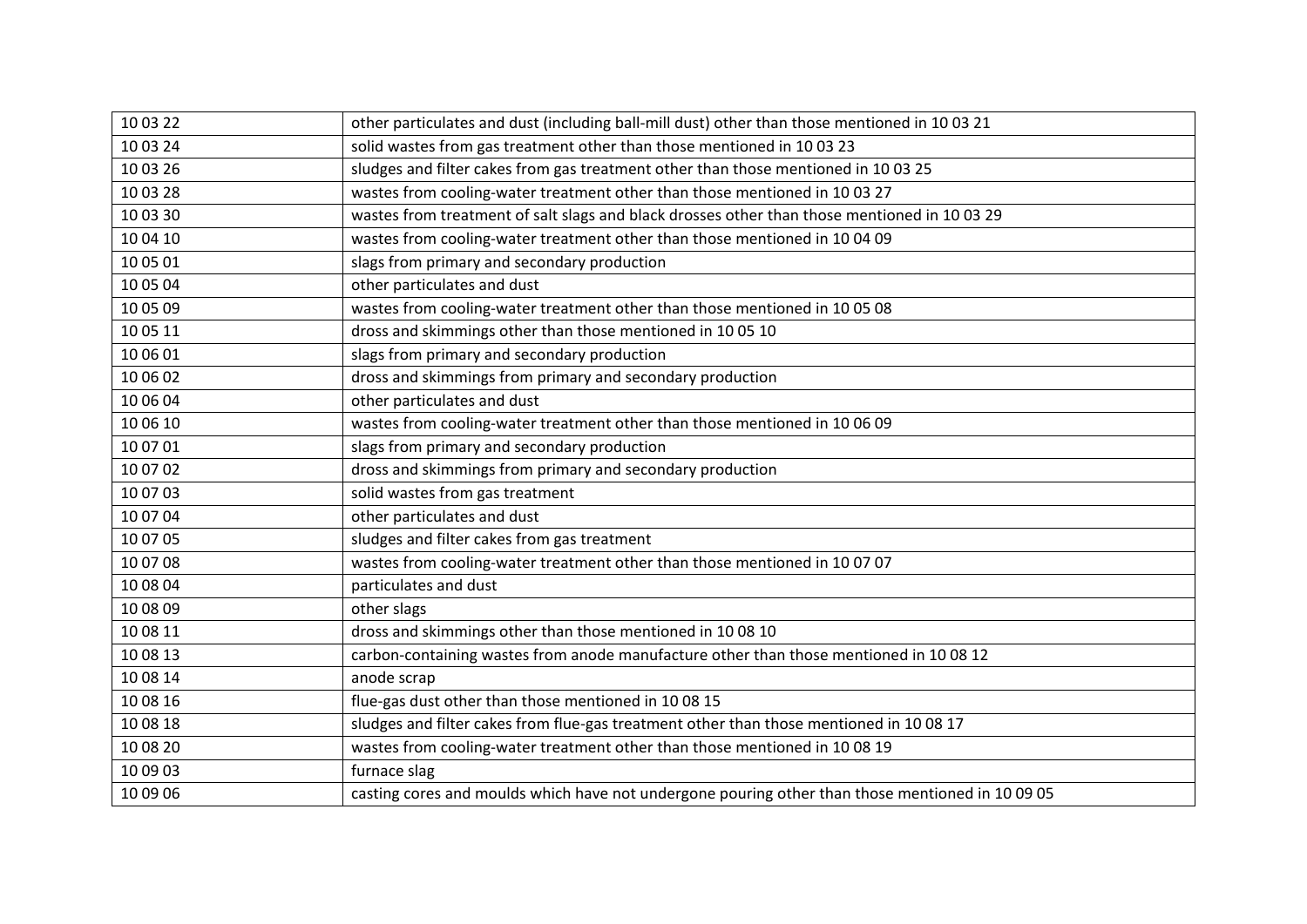| 10 03 22 | other particulates and dust (including ball-mill dust) other than those mentioned in 10 03 21 |
|---|---|
| 10 03 24 | solid wastes from gas treatment other than those mentioned in 10 03 23 |
| 10 03 26 | sludges and filter cakes from gas treatment other than those mentioned in 10 03 25 |
| 10 03 28 | wastes from cooling-water treatment other than those mentioned in 10 03 27 |
| 10 03 30 | wastes from treatment of salt slags and black drosses other than those mentioned in 10 03 29 |
| 10 04 10 | wastes from cooling-water treatment other than those mentioned in 10 04 09 |
| 10 05 01 | slags from primary and secondary production |
| 10 05 04 | other particulates and dust |
| 10 05 09 | wastes from cooling-water treatment other than those mentioned in 10 05 08 |
| 10 05 11 | dross and skimmings other than those mentioned in 10 05 10 |
| 10 06 01 | slags from primary and secondary production |
| 10 06 02 | dross and skimmings from primary and secondary production |
| 10 06 04 | other particulates and dust |
| 10 06 10 | wastes from cooling-water treatment other than those mentioned in 10 06 09 |
| 10 07 01 | slags from primary and secondary production |
| 10 07 02 | dross and skimmings from primary and secondary production |
| 10 07 03 | solid wastes from gas treatment |
| 10 07 04 | other particulates and dust |
| 10 07 05 | sludges and filter cakes from gas treatment |
| 10 07 08 | wastes from cooling-water treatment other than those mentioned in 10 07 07 |
| 10 08 04 | particulates and dust |
| 10 08 09 | other slags |
| 10 08 11 | dross and skimmings other than those mentioned in 10 08 10 |
| 10 08 13 | carbon-containing wastes from anode manufacture other than those mentioned in 10 08 12 |
| 10 08 14 | anode scrap |
| 10 08 16 | flue-gas dust other than those mentioned in 10 08 15 |
| 10 08 18 | sludges and filter cakes from flue-gas treatment other than those mentioned in 10 08 17 |
| 10 08 20 | wastes from cooling-water treatment other than those mentioned in 10 08 19 |
| 10 09 03 | furnace slag |
| 10 09 06 | casting cores and moulds which have not undergone pouring other than those mentioned in 10 09 05 |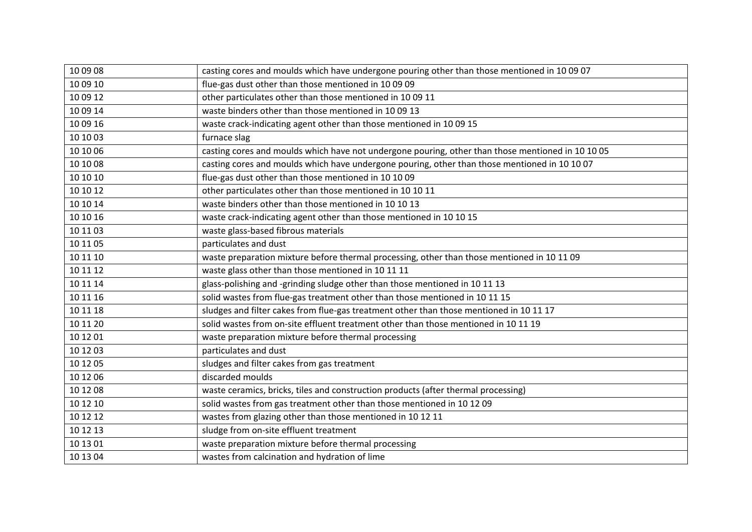| 10 09 08 | casting cores and moulds which have undergone pouring other than those mentioned in 10 09 07 |
|---|---|
| 10 09 10 | flue-gas dust other than those mentioned in 10 09 09 |
| 10 09 12 | other particulates other than those mentioned in 10 09 11 |
| 10 09 14 | waste binders other than those mentioned in 10 09 13 |
| 10 09 16 | waste crack-indicating agent other than those mentioned in 10 09 15 |
| 10 10 03 | furnace slag |
| 10 10 06 | casting cores and moulds which have not undergone pouring, other than those mentioned in 10 10 05 |
| 10 10 08 | casting cores and moulds which have undergone pouring, other than those mentioned in 10 10 07 |
| 10 10 10 | flue-gas dust other than those mentioned in 10 10 09 |
| 10 10 12 | other particulates other than those mentioned in 10 10 11 |
| 10 10 14 | waste binders other than those mentioned in 10 10 13 |
| 10 10 16 | waste crack-indicating agent other than those mentioned in 10 10 15 |
| 10 11 03 | waste glass-based fibrous materials |
| 10 11 05 | particulates and dust |
| 10 11 10 | waste preparation mixture before thermal processing, other than those mentioned in 10 11 09 |
| 10 11 12 | waste glass other than those mentioned in 10 11 11 |
| 10 11 14 | glass-polishing and -grinding sludge other than those mentioned in 10 11 13 |
| 10 11 16 | solid wastes from flue-gas treatment other than those mentioned in 10 11 15 |
| 10 11 18 | sludges and filter cakes from flue-gas treatment other than those mentioned in 10 11 17 |
| 10 11 20 | solid wastes from on-site effluent treatment other than those mentioned in 10 11 19 |
| 10 12 01 | waste preparation mixture before thermal processing |
| 10 12 03 | particulates and dust |
| 10 12 05 | sludges and filter cakes from gas treatment |
| 10 12 06 | discarded moulds |
| 10 12 08 | waste ceramics, bricks, tiles and construction products (after thermal processing) |
| 10 12 10 | solid wastes from gas treatment other than those mentioned in 10 12 09 |
| 10 12 12 | wastes from glazing other than those mentioned in 10 12 11 |
| 10 12 13 | sludge from on-site effluent treatment |
| 10 13 01 | waste preparation mixture before thermal processing |
| 10 13 04 | wastes from calcination and hydration of lime |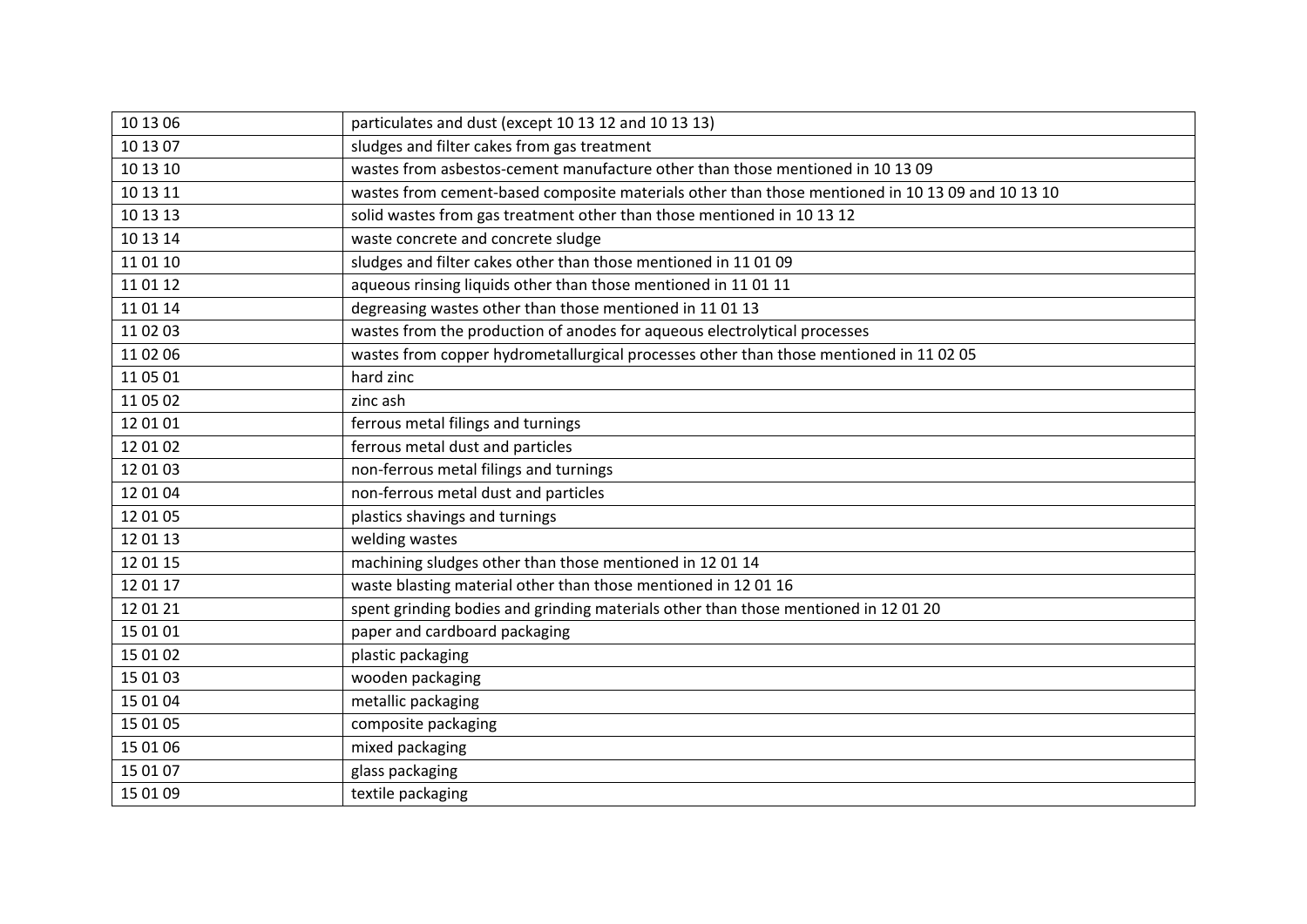| 10 13 06 | particulates and dust (except 10 13 12 and 10 13 13) |
|---|---|
| 10 13 07 | sludges and filter cakes from gas treatment |
| 10 13 10 | wastes from asbestos-cement manufacture other than those mentioned in 10 13 09 |
| 10 13 11 | wastes from cement-based composite materials other than those mentioned in 10 13 09 and 10 13 10 |
| 10 13 13 | solid wastes from gas treatment other than those mentioned in 10 13 12 |
| 10 13 14 | waste concrete and concrete sludge |
| 11 01 10 | sludges and filter cakes other than those mentioned in 11 01 09 |
| 11 01 12 | aqueous rinsing liquids other than those mentioned in 11 01 11 |
| 11 01 14 | degreasing wastes other than those mentioned in 11 01 13 |
| 11 02 03 | wastes from the production of anodes for aqueous electrolytical processes |
| 11 02 06 | wastes from copper hydrometallurgical processes other than those mentioned in 11 02 05 |
| 11 05 01 | hard zinc |
| 11 05 02 | zinc ash |
| 12 01 01 | ferrous metal filings and turnings |
| 12 01 02 | ferrous metal dust and particles |
| 12 01 03 | non-ferrous metal filings and turnings |
| 12 01 04 | non-ferrous metal dust and particles |
| 12 01 05 | plastics shavings and turnings |
| 12 01 13 | welding wastes |
| 12 01 15 | machining sludges other than those mentioned in 12 01 14 |
| 12 01 17 | waste blasting material other than those mentioned in 12 01 16 |
| 12 01 21 | spent grinding bodies and grinding materials other than those mentioned in 12 01 20 |
| 15 01 01 | paper and cardboard packaging |
| 15 01 02 | plastic packaging |
| 15 01 03 | wooden packaging |
| 15 01 04 | metallic packaging |
| 15 01 05 | composite packaging |
| 15 01 06 | mixed packaging |
| 15 01 07 | glass packaging |
| 15 01 09 | textile packaging |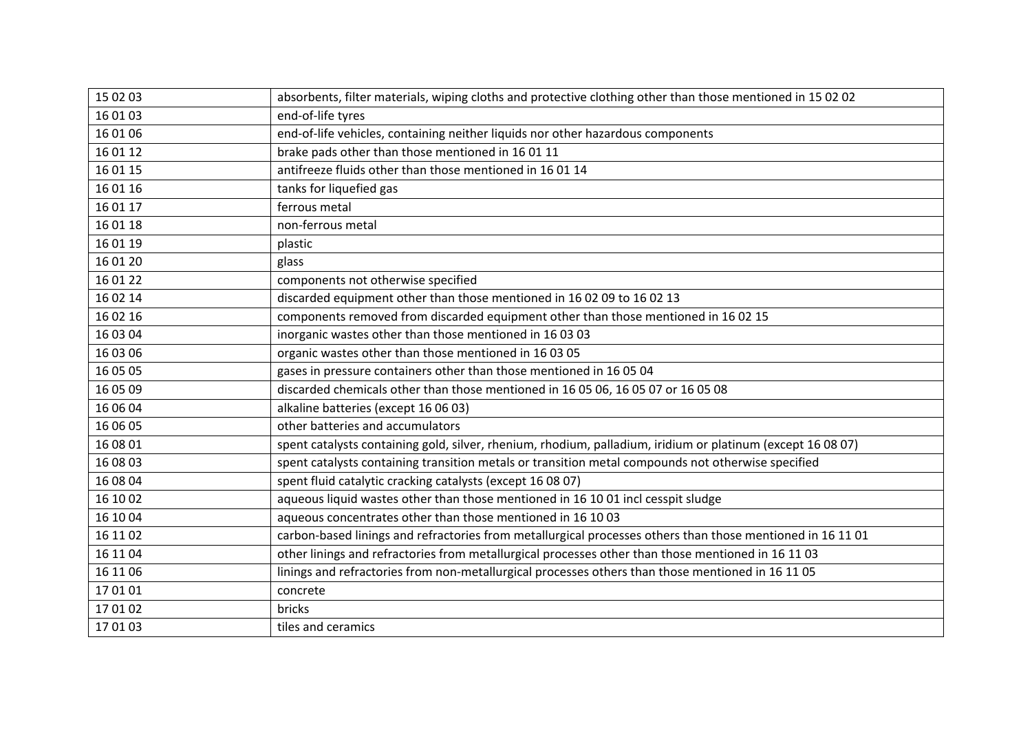| 15 02 03 | absorbents, filter materials, wiping cloths and protective clothing other than those mentioned in 15 02 02 |
|---|---|
| 16 01 03 | end-of-life tyres |
| 16 01 06 | end-of-life vehicles, containing neither liquids nor other hazardous components |
| 16 01 12 | brake pads other than those mentioned in 16 01 11 |
| 16 01 15 | antifreeze fluids other than those mentioned in 16 01 14 |
| 16 01 16 | tanks for liquefied gas |
| 16 01 17 | ferrous metal |
| 16 01 18 | non-ferrous metal |
| 16 01 19 | plastic |
| 16 01 20 | glass |
| 16 01 22 | components not otherwise specified |
| 16 02 14 | discarded equipment other than those mentioned in 16 02 09 to 16 02 13 |
| 16 02 16 | components removed from discarded equipment other than those mentioned in 16 02 15 |
| 16 03 04 | inorganic wastes other than those mentioned in 16 03 03 |
| 16 03 06 | organic wastes other than those mentioned in 16 03 05 |
| 16 05 05 | gases in pressure containers other than those mentioned in 16 05 04 |
| 16 05 09 | discarded chemicals other than those mentioned in 16 05 06, 16 05 07 or 16 05 08 |
| 16 06 04 | alkaline batteries (except 16 06 03) |
| 16 06 05 | other batteries and accumulators |
| 16 08 01 | spent catalysts containing gold, silver, rhenium, rhodium, palladium, iridium or platinum (except 16 08 07) |
| 16 08 03 | spent catalysts containing transition metals or transition metal compounds not otherwise specified |
| 16 08 04 | spent fluid catalytic cracking catalysts (except 16 08 07) |
| 16 10 02 | aqueous liquid wastes other than those mentioned in 16 10 01 incl cesspit sludge |
| 16 10 04 | aqueous concentrates other than those mentioned in 16 10 03 |
| 16 11 02 | carbon-based linings and refractories from metallurgical processes others than those mentioned in 16 11 01 |
| 16 11 04 | other linings and refractories from metallurgical processes other than those mentioned in 16 11 03 |
| 16 11 06 | linings and refractories from non-metallurgical processes others than those mentioned in 16 11 05 |
| 17 01 01 | concrete |
| 17 01 02 | bricks |
| 17 01 03 | tiles and ceramics |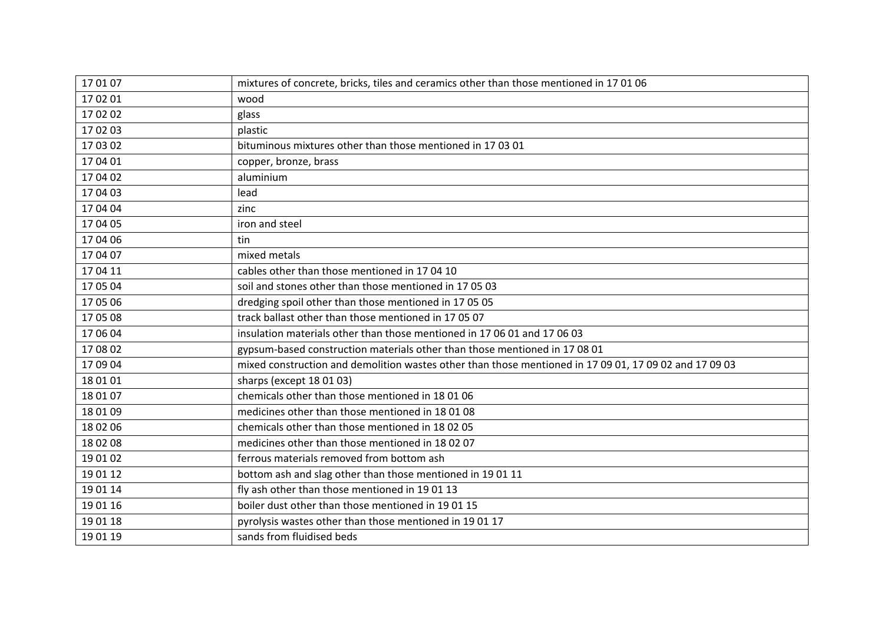| 17 01 07 | mixtures of concrete, bricks, tiles and ceramics other than those mentioned in 17 01 06 |
|---|---|
| 17 02 01 | wood |
| 17 02 02 | glass |
| 17 02 03 | plastic |
| 17 03 02 | bituminous mixtures other than those mentioned in 17 03 01 |
| 17 04 01 | copper, bronze, brass |
| 17 04 02 | aluminium |
| 17 04 03 | lead |
| 17 04 04 | zinc |
| 17 04 05 | iron and steel |
| 17 04 06 | tin |
| 17 04 07 | mixed metals |
| 17 04 11 | cables other than those mentioned in 17 04 10 |
| 17 05 04 | soil and stones other than those mentioned in 17 05 03 |
| 17 05 06 | dredging spoil other than those mentioned in 17 05 05 |
| 17 05 08 | track ballast other than those mentioned in 17 05 07 |
| 17 06 04 | insulation materials other than those mentioned in 17 06 01 and 17 06 03 |
| 17 08 02 | gypsum-based construction materials other than those mentioned in 17 08 01 |
| 17 09 04 | mixed construction and demolition wastes other than those mentioned in 17 09 01, 17 09 02 and 17 09 03 |
| 18 01 01 | sharps (except 18 01 03) |
| 18 01 07 | chemicals other than those mentioned in 18 01 06 |
| 18 01 09 | medicines other than those mentioned in 18 01 08 |
| 18 02 06 | chemicals other than those mentioned in 18 02 05 |
| 18 02 08 | medicines other than those mentioned in 18 02 07 |
| 19 01 02 | ferrous materials removed from bottom ash |
| 19 01 12 | bottom ash and slag other than those mentioned in 19 01 11 |
| 19 01 14 | fly ash other than those mentioned in 19 01 13 |
| 19 01 16 | boiler dust other than those mentioned in 19 01 15 |
| 19 01 18 | pyrolysis wastes other than those mentioned in 19 01 17 |
| 19 01 19 | sands from fluidised beds |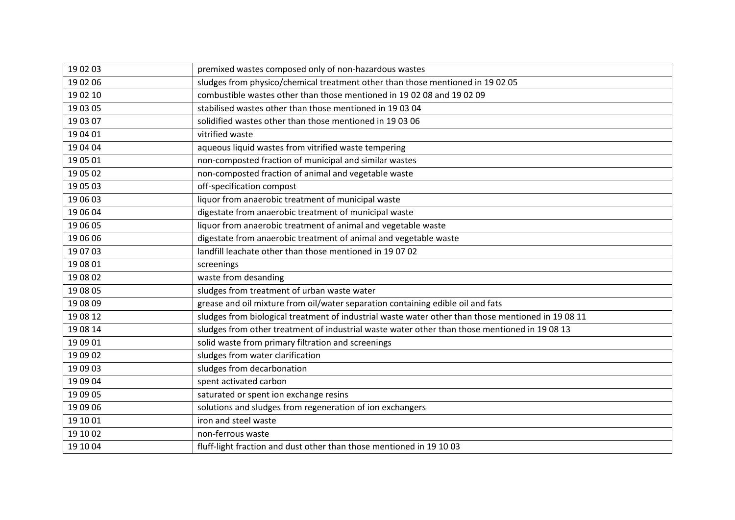| 19 02 03 | premixed wastes composed only of non-hazardous wastes |
|---|---|
| 19 02 06 | sludges from physico/chemical treatment other than those mentioned in 19 02 05 |
| 19 02 10 | combustible wastes other than those mentioned in 19 02 08 and 19 02 09 |
| 19 03 05 | stabilised wastes other than those mentioned in 19 03 04 |
| 19 03 07 | solidified wastes other than those mentioned in 19 03 06 |
| 19 04 01 | vitrified waste |
| 19 04 04 | aqueous liquid wastes from vitrified waste tempering |
| 19 05 01 | non-composted fraction of municipal and similar wastes |
| 19 05 02 | non-composted fraction of animal and vegetable waste |
| 19 05 03 | off-specification compost |
| 19 06 03 | liquor from anaerobic treatment of municipal waste |
| 19 06 04 | digestate from anaerobic treatment of municipal waste |
| 19 06 05 | liquor from anaerobic treatment of animal and vegetable waste |
| 19 06 06 | digestate from anaerobic treatment of animal and vegetable waste |
| 19 07 03 | landfill leachate other than those mentioned in 19 07 02 |
| 19 08 01 | screenings |
| 19 08 02 | waste from desanding |
| 19 08 05 | sludges from treatment of urban waste water |
| 19 08 09 | grease and oil mixture from oil/water separation containing edible oil and fats |
| 19 08 12 | sludges from biological treatment of industrial waste water other than those mentioned in 19 08 11 |
| 19 08 14 | sludges from other treatment of industrial waste water other than those mentioned in 19 08 13 |
| 19 09 01 | solid waste from primary filtration and screenings |
| 19 09 02 | sludges from water clarification |
| 19 09 03 | sludges from decarbonation |
| 19 09 04 | spent activated carbon |
| 19 09 05 | saturated or spent ion exchange resins |
| 19 09 06 | solutions and sludges from regeneration of ion exchangers |
| 19 10 01 | iron and steel waste |
| 19 10 02 | non-ferrous waste |
| 19 10 04 | fluff-light fraction and dust other than those mentioned in 19 10 03 |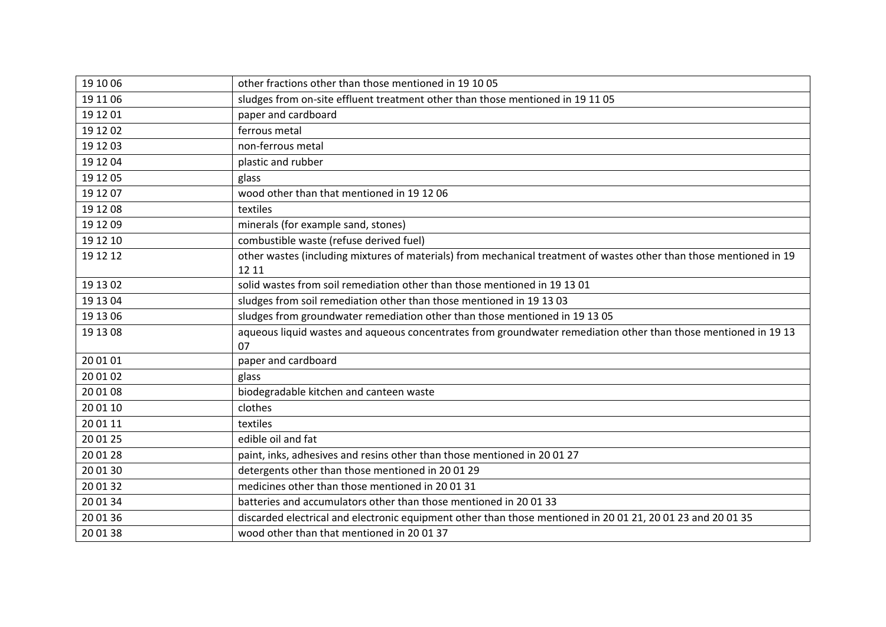| 19 10 06 | other fractions other than those mentioned in 19 10 05 |
|---|---|
| 19 11 06 | sludges from on-site effluent treatment other than those mentioned in 19 11 05 |
| 19 12 01 | paper and cardboard |
| 19 12 02 | ferrous metal |
| 19 12 03 | non-ferrous metal |
| 19 12 04 | plastic and rubber |
| 19 12 05 | glass |
| 19 12 07 | wood other than that mentioned in 19 12 06 |
| 19 12 08 | textiles |
| 19 12 09 | minerals (for example sand, stones) |
| 19 12 10 | combustible waste (refuse derived fuel) |
| 19 12 12 | other wastes (including mixtures of materials) from mechanical treatment of wastes other than those mentioned in 19 12 11 |
| 19 13 02 | solid wastes from soil remediation other than those mentioned in 19 13 01 |
| 19 13 04 | sludges from soil remediation other than those mentioned in 19 13 03 |
| 19 13 06 | sludges from groundwater remediation other than those mentioned in 19 13 05 |
| 19 13 08 | aqueous liquid wastes and aqueous concentrates from groundwater remediation other than those mentioned in 19 13 07 |
| 20 01 01 | paper and cardboard |
| 20 01 02 | glass |
| 20 01 08 | biodegradable kitchen and canteen waste |
| 20 01 10 | clothes |
| 20 01 11 | textiles |
| 20 01 25 | edible oil and fat |
| 20 01 28 | paint, inks, adhesives and resins other than those mentioned in 20 01 27 |
| 20 01 30 | detergents other than those mentioned in 20 01 29 |
| 20 01 32 | medicines other than those mentioned in 20 01 31 |
| 20 01 34 | batteries and accumulators other than those mentioned in 20 01 33 |
| 20 01 36 | discarded electrical and electronic equipment other than those mentioned in 20 01 21, 20 01 23 and 20 01 35 |
| 20 01 38 | wood other than that mentioned in 20 01 37 |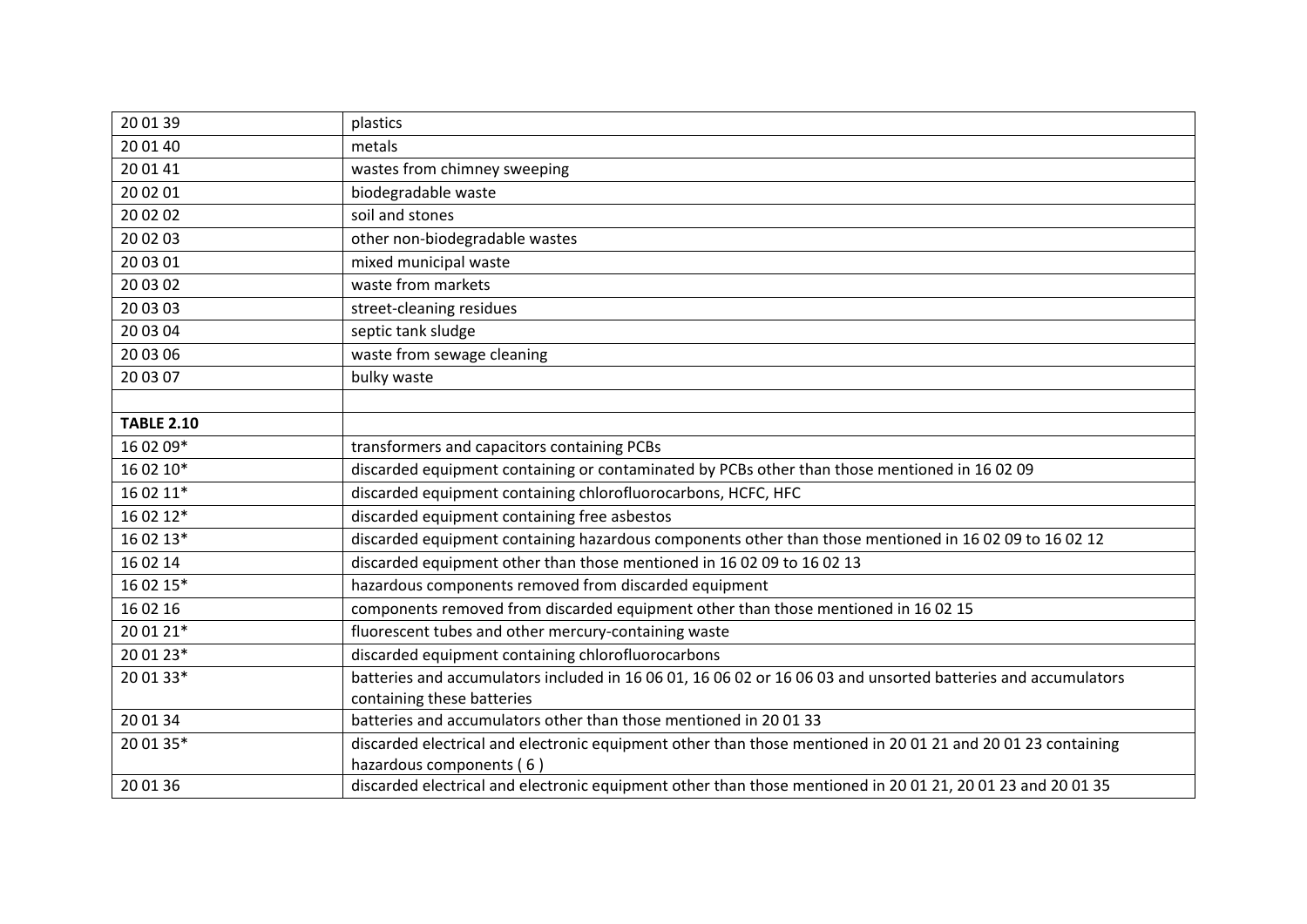| | |
|---|---|
| 20 01 39 | plastics |
| 20 01 40 | metals |
| 20 01 41 | wastes from chimney sweeping |
| 20 02 01 | biodegradable waste |
| 20 02 02 | soil and stones |
| 20 02 03 | other non-biodegradable wastes |
| 20 03 01 | mixed municipal waste |
| 20 03 02 | waste from markets |
| 20 03 03 | street-cleaning residues |
| 20 03 04 | septic tank sludge |
| 20 03 06 | waste from sewage cleaning |
| 20 03 07 | bulky waste |
| | |
| **TABLE 2.10** | |
| 16 02 09* | transformers and capacitors containing PCBs |
| 16 02 10* | discarded equipment containing or contaminated by PCBs other than those mentioned in 16 02 09 |
| 16 02 11* | discarded equipment containing chlorofluorocarbons, HCFC, HFC |
| 16 02 12* | discarded equipment containing free asbestos |
| 16 02 13* | discarded equipment containing hazardous components other than those mentioned in 16 02 09 to 16 02 12 |
| 16 02 14 | discarded equipment other than those mentioned in 16 02 09 to 16 02 13 |
| 16 02 15* | hazardous components removed from discarded equipment |
| 16 02 16 | components removed from discarded equipment other than those mentioned in 16 02 15 |
| 20 01 21* | fluorescent tubes and other mercury-containing waste |
| 20 01 23* | discarded equipment containing chlorofluorocarbons |
| 20 01 33* | batteries and accumulators included in 16 06 01, 16 06 02 or 16 06 03 and unsorted batteries and accumulators containing these batteries |
| 20 01 34 | batteries and accumulators other than those mentioned in 20 01 33 |
| 20 01 35* | discarded electrical and electronic equipment other than those mentioned in 20 01 21 and 20 01 23 containing hazardous components ( 6 ) |
| 20 01 36 | discarded electrical and electronic equipment other than those mentioned in 20 01 21, 20 01 23 and 20 01 35 |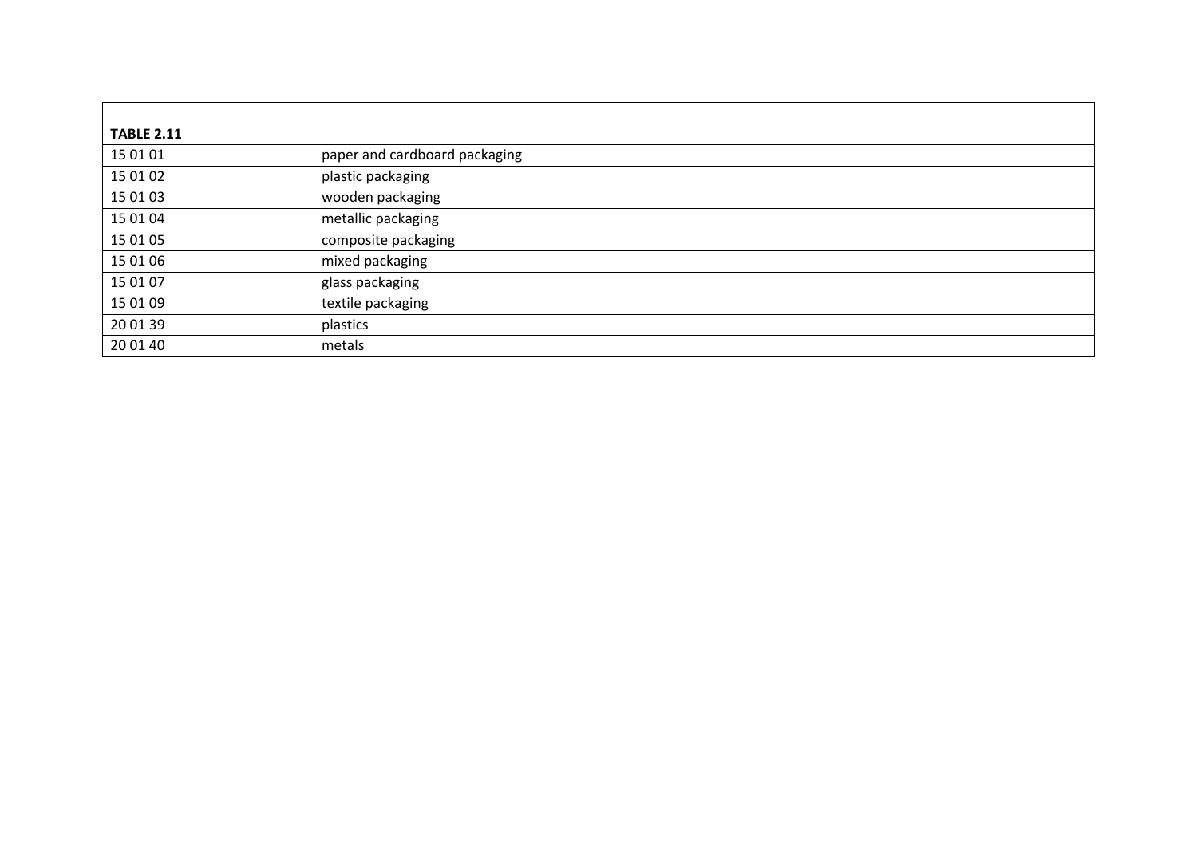| | |
|---|---|
| **TABLE 2.11** | |
| 15 01 01 | paper and cardboard packaging |
| 15 01 02 | plastic packaging |
| 15 01 03 | wooden packaging |
| 15 01 04 | metallic packaging |
| 15 01 05 | composite packaging |
| 15 01 06 | mixed packaging |
| 15 01 07 | glass packaging |
| 15 01 09 | textile packaging |
| 20 01 39 | plastics |
| 20 01 40 | metals |